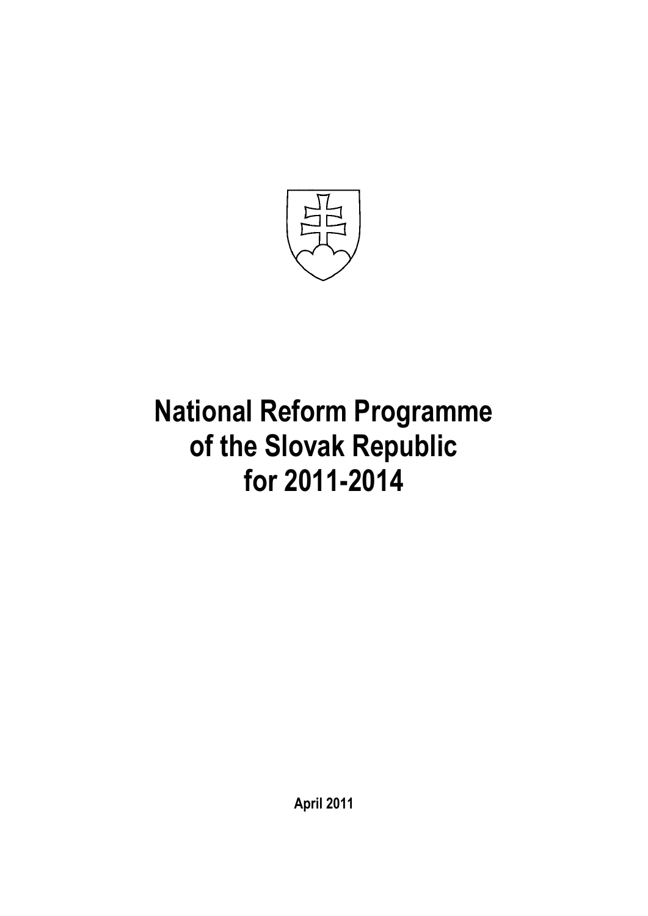# National Reform Programme of the Slovak Republic for 2011-2014

**April 2011**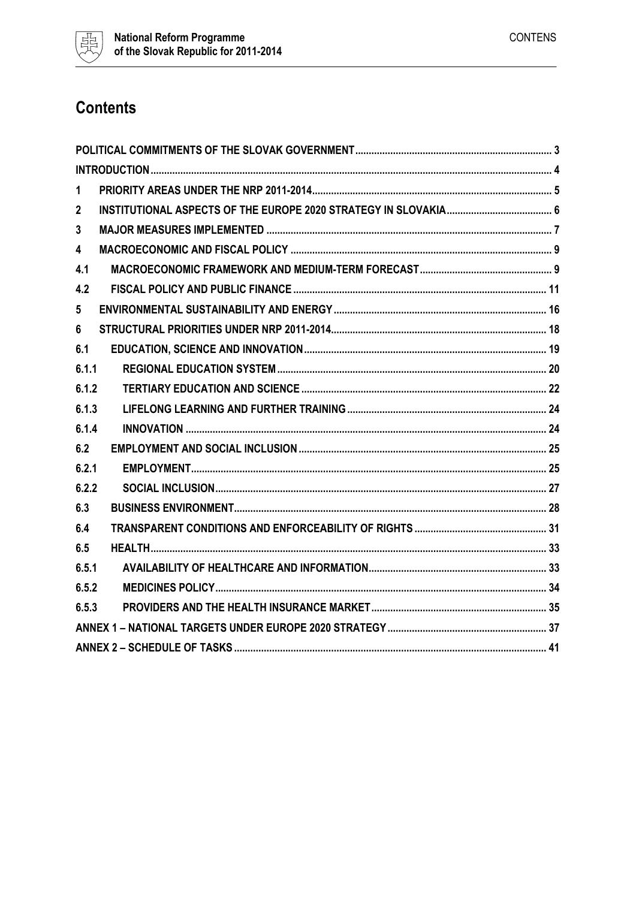# Contents

| | | |
|---|---|---|
| POLITICAL COMMITMENTS OF THE SLOVAK GOVERNMENT | | 3 |
| INTRODUCTION | | 4 |
| 1 | PRIORITY AREAS UNDER THE NRP 2011-2014 | 5 |
| 2 | INSTITUTIONAL ASPECTS OF THE EUROPE 2020 STRATEGY IN SLOVAKIA | 6 |
| 3 | MAJOR MEASURES IMPLEMENTED | 7 |
| 4 | MACROECONOMIC AND FISCAL POLICY | 9 |
| 4.1 | MACROECONOMIC FRAMEWORK AND MEDIUM-TERM FORECAST | 9 |
| 4.2 | FISCAL POLICY AND PUBLIC FINANCE | 11 |
| 5 | ENVIRONMENTAL SUSTAINABILITY AND ENERGY | 16 |
| 6 | STRUCTURAL PRIORITIES UNDER NRP 2011-2014 | 18 |
| 6.1 | EDUCATION, SCIENCE AND INNOVATION | 19 |
| 6.1.1 | REGIONAL EDUCATION SYSTEM | 20 |
| 6.1.2 | TERTIARY EDUCATION AND SCIENCE | 22 |
| 6.1.3 | LIFELONG LEARNING AND FURTHER TRAINING | 24 |
| 6.1.4 | INNOVATION | 24 |
| 6.2 | EMPLOYMENT AND SOCIAL INCLUSION | 25 |
| 6.2.1 | EMPLOYMENT | 25 |
| 6.2.2 | SOCIAL INCLUSION | 27 |
| 6.3 | BUSINESS ENVIRONMENT | 28 |
| 6.4 | TRANSPARENT CONDITIONS AND ENFORCEABILITY OF RIGHTS | 31 |
| 6.5 | HEALTH | 33 |
| 6.5.1 | AVAILABILITY OF HEALTHCARE AND INFORMATION | 33 |
| 6.5.2 | MEDICINES POLICY | 34 |
| 6.5.3 | PROVIDERS AND THE HEALTH INSURANCE MARKET | 35 |
| ANNEX 1 – NATIONAL TARGETS UNDER EUROPE 2020 STRATEGY | | 37 |
| ANNEX 2 – SCHEDULE OF TASKS | | 41 |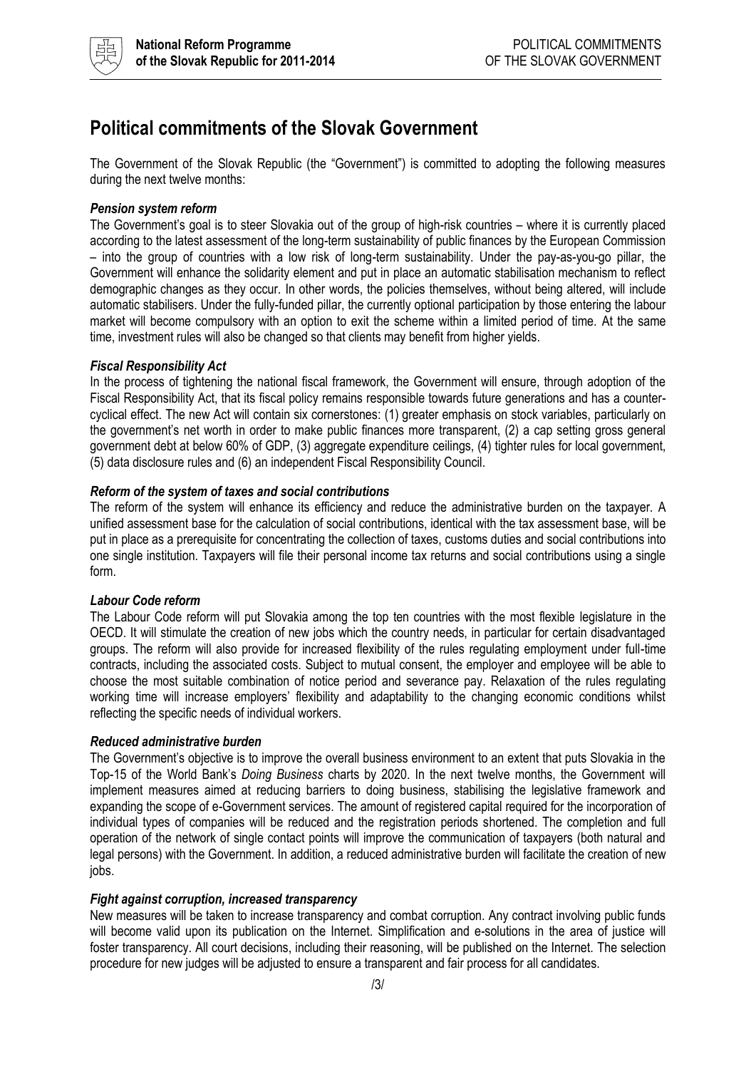# Political commitments of the Slovak Government

The Government of the Slovak Republic (the "Government") is committed to adopting the following measures during the next twelve months:

***Pension system reform***

The Government's goal is to steer Slovakia out of the group of high-risk countries – where it is currently placed according to the latest assessment of the long-term sustainability of public finances by the European Commission – into the group of countries with a low risk of long-term sustainability. Under the pay-as-you-go pillar, the Government will enhance the solidarity element and put in place an automatic stabilisation mechanism to reflect demographic changes as they occur. In other words, the policies themselves, without being altered, will include automatic stabilisers. Under the fully-funded pillar, the currently optional participation by those entering the labour market will become compulsory with an option to exit the scheme within a limited period of time. At the same time, investment rules will also be changed so that clients may benefit from higher yields.

***Fiscal Responsibility Act***

In the process of tightening the national fiscal framework, the Government will ensure, through adoption of the Fiscal Responsibility Act, that its fiscal policy remains responsible towards future generations and has a counter-cyclical effect. The new Act will contain six cornerstones: (1) greater emphasis on stock variables, particularly on the government's net worth in order to make public finances more transparent, (2) a cap setting gross general government debt at below 60% of GDP, (3) aggregate expenditure ceilings, (4) tighter rules for local government, (5) data disclosure rules and (6) an independent Fiscal Responsibility Council.

***Reform of the system of taxes and social contributions***

The reform of the system will enhance its efficiency and reduce the administrative burden on the taxpayer. A unified assessment base for the calculation of social contributions, identical with the tax assessment base, will be put in place as a prerequisite for concentrating the collection of taxes, customs duties and social contributions into one single institution. Taxpayers will file their personal income tax returns and social contributions using a single form.

***Labour Code reform***

The Labour Code reform will put Slovakia among the top ten countries with the most flexible legislature in the OECD. It will stimulate the creation of new jobs which the country needs, in particular for certain disadvantaged groups. The reform will also provide for increased flexibility of the rules regulating employment under full-time contracts, including the associated costs. Subject to mutual consent, the employer and employee will be able to choose the most suitable combination of notice period and severance pay. Relaxation of the rules regulating working time will increase employers' flexibility and adaptability to the changing economic conditions whilst reflecting the specific needs of individual workers.

***Reduced administrative burden***

The Government's objective is to improve the overall business environment to an extent that puts Slovakia in the Top-15 of the World Bank's *Doing Business* charts by 2020. In the next twelve months, the Government will implement measures aimed at reducing barriers to doing business, stabilising the legislative framework and expanding the scope of e-Government services. The amount of registered capital required for the incorporation of individual types of companies will be reduced and the registration periods shortened. The completion and full operation of the network of single contact points will improve the communication of taxpayers (both natural and legal persons) with the Government. In addition, a reduced administrative burden will facilitate the creation of new jobs.

***Fight against corruption, increased transparency***

New measures will be taken to increase transparency and combat corruption. Any contract involving public funds will become valid upon its publication on the Internet. Simplification and e-solutions in the area of justice will foster transparency. All court decisions, including their reasoning, will be published on the Internet. The selection procedure for new judges will be adjusted to ensure a transparent and fair process for all candidates.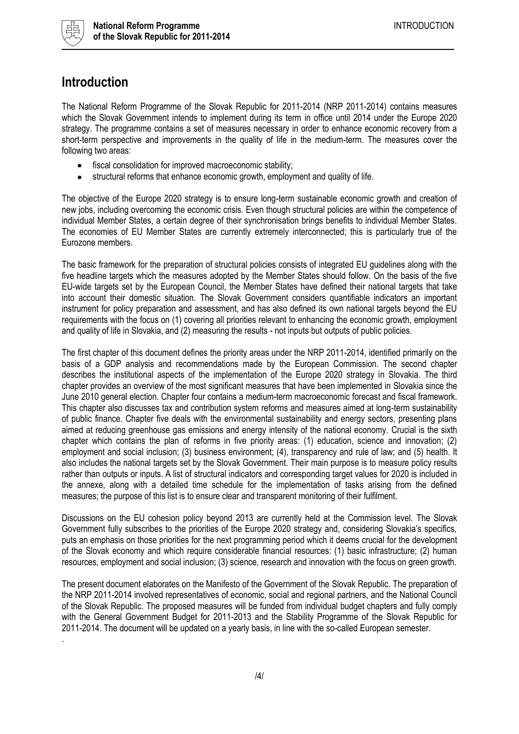# Introduction

The National Reform Programme of the Slovak Republic for 2011-2014 (NRP 2011-2014) contains measures which the Slovak Government intends to implement during its term in office until 2014 under the Europe 2020 strategy. The programme contains a set of measures necessary in order to enhance economic recovery from a short-term perspective and improvements in the quality of life in the medium-term. The measures cover the following two areas:

- fiscal consolidation for improved macroeconomic stability;
- structural reforms that enhance economic growth, employment and quality of life.

The objective of the Europe 2020 strategy is to ensure long-term sustainable economic growth and creation of new jobs, including overcoming the economic crisis. Even though structural policies are within the competence of individual Member States, a certain degree of their synchronisation brings benefits to individual Member States. The economies of EU Member States are currently extremely interconnected; this is particularly true of the Eurozone members.

The basic framework for the preparation of structural policies consists of integrated EU guidelines along with the five headline targets which the measures adopted by the Member States should follow. On the basis of the five EU-wide targets set by the European Council, the Member States have defined their national targets that take into account their domestic situation. The Slovak Government considers quantifiable indicators an important instrument for policy preparation and assessment, and has also defined its own national targets beyond the EU requirements with the focus on (1) covering all priorities relevant to enhancing the economic growth, employment and quality of life in Slovakia, and (2) measuring the results - not inputs but outputs of public policies.

The first chapter of this document defines the priority areas under the NRP 2011-2014, identified primarily on the basis of a GDP analysis and recommendations made by the European Commission. The second chapter describes the institutional aspects of the implementation of the Europe 2020 strategy in Slovakia. The third chapter provides an overview of the most significant measures that have been implemented in Slovakia since the June 2010 general election. Chapter four contains a medium-term macroeconomic forecast and fiscal framework. This chapter also discusses tax and contribution system reforms and measures aimed at long-term sustainability of public finance. Chapter five deals with the environmental sustainability and energy sectors, presenting plans aimed at reducing greenhouse gas emissions and energy intensity of the national economy. Crucial is the sixth chapter which contains the plan of reforms in five priority areas: (1) education, science and innovation; (2) employment and social inclusion; (3) business environment; (4), transparency and rule of law; and (5) health. It also includes the national targets set by the Slovak Government. Their main purpose is to measure policy results rather than outputs or inputs. A list of structural indicators and corresponding target values for 2020 is included in the annexe, along with a detailed time schedule for the implementation of tasks arising from the defined measures; the purpose of this list is to ensure clear and transparent monitoring of their fulfilment.

Discussions on the EU cohesion policy beyond 2013 are currently held at the Commission level. The Slovak Government fully subscribes to the priorities of the Europe 2020 strategy and, considering Slovakia's specifics, puts an emphasis on those priorities for the next programming period which it deems crucial for the development of the Slovak economy and which require considerable financial resources: (1) basic infrastructure; (2) human resources, employment and social inclusion; (3) science, research and innovation with the focus on green growth.

The present document elaborates on the Manifesto of the Government of the Slovak Republic. The preparation of the NRP 2011-2014 involved representatives of economic, social and regional partners, and the National Council of the Slovak Republic. The proposed measures will be funded from individual budget chapters and fully comply with the General Government Budget for 2011-2013 and the Stability Programme of the Slovak Republic for 2011-2014. The document will be updated on a yearly basis, in line with the so-called European semester.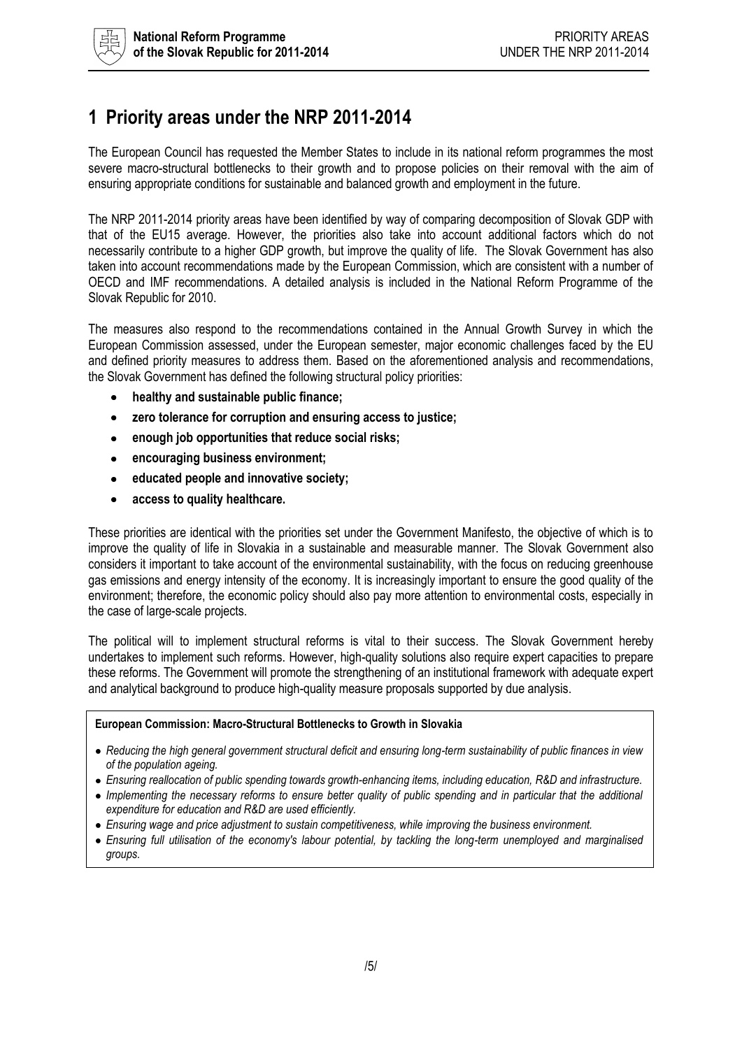# 1 Priority areas under the NRP 2011-2014

The European Council has requested the Member States to include in its national reform programmes the most severe macro-structural bottlenecks to their growth and to propose policies on their removal with the aim of ensuring appropriate conditions for sustainable and balanced growth and employment in the future.

The NRP 2011-2014 priority areas have been identified by way of comparing decomposition of Slovak GDP with that of the EU15 average. However, the priorities also take into account additional factors which do not necessarily contribute to a higher GDP growth, but improve the quality of life. The Slovak Government has also taken into account recommendations made by the European Commission, which are consistent with a number of OECD and IMF recommendations. A detailed analysis is included in the National Reform Programme of the Slovak Republic for 2010.

The measures also respond to the recommendations contained in the Annual Growth Survey in which the European Commission assessed, under the European semester, major economic challenges faced by the EU and defined priority measures to address them. Based on the aforementioned analysis and recommendations, the Slovak Government has defined the following structural policy priorities:

- **healthy and sustainable public finance;**
- **zero tolerance for corruption and ensuring access to justice;**
- **enough job opportunities that reduce social risks;**
- **encouraging business environment;**
- **educated people and innovative society;**
- **access to quality healthcare.**

These priorities are identical with the priorities set under the Government Manifesto, the objective of which is to improve the quality of life in Slovakia in a sustainable and measurable manner. The Slovak Government also considers it important to take account of the environmental sustainability, with the focus on reducing greenhouse gas emissions and energy intensity of the economy. It is increasingly important to ensure the good quality of the environment; therefore, the economic policy should also pay more attention to environmental costs, especially in the case of large-scale projects.

The political will to implement structural reforms is vital to their success. The Slovak Government hereby undertakes to implement such reforms. However, high-quality solutions also require expert capacities to prepare these reforms. The Government will promote the strengthening of an institutional framework with adequate expert and analytical background to produce high-quality measure proposals supported by due analysis.

**European Commission: Macro-Structural Bottlenecks to Growth in Slovakia**

- *Reducing the high general government structural deficit and ensuring long-term sustainability of public finances in view of the population ageing.*
- *Ensuring reallocation of public spending towards growth-enhancing items, including education, R&D and infrastructure.*
- *Implementing the necessary reforms to ensure better quality of public spending and in particular that the additional expenditure for education and R&D are used efficiently.*
- *Ensuring wage and price adjustment to sustain competitiveness, while improving the business environment.*
- *Ensuring full utilisation of the economy's labour potential, by tackling the long-term unemployed and marginalised groups.*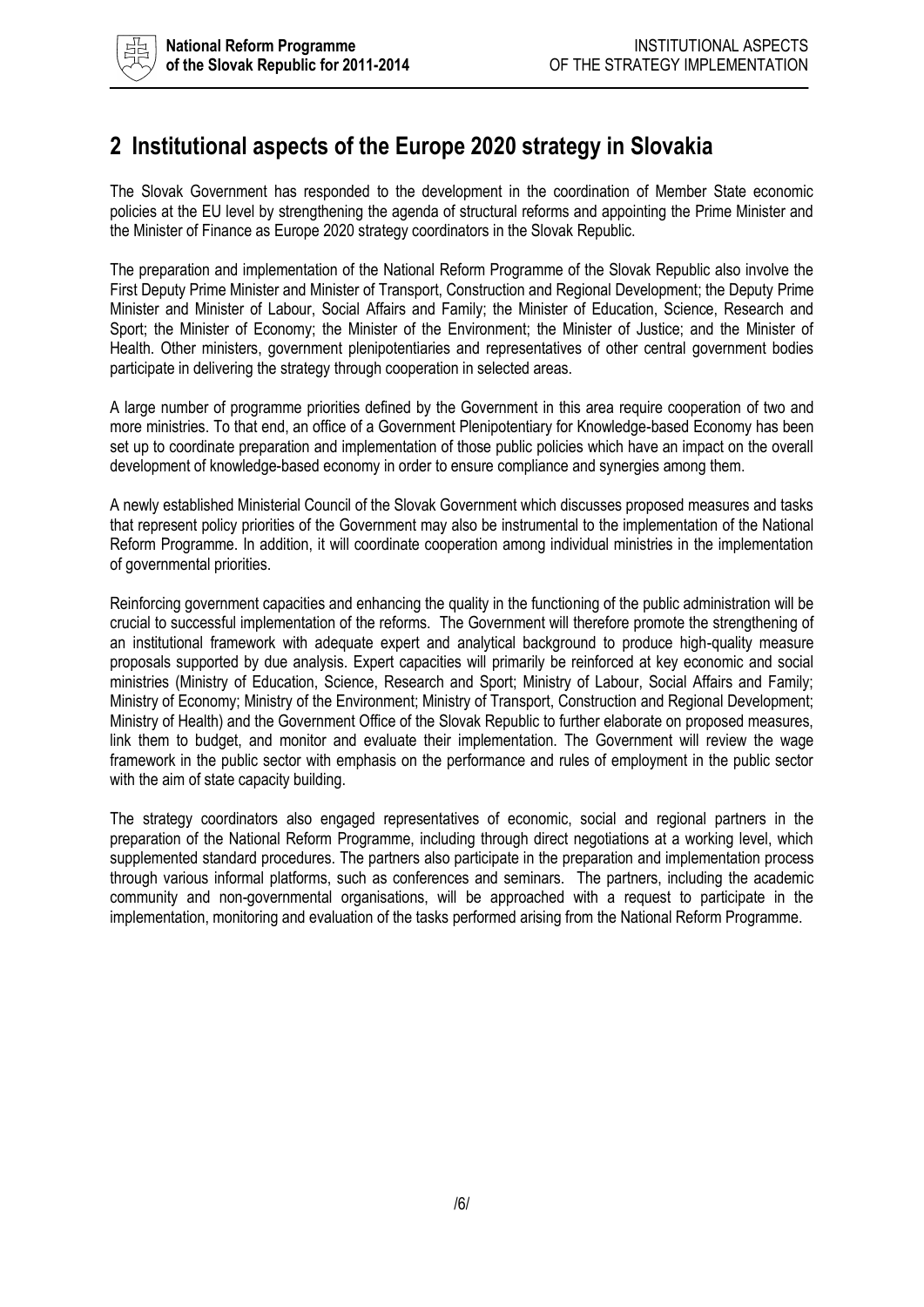## 2 Institutional aspects of the Europe 2020 strategy in Slovakia

The Slovak Government has responded to the development in the coordination of Member State economic policies at the EU level by strengthening the agenda of structural reforms and appointing the Prime Minister and the Minister of Finance as Europe 2020 strategy coordinators in the Slovak Republic.

The preparation and implementation of the National Reform Programme of the Slovak Republic also involve the First Deputy Prime Minister and Minister of Transport, Construction and Regional Development; the Deputy Prime Minister and Minister of Labour, Social Affairs and Family; the Minister of Education, Science, Research and Sport; the Minister of Economy; the Minister of the Environment; the Minister of Justice; and the Minister of Health. Other ministers, government plenipotentiaries and representatives of other central government bodies participate in delivering the strategy through cooperation in selected areas.

A large number of programme priorities defined by the Government in this area require cooperation of two and more ministries. To that end, an office of a Government Plenipotentiary for Knowledge-based Economy has been set up to coordinate preparation and implementation of those public policies which have an impact on the overall development of knowledge-based economy in order to ensure compliance and synergies among them.

A newly established Ministerial Council of the Slovak Government which discusses proposed measures and tasks that represent policy priorities of the Government may also be instrumental to the implementation of the National Reform Programme. In addition, it will coordinate cooperation among individual ministries in the implementation of governmental priorities.

Reinforcing government capacities and enhancing the quality in the functioning of the public administration will be crucial to successful implementation of the reforms. The Government will therefore promote the strengthening of an institutional framework with adequate expert and analytical background to produce high-quality measure proposals supported by due analysis. Expert capacities will primarily be reinforced at key economic and social ministries (Ministry of Education, Science, Research and Sport; Ministry of Labour, Social Affairs and Family; Ministry of Economy; Ministry of the Environment; Ministry of Transport, Construction and Regional Development; Ministry of Health) and the Government Office of the Slovak Republic to further elaborate on proposed measures, link them to budget, and monitor and evaluate their implementation. The Government will review the wage framework in the public sector with emphasis on the performance and rules of employment in the public sector with the aim of state capacity building.

The strategy coordinators also engaged representatives of economic, social and regional partners in the preparation of the National Reform Programme, including through direct negotiations at a working level, which supplemented standard procedures. The partners also participate in the preparation and implementation process through various informal platforms, such as conferences and seminars. The partners, including the academic community and non-governmental organisations, will be approached with a request to participate in the implementation, monitoring and evaluation of the tasks performed arising from the National Reform Programme.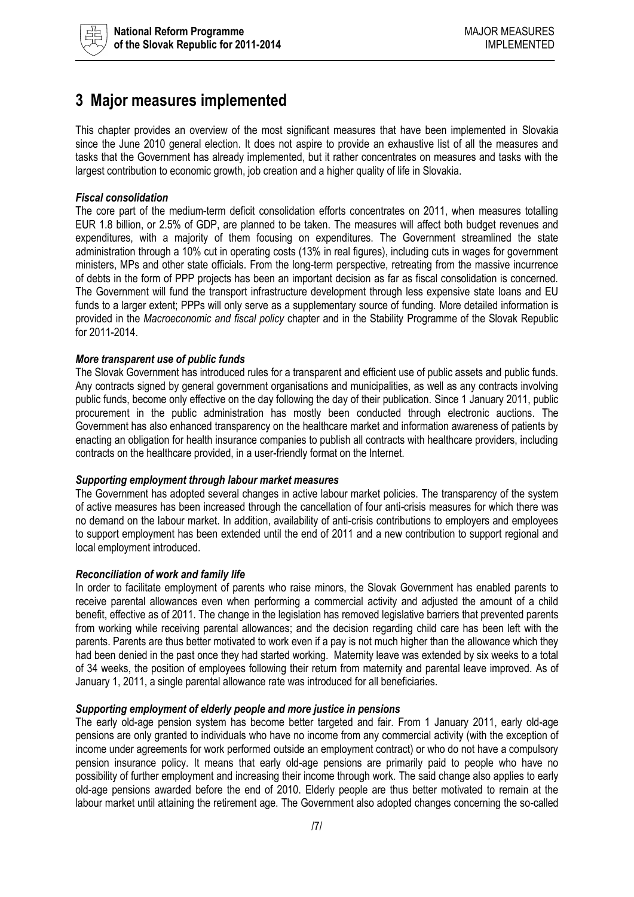# 3 Major measures implemented

This chapter provides an overview of the most significant measures that have been implemented in Slovakia since the June 2010 general election. It does not aspire to provide an exhaustive list of all the measures and tasks that the Government has already implemented, but it rather concentrates on measures and tasks with the largest contribution to economic growth, job creation and a higher quality of life in Slovakia.

### *Fiscal consolidation*

The core part of the medium-term deficit consolidation efforts concentrates on 2011, when measures totalling EUR 1.8 billion, or 2.5% of GDP, are planned to be taken. The measures will affect both budget revenues and expenditures, with a majority of them focusing on expenditures. The Government streamlined the state administration through a 10% cut in operating costs (13% in real figures), including cuts in wages for government ministers, MPs and other state officials. From the long-term perspective, retreating from the massive incurrence of debts in the form of PPP projects has been an important decision as far as fiscal consolidation is concerned. The Government will fund the transport infrastructure development through less expensive state loans and EU funds to a larger extent; PPPs will only serve as a supplementary source of funding. More detailed information is provided in the *Macroeconomic and fiscal policy* chapter and in the Stability Programme of the Slovak Republic for 2011-2014.

### *More transparent use of public funds*

The Slovak Government has introduced rules for a transparent and efficient use of public assets and public funds. Any contracts signed by general government organisations and municipalities, as well as any contracts involving public funds, become only effective on the day following the day of their publication. Since 1 January 2011, public procurement in the public administration has mostly been conducted through electronic auctions. The Government has also enhanced transparency on the healthcare market and information awareness of patients by enacting an obligation for health insurance companies to publish all contracts with healthcare providers, including contracts on the healthcare provided, in a user-friendly format on the Internet.

### *Supporting employment through labour market measures*

The Government has adopted several changes in active labour market policies. The transparency of the system of active measures has been increased through the cancellation of four anti-crisis measures for which there was no demand on the labour market. In addition, availability of anti-crisis contributions to employers and employees to support employment has been extended until the end of 2011 and a new contribution to support regional and local employment introduced.

### *Reconciliation of work and family life*

In order to facilitate employment of parents who raise minors, the Slovak Government has enabled parents to receive parental allowances even when performing a commercial activity and adjusted the amount of a child benefit, effective as of 2011. The change in the legislation has removed legislative barriers that prevented parents from working while receiving parental allowances; and the decision regarding child care has been left with the parents. Parents are thus better motivated to work even if a pay is not much higher than the allowance which they had been denied in the past once they had started working. Maternity leave was extended by six weeks to a total of 34 weeks, the position of employees following their return from maternity and parental leave improved. As of January 1, 2011, a single parental allowance rate was introduced for all beneficiaries.

### *Supporting employment of elderly people and more justice in pensions*

The early old-age pension system has become better targeted and fair. From 1 January 2011, early old-age pensions are only granted to individuals who have no income from any commercial activity (with the exception of income under agreements for work performed outside an employment contract) or who do not have a compulsory pension insurance policy. It means that early old-age pensions are primarily paid to people who have no possibility of further employment and increasing their income through work. The said change also applies to early old-age pensions awarded before the end of 2010. Elderly people are thus better motivated to remain at the labour market until attaining the retirement age. The Government also adopted changes concerning the so-called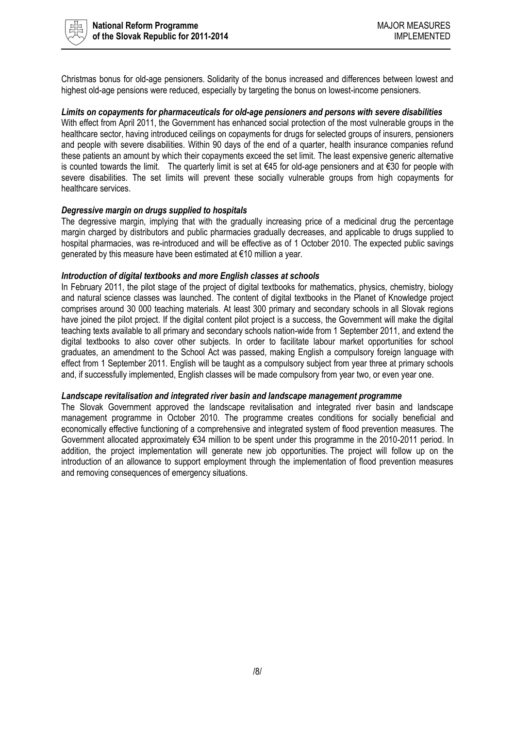Christmas bonus for old-age pensioners. Solidarity of the bonus increased and differences between lowest and highest old-age pensions were reduced, especially by targeting the bonus on lowest-income pensioners.

***Limits on copayments for pharmaceuticals for old-age pensioners and persons with severe disabilities***

With effect from April 2011, the Government has enhanced social protection of the most vulnerable groups in the healthcare sector, having introduced ceilings on copayments for drugs for selected groups of insurers, pensioners and people with severe disabilities. Within 90 days of the end of a quarter, health insurance companies refund these patients an amount by which their copayments exceed the set limit. The least expensive generic alternative is counted towards the limit. The quarterly limit is set at €45 for old-age pensioners and at €30 for people with severe disabilities. The set limits will prevent these socially vulnerable groups from high copayments for healthcare services.

***Degressive margin on drugs supplied to hospitals***

The degressive margin, implying that with the gradually increasing price of a medicinal drug the percentage margin charged by distributors and public pharmacies gradually decreases, and applicable to drugs supplied to hospital pharmacies, was re-introduced and will be effective as of 1 October 2010. The expected public savings generated by this measure have been estimated at €10 million a year.

***Introduction of digital textbooks and more English classes at schools***

In February 2011, the pilot stage of the project of digital textbooks for mathematics, physics, chemistry, biology and natural science classes was launched. The content of digital textbooks in the Planet of Knowledge project comprises around 30 000 teaching materials. At least 300 primary and secondary schools in all Slovak regions have joined the pilot project. If the digital content pilot project is a success, the Government will make the digital teaching texts available to all primary and secondary schools nation-wide from 1 September 2011, and extend the digital textbooks to also cover other subjects. In order to facilitate labour market opportunities for school graduates, an amendment to the School Act was passed, making English a compulsory foreign language with effect from 1 September 2011. English will be taught as a compulsory subject from year three at primary schools and, if successfully implemented, English classes will be made compulsory from year two, or even year one.

***Landscape revitalisation and integrated river basin and landscape management programme***

The Slovak Government approved the landscape revitalisation and integrated river basin and landscape management programme in October 2010. The programme creates conditions for socially beneficial and economically effective functioning of a comprehensive and integrated system of flood prevention measures. The Government allocated approximately €34 million to be spent under this programme in the 2010-2011 period. In addition, the project implementation will generate new job opportunities. The project will follow up on the introduction of an allowance to support employment through the implementation of flood prevention measures and removing consequences of emergency situations.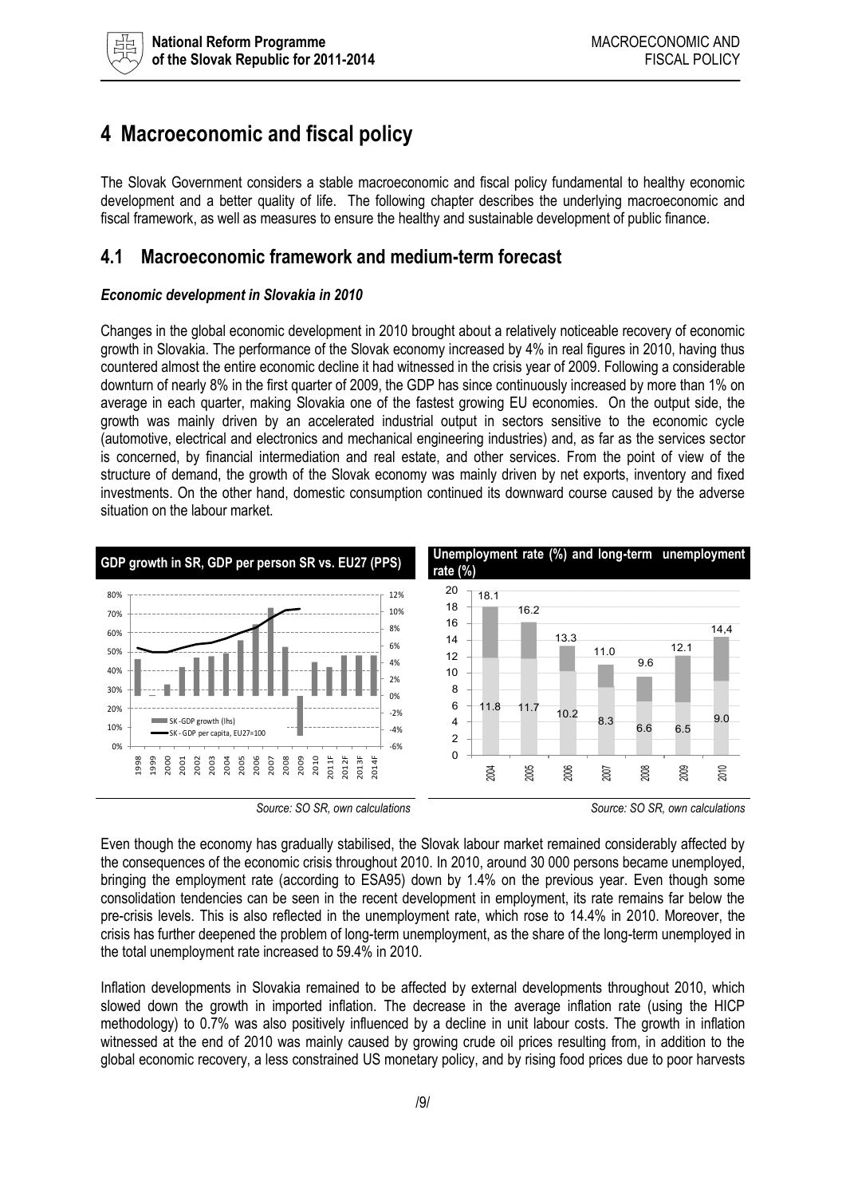# 4 Macroeconomic and fiscal policy

The Slovak Government considers a stable macroeconomic and fiscal policy fundamental to healthy economic development and a better quality of life. The following chapter describes the underlying macroeconomic and fiscal framework, as well as measures to ensure the healthy and sustainable development of public finance.

## 4.1 Macroeconomic framework and medium-term forecast

### *Economic development in Slovakia in 2010*

Changes in the global economic development in 2010 brought about a relatively noticeable recovery of economic growth in Slovakia. The performance of the Slovak economy increased by 4% in real figures in 2010, having thus countered almost the entire economic decline it had witnessed in the crisis year of 2009. Following a considerable downturn of nearly 8% in the first quarter of 2009, the GDP has since continuously increased by more than 1% on average in each quarter, making Slovakia one of the fastest growing EU economies. On the output side, the growth was mainly driven by an accelerated industrial output in sectors sensitive to the economic cycle (automotive, electrical and electronics and mechanical engineering industries) and, as far as the services sector is concerned, by financial intermediation and real estate, and other services. From the point of view of the structure of demand, the growth of the Slovak economy was mainly driven by net exports, inventory and fixed investments. On the other hand, domestic consumption continued its downward course caused by the adverse situation on the labour market.

**GDP growth in SR, GDP per person SR vs. EU27 (PPS)**

*Source: SO SR, own calculations*

**Unemployment rate (%) and long-term unemployment rate (%)**

| Year | Unemployment rate (%) | Long-term unemployment rate (%) |
| --- | --- | --- |
| 2004 | 18.1 | 11.8 |
| 2005 | 16.2 | 11.7 |
| 2006 | 13.3 | 10.2 |
| 2007 | 11.0 | 8.3 |
| 2008 | 9.6 | 6.6 |
| 2009 | 12.1 | 6.5 |
| 2010 | 14,4 | 9.0 |

*Source: SO SR, own calculations*

Even though the economy has gradually stabilised, the Slovak labour market remained considerably affected by the consequences of the economic crisis throughout 2010. In 2010, around 30 000 persons became unemployed, bringing the employment rate (according to ESA95) down by 1.4% on the previous year. Even though some consolidation tendencies can be seen in the recent development in employment, its rate remains far below the pre-crisis levels. This is also reflected in the unemployment rate, which rose to 14.4% in 2010. Moreover, the crisis has further deepened the problem of long-term unemployment, as the share of the long-term unemployed in the total unemployment rate increased to 59.4% in 2010.

Inflation developments in Slovakia remained to be affected by external developments throughout 2010, which slowed down the growth in imported inflation. The decrease in the average inflation rate (using the HICP methodology) to 0.7% was also positively influenced by a decline in unit labour costs. The growth in inflation witnessed at the end of 2010 was mainly caused by growing crude oil prices resulting from, in addition to the global economic recovery, a less constrained US monetary policy, and by rising food prices due to poor harvests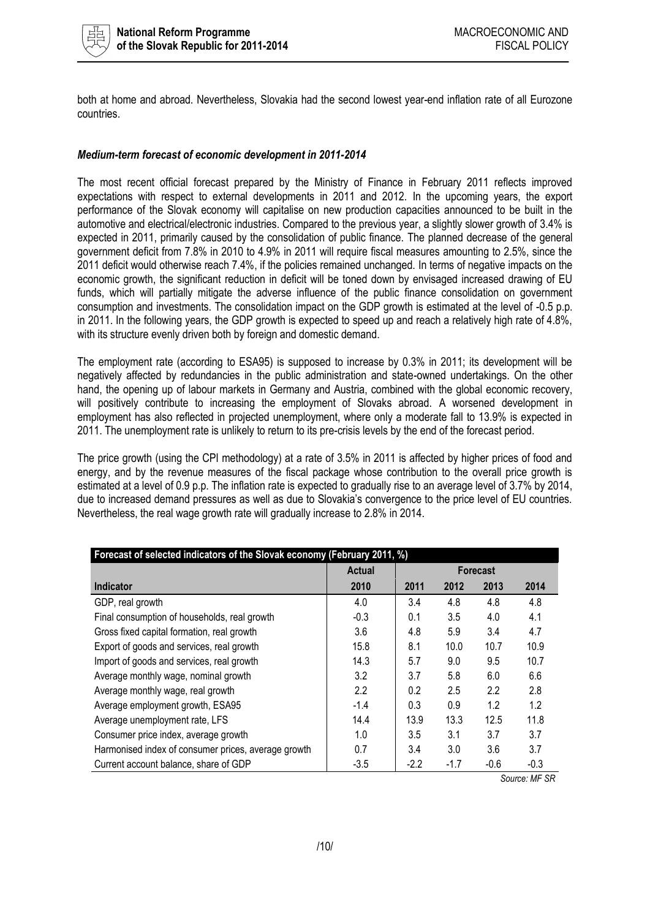both at home and abroad. Nevertheless, Slovakia had the second lowest year-end inflation rate of all Eurozone countries.

### *Medium-term forecast of economic development in 2011-2014*

The most recent official forecast prepared by the Ministry of Finance in February 2011 reflects improved expectations with respect to external developments in 2011 and 2012. In the upcoming years, the export performance of the Slovak economy will capitalise on new production capacities announced to be built in the automotive and electrical/electronic industries. Compared to the previous year, a slightly slower growth of 3.4% is expected in 2011, primarily caused by the consolidation of public finance. The planned decrease of the general government deficit from 7.8% in 2010 to 4.9% in 2011 will require fiscal measures amounting to 2.5%, since the 2011 deficit would otherwise reach 7.4%, if the policies remained unchanged. In terms of negative impacts on the economic growth, the significant reduction in deficit will be toned down by envisaged increased drawing of EU funds, which will partially mitigate the adverse influence of the public finance consolidation on government consumption and investments. The consolidation impact on the GDP growth is estimated at the level of -0.5 p.p. in 2011. In the following years, the GDP growth is expected to speed up and reach a relatively high rate of 4.8%, with its structure evenly driven both by foreign and domestic demand.

The employment rate (according to ESA95) is supposed to increase by 0.3% in 2011; its development will be negatively affected by redundancies in the public administration and state-owned undertakings. On the other hand, the opening up of labour markets in Germany and Austria, combined with the global economic recovery, will positively contribute to increasing the employment of Slovaks abroad. A worsened development in employment has also reflected in projected unemployment, where only a moderate fall to 13.9% is expected in 2011. The unemployment rate is unlikely to return to its pre-crisis levels by the end of the forecast period.

The price growth (using the CPI methodology) at a rate of 3.5% in 2011 is affected by higher prices of food and energy, and by the revenue measures of the fiscal package whose contribution to the overall price growth is estimated at a level of 0.9 p.p. The inflation rate is expected to gradually rise to an average level of 3.7% by 2014, due to increased demand pressures as well as due to Slovakia's convergence to the price level of EU countries. Nevertheless, the real wage growth rate will gradually increase to 2.8% in 2014.

**Forecast of selected indicators of the Slovak economy (February 2011, %)**

| | Actual | Forecast | | | |
|---|---|---|---|---|---|
| **Indicator** | **2010** | **2011** | **2012** | **2013** | **2014** |
| GDP, real growth | 4.0 | 3.4 | 4.8 | 4.8 | 4.8 |
| Final consumption of households, real growth | -0.3 | 0.1 | 3.5 | 4.0 | 4.1 |
| Gross fixed capital formation, real growth | 3.6 | 4.8 | 5.9 | 3.4 | 4.7 |
| Export of goods and services, real growth | 15.8 | 8.1 | 10.0 | 10.7 | 10.9 |
| Import of goods and services, real growth | 14.3 | 5.7 | 9.0 | 9.5 | 10.7 |
| Average monthly wage, nominal growth | 3.2 | 3.7 | 5.8 | 6.0 | 6.6 |
| Average monthly wage, real growth | 2.2 | 0.2 | 2.5 | 2.2 | 2.8 |
| Average employment growth, ESA95 | -1.4 | 0.3 | 0.9 | 1.2 | 1.2 |
| Average unemployment rate, LFS | 14.4 | 13.9 | 13.3 | 12.5 | 11.8 |
| Consumer price index, average growth | 1.0 | 3.5 | 3.1 | 3.7 | 3.7 |
| Harmonised index of consumer prices, average growth | 0.7 | 3.4 | 3.0 | 3.6 | 3.7 |
| Current account balance, share of GDP | -3.5 | -2.2 | -1.7 | -0.6 | -0.3 |

*Source: MF SR*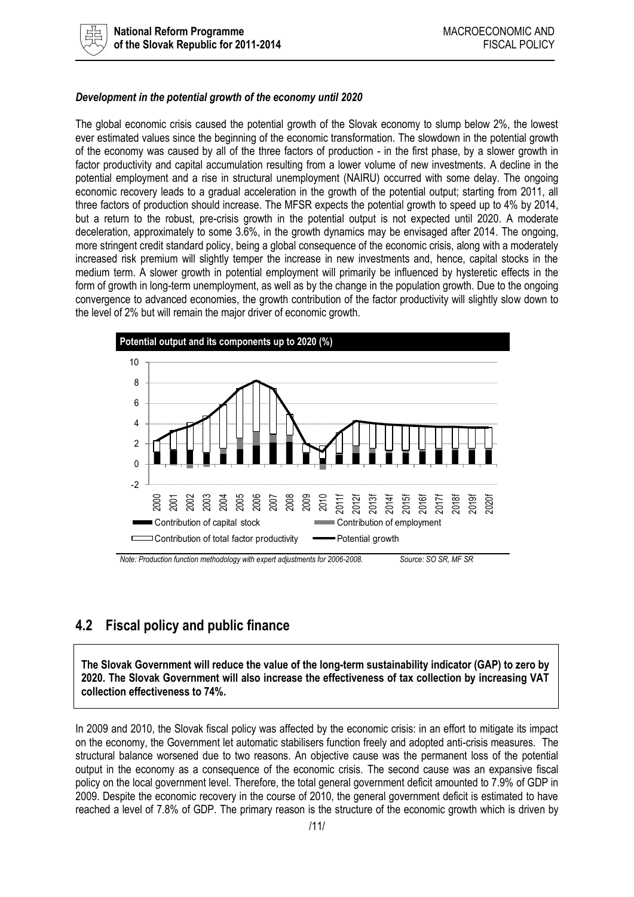***Development in the potential growth of the economy until 2020***

The global economic crisis caused the potential growth of the Slovak economy to slump below 2%, the lowest ever estimated values since the beginning of the economic transformation. The slowdown in the potential growth of the economy was caused by all of the three factors of production - in the first phase, by a slower growth in factor productivity and capital accumulation resulting from a lower volume of new investments. A decline in the potential employment and a rise in structural unemployment (NAIRU) occurred with some delay. The ongoing economic recovery leads to a gradual acceleration in the growth of the potential output; starting from 2011, all three factors of production should increase. The MFSR expects the potential growth to speed up to 4% by 2014, but a return to the robust, pre-crisis growth in the potential output is not expected until 2020. A moderate deceleration, approximately to some 3.6%, in the growth dynamics may be envisaged after 2014. The ongoing, more stringent credit standard policy, being a global consequence of the economic crisis, along with a moderately increased risk premium will slightly temper the increase in new investments and, hence, capital stocks in the medium term. A slower growth in potential employment will primarily be influenced by hysteretic effects in the form of growth in long-term unemployment, as well as by the change in the population growth. Due to the ongoing convergence to advanced economies, the growth contribution of the factor productivity will slightly slow down to the level of 2% but will remain the major driver of economic growth.

**Potential output and its components up to 2020 (%)**

*Note: Production function methodology with expert adjustments for 2006-2008.* *Source: SO SR, MF SR*

## 4.2 Fiscal policy and public finance

**The Slovak Government will reduce the value of the long-term sustainability indicator (GAP) to zero by 2020. The Slovak Government will also increase the effectiveness of tax collection by increasing VAT collection effectiveness to 74%.**

In 2009 and 2010, the Slovak fiscal policy was affected by the economic crisis: in an effort to mitigate its impact on the economy, the Government let automatic stabilisers function freely and adopted anti-crisis measures. The structural balance worsened due to two reasons. An objective cause was the permanent loss of the potential output in the economy as a consequence of the economic crisis. The second cause was an expansive fiscal policy on the local government level. Therefore, the total general government deficit amounted to 7.9% of GDP in 2009. Despite the economic recovery in the course of 2010, the general government deficit is estimated to have reached a level of 7.8% of GDP. The primary reason is the structure of the economic growth which is driven by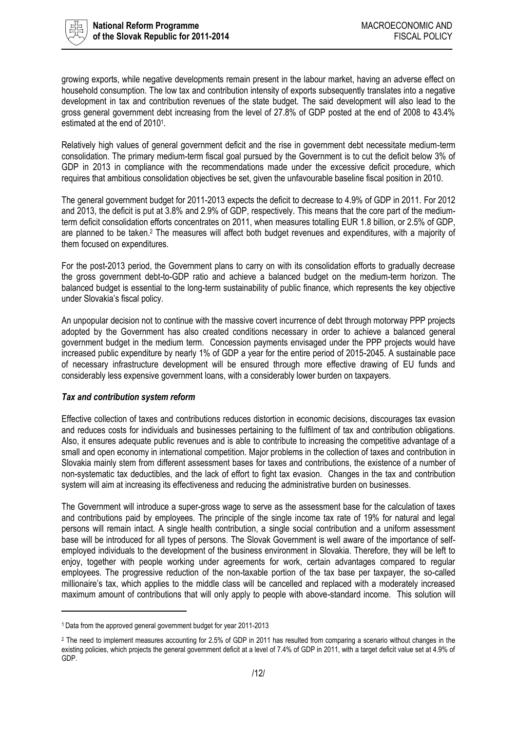growing exports, while negative developments remain present in the labour market, having an adverse effect on household consumption. The low tax and contribution intensity of exports subsequently translates into a negative development in tax and contribution revenues of the state budget. The said development will also lead to the gross general government debt increasing from the level of 27.8% of GDP posted at the end of 2008 to 43.4% estimated at the end of 2010[1].

Relatively high values of general government deficit and the rise in government debt necessitate medium-term consolidation. The primary medium-term fiscal goal pursued by the Government is to cut the deficit below 3% of GDP in 2013 in compliance with the recommendations made under the excessive deficit procedure, which requires that ambitious consolidation objectives be set, given the unfavourable baseline fiscal position in 2010.

The general government budget for 2011-2013 expects the deficit to decrease to 4.9% of GDP in 2011. For 2012 and 2013, the deficit is put at 3.8% and 2.9% of GDP, respectively. This means that the core part of the medium-term deficit consolidation efforts concentrates on 2011, when measures totalling EUR 1.8 billion, or 2.5% of GDP, are planned to be taken.[2] The measures will affect both budget revenues and expenditures, with a majority of them focused on expenditures.

For the post-2013 period, the Government plans to carry on with its consolidation efforts to gradually decrease the gross government debt-to-GDP ratio and achieve a balanced budget on the medium-term horizon. The balanced budget is essential to the long-term sustainability of public finance, which represents the key objective under Slovakia's fiscal policy.

An unpopular decision not to continue with the massive covert incurrence of debt through motorway PPP projects adopted by the Government has also created conditions necessary in order to achieve a balanced general government budget in the medium term. Concession payments envisaged under the PPP projects would have increased public expenditure by nearly 1% of GDP a year for the entire period of 2015-2045. A sustainable pace of necessary infrastructure development will be ensured through more effective drawing of EU funds and considerably less expensive government loans, with a considerably lower burden on taxpayers.

### *Tax and contribution system reform*

Effective collection of taxes and contributions reduces distortion in economic decisions, discourages tax evasion and reduces costs for individuals and businesses pertaining to the fulfilment of tax and contribution obligations. Also, it ensures adequate public revenues and is able to contribute to increasing the competitive advantage of a small and open economy in international competition. Major problems in the collection of taxes and contribution in Slovakia mainly stem from different assessment bases for taxes and contributions, the existence of a number of non-systematic tax deductibles, and the lack of effort to fight tax evasion. Changes in the tax and contribution system will aim at increasing its effectiveness and reducing the administrative burden on businesses.

The Government will introduce a super-gross wage to serve as the assessment base for the calculation of taxes and contributions paid by employees. The principle of the single income tax rate of 19% for natural and legal persons will remain intact. A single health contribution, a single social contribution and a uniform assessment base will be introduced for all types of persons. The Slovak Government is well aware of the importance of self-employed individuals to the development of the business environment in Slovakia. Therefore, they will be left to enjoy, together with people working under agreements for work, certain advantages compared to regular employees. The progressive reduction of the non-taxable portion of the tax base per taxpayer, the so-called millionaire's tax, which applies to the middle class will be cancelled and replaced with a moderately increased maximum amount of contributions that will only apply to people with above-standard income. This solution will

---

[1] Data from the approved general government budget for year 2011-2013

[2] The need to implement measures accounting for 2.5% of GDP in 2011 has resulted from comparing a scenario without changes in the existing policies, which projects the general government deficit at a level of 7.4% of GDP in 2011, with a target deficit value set at 4.9% of GDP.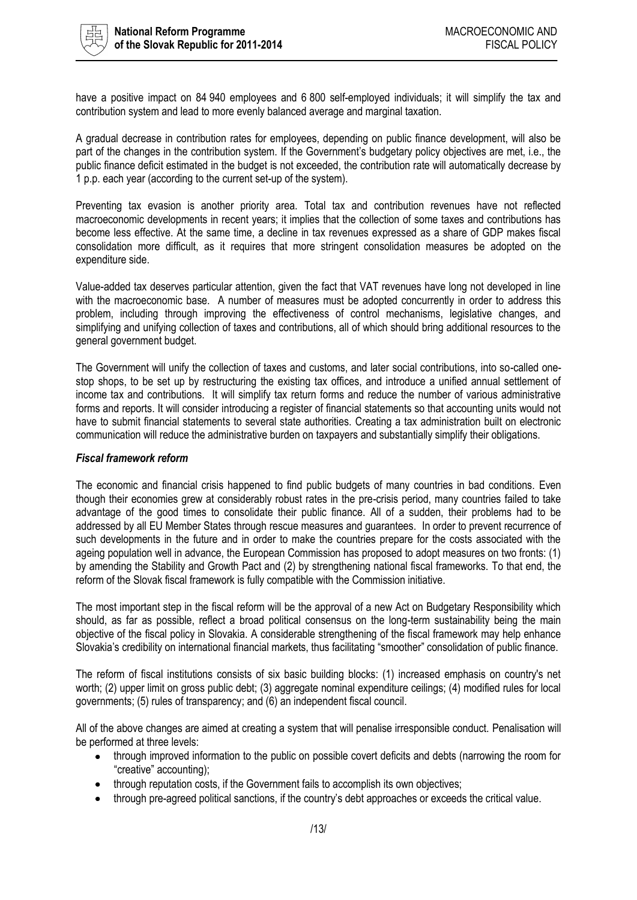have a positive impact on 84 940 employees and 6 800 self-employed individuals; it will simplify the tax and contribution system and lead to more evenly balanced average and marginal taxation.

A gradual decrease in contribution rates for employees, depending on public finance development, will also be part of the changes in the contribution system. If the Government's budgetary policy objectives are met, i.e., the public finance deficit estimated in the budget is not exceeded, the contribution rate will automatically decrease by 1 p.p. each year (according to the current set-up of the system).

Preventing tax evasion is another priority area. Total tax and contribution revenues have not reflected macroeconomic developments in recent years; it implies that the collection of some taxes and contributions has become less effective. At the same time, a decline in tax revenues expressed as a share of GDP makes fiscal consolidation more difficult, as it requires that more stringent consolidation measures be adopted on the expenditure side.

Value-added tax deserves particular attention, given the fact that VAT revenues have long not developed in line with the macroeconomic base. A number of measures must be adopted concurrently in order to address this problem, including through improving the effectiveness of control mechanisms, legislative changes, and simplifying and unifying collection of taxes and contributions, all of which should bring additional resources to the general government budget.

The Government will unify the collection of taxes and customs, and later social contributions, into so-called one-stop shops, to be set up by restructuring the existing tax offices, and introduce a unified annual settlement of income tax and contributions. It will simplify tax return forms and reduce the number of various administrative forms and reports. It will consider introducing a register of financial statements so that accounting units would not have to submit financial statements to several state authorities. Creating a tax administration built on electronic communication will reduce the administrative burden on taxpayers and substantially simplify their obligations.

***Fiscal framework reform***

The economic and financial crisis happened to find public budgets of many countries in bad conditions. Even though their economies grew at considerably robust rates in the pre-crisis period, many countries failed to take advantage of the good times to consolidate their public finance. All of a sudden, their problems had to be addressed by all EU Member States through rescue measures and guarantees. In order to prevent recurrence of such developments in the future and in order to make the countries prepare for the costs associated with the ageing population well in advance, the European Commission has proposed to adopt measures on two fronts: (1) by amending the Stability and Growth Pact and (2) by strengthening national fiscal frameworks. To that end, the reform of the Slovak fiscal framework is fully compatible with the Commission initiative.

The most important step in the fiscal reform will be the approval of a new Act on Budgetary Responsibility which should, as far as possible, reflect a broad political consensus on the long-term sustainability being the main objective of the fiscal policy in Slovakia. A considerable strengthening of the fiscal framework may help enhance Slovakia's credibility on international financial markets, thus facilitating "smoother" consolidation of public finance.

The reform of fiscal institutions consists of six basic building blocks: (1) increased emphasis on country's net worth; (2) upper limit on gross public debt; (3) aggregate nominal expenditure ceilings; (4) modified rules for local governments; (5) rules of transparency; and (6) an independent fiscal council.

All of the above changes are aimed at creating a system that will penalise irresponsible conduct. Penalisation will be performed at three levels:

- through improved information to the public on possible covert deficits and debts (narrowing the room for "creative" accounting);
- through reputation costs, if the Government fails to accomplish its own objectives;
- through pre-agreed political sanctions, if the country's debt approaches or exceeds the critical value.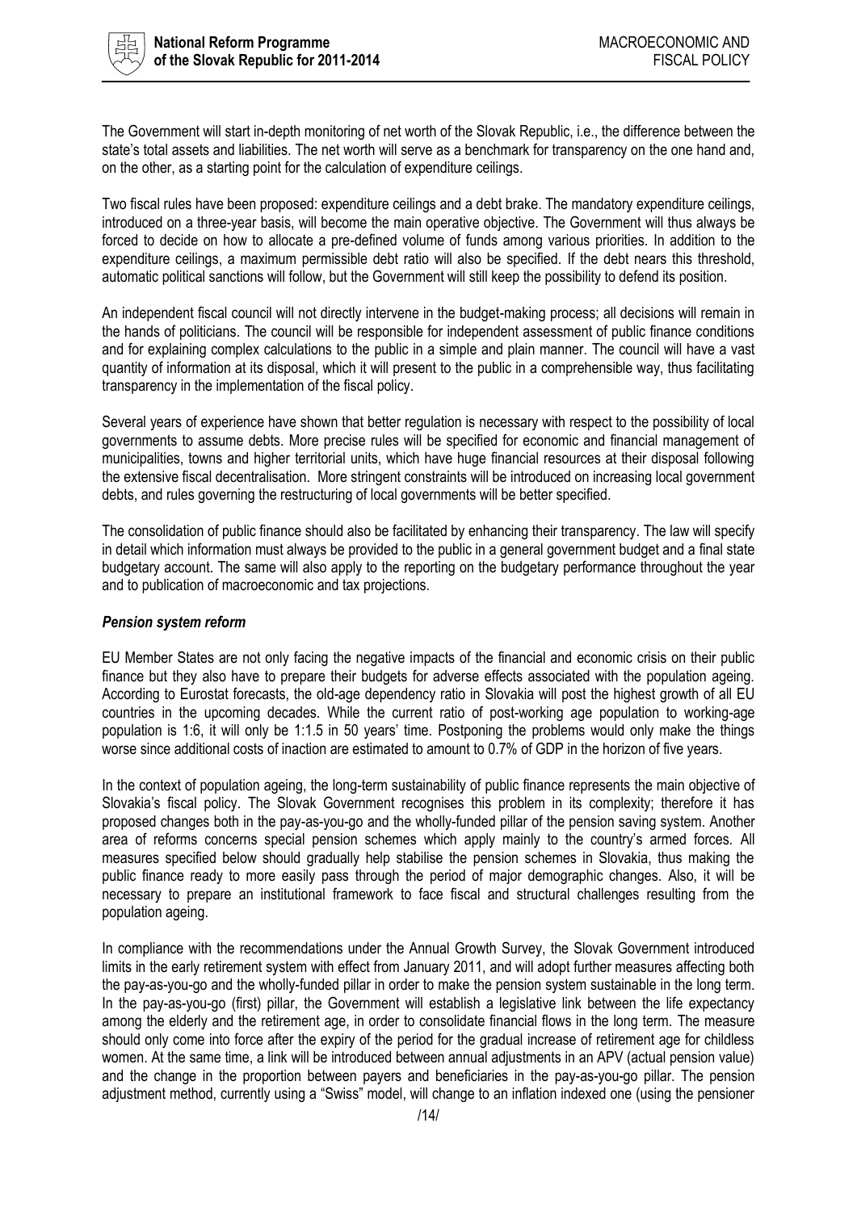The Government will start in-depth monitoring of net worth of the Slovak Republic, i.e., the difference between the state's total assets and liabilities. The net worth will serve as a benchmark for transparency on the one hand and, on the other, as a starting point for the calculation of expenditure ceilings.

Two fiscal rules have been proposed: expenditure ceilings and a debt brake. The mandatory expenditure ceilings, introduced on a three-year basis, will become the main operative objective. The Government will thus always be forced to decide on how to allocate a pre-defined volume of funds among various priorities. In addition to the expenditure ceilings, a maximum permissible debt ratio will also be specified. If the debt nears this threshold, automatic political sanctions will follow, but the Government will still keep the possibility to defend its position.

An independent fiscal council will not directly intervene in the budget-making process; all decisions will remain in the hands of politicians. The council will be responsible for independent assessment of public finance conditions and for explaining complex calculations to the public in a simple and plain manner. The council will have a vast quantity of information at its disposal, which it will present to the public in a comprehensible way, thus facilitating transparency in the implementation of the fiscal policy.

Several years of experience have shown that better regulation is necessary with respect to the possibility of local governments to assume debts. More precise rules will be specified for economic and financial management of municipalities, towns and higher territorial units, which have huge financial resources at their disposal following the extensive fiscal decentralisation. More stringent constraints will be introduced on increasing local government debts, and rules governing the restructuring of local governments will be better specified.

The consolidation of public finance should also be facilitated by enhancing their transparency. The law will specify in detail which information must always be provided to the public in a general government budget and a final state budgetary account. The same will also apply to the reporting on the budgetary performance throughout the year and to publication of macroeconomic and tax projections.

***Pension system reform***

EU Member States are not only facing the negative impacts of the financial and economic crisis on their public finance but they also have to prepare their budgets for adverse effects associated with the population ageing. According to Eurostat forecasts, the old-age dependency ratio in Slovakia will post the highest growth of all EU countries in the upcoming decades. While the current ratio of post-working age population to working-age population is 1:6, it will only be 1:1.5 in 50 years' time. Postponing the problems would only make the things worse since additional costs of inaction are estimated to amount to 0.7% of GDP in the horizon of five years.

In the context of population ageing, the long-term sustainability of public finance represents the main objective of Slovakia's fiscal policy. The Slovak Government recognises this problem in its complexity; therefore it has proposed changes both in the pay-as-you-go and the wholly-funded pillar of the pension saving system. Another area of reforms concerns special pension schemes which apply mainly to the country's armed forces. All measures specified below should gradually help stabilise the pension schemes in Slovakia, thus making the public finance ready to more easily pass through the period of major demographic changes. Also, it will be necessary to prepare an institutional framework to face fiscal and structural challenges resulting from the population ageing.

In compliance with the recommendations under the Annual Growth Survey, the Slovak Government introduced limits in the early retirement system with effect from January 2011, and will adopt further measures affecting both the pay-as-you-go and the wholly-funded pillar in order to make the pension system sustainable in the long term. In the pay-as-you-go (first) pillar, the Government will establish a legislative link between the life expectancy among the elderly and the retirement age, in order to consolidate financial flows in the long term. The measure should only come into force after the expiry of the period for the gradual increase of retirement age for childless women. At the same time, a link will be introduced between annual adjustments in an APV (actual pension value) and the change in the proportion between payers and beneficiaries in the pay-as-you-go pillar. The pension adjustment method, currently using a "Swiss" model, will change to an inflation indexed one (using the pensioner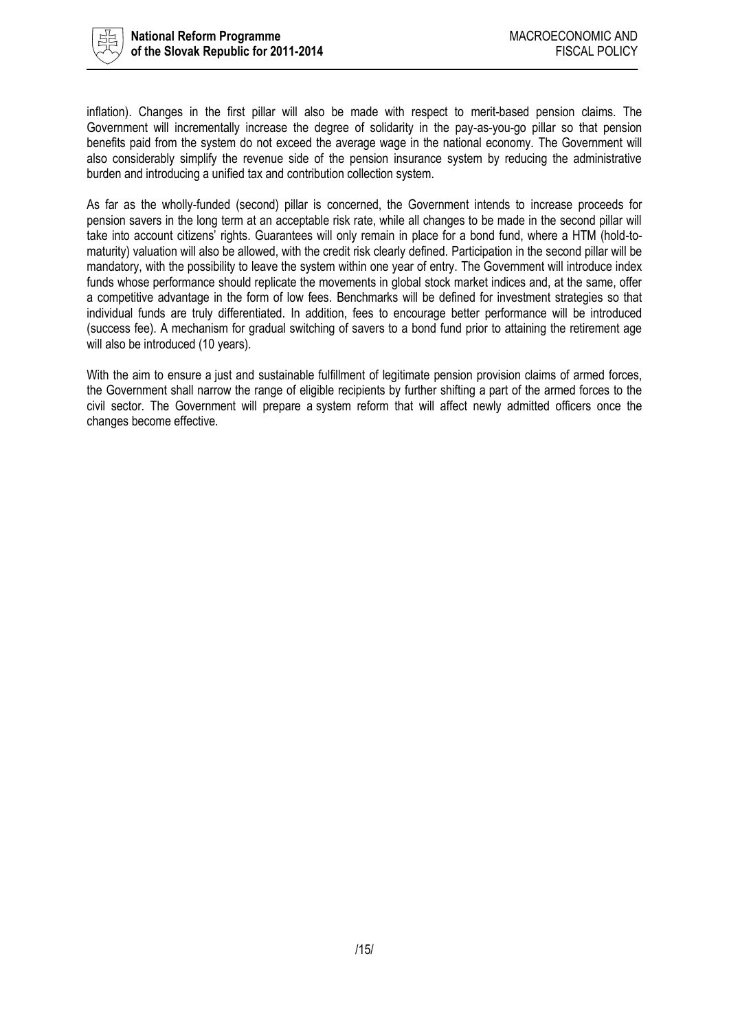inflation). Changes in the first pillar will also be made with respect to merit-based pension claims. The Government will incrementally increase the degree of solidarity in the pay-as-you-go pillar so that pension benefits paid from the system do not exceed the average wage in the national economy. The Government will also considerably simplify the revenue side of the pension insurance system by reducing the administrative burden and introducing a unified tax and contribution collection system.

As far as the wholly-funded (second) pillar is concerned, the Government intends to increase proceeds for pension savers in the long term at an acceptable risk rate, while all changes to be made in the second pillar will take into account citizens' rights. Guarantees will only remain in place for a bond fund, where a HTM (hold-to-maturity) valuation will also be allowed, with the credit risk clearly defined. Participation in the second pillar will be mandatory, with the possibility to leave the system within one year of entry. The Government will introduce index funds whose performance should replicate the movements in global stock market indices and, at the same, offer a competitive advantage in the form of low fees. Benchmarks will be defined for investment strategies so that individual funds are truly differentiated. In addition, fees to encourage better performance will be introduced (success fee). A mechanism for gradual switching of savers to a bond fund prior to attaining the retirement age will also be introduced (10 years).

With the aim to ensure a just and sustainable fulfillment of legitimate pension provision claims of armed forces, the Government shall narrow the range of eligible recipients by further shifting a part of the armed forces to the civil sector. The Government will prepare a system reform that will affect newly admitted officers once the changes become effective.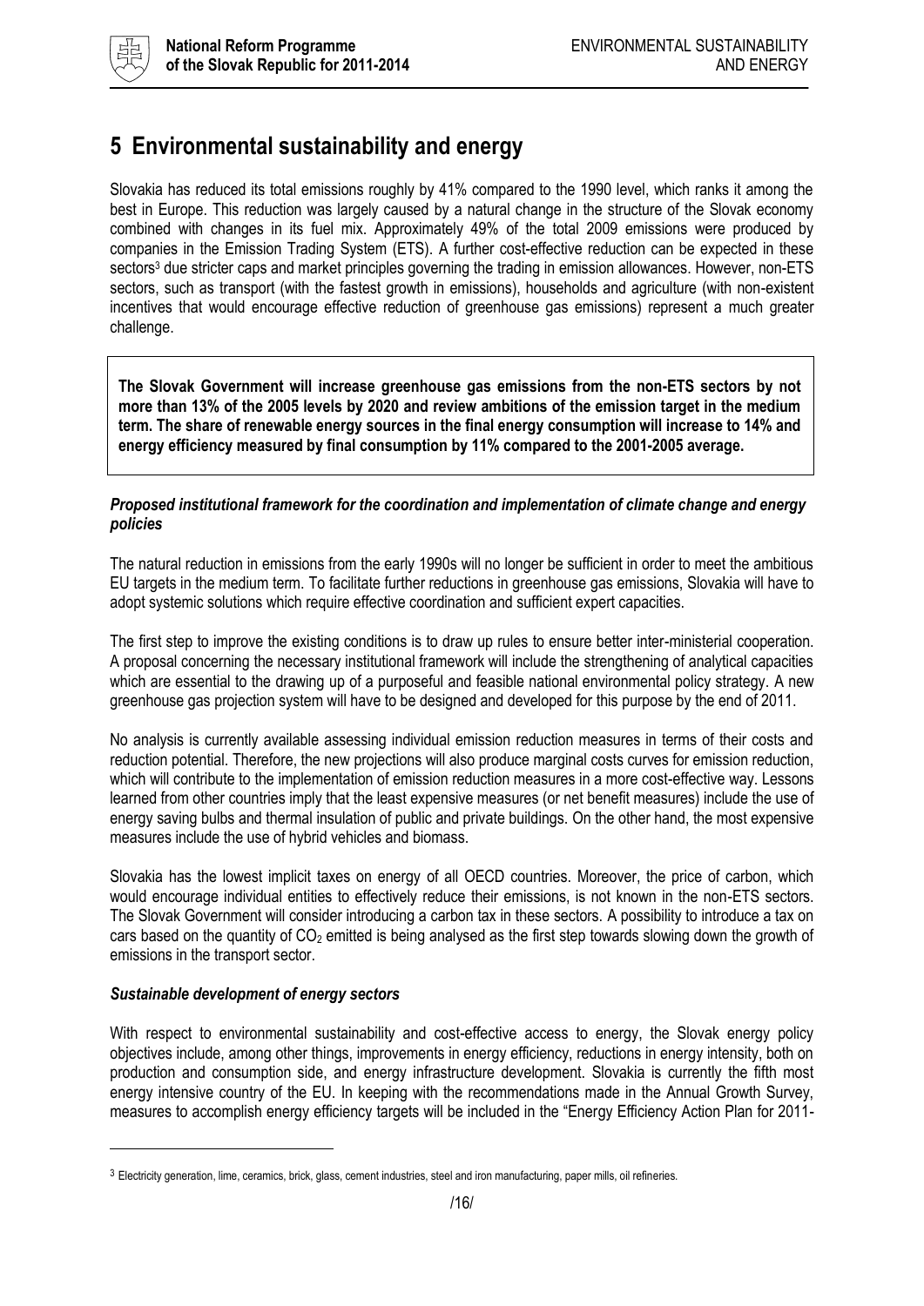# 5 Environmental sustainability and energy

Slovakia has reduced its total emissions roughly by 41% compared to the 1990 level, which ranks it among the best in Europe. This reduction was largely caused by a natural change in the structure of the Slovak economy combined with changes in its fuel mix. Approximately 49% of the total 2009 emissions were produced by companies in the Emission Trading System (ETS). A further cost-effective reduction can be expected in these sectors[3] due stricter caps and market principles governing the trading in emission allowances. However, non-ETS sectors, such as transport (with the fastest growth in emissions), households and agriculture (with non-existent incentives that would encourage effective reduction of greenhouse gas emissions) represent a much greater challenge.

**The Slovak Government will increase greenhouse gas emissions from the non-ETS sectors by not more than 13% of the 2005 levels by 2020 and review ambitions of the emission target in the medium term. The share of renewable energy sources in the final energy consumption will increase to 14% and energy efficiency measured by final consumption by 11% compared to the 2001-2005 average.**

***Proposed institutional framework for the coordination and implementation of climate change and energy policies***

The natural reduction in emissions from the early 1990s will no longer be sufficient in order to meet the ambitious EU targets in the medium term. To facilitate further reductions in greenhouse gas emissions, Slovakia will have to adopt systemic solutions which require effective coordination and sufficient expert capacities.

The first step to improve the existing conditions is to draw up rules to ensure better inter-ministerial cooperation. A proposal concerning the necessary institutional framework will include the strengthening of analytical capacities which are essential to the drawing up of a purposeful and feasible national environmental policy strategy. A new greenhouse gas projection system will have to be designed and developed for this purpose by the end of 2011.

No analysis is currently available assessing individual emission reduction measures in terms of their costs and reduction potential. Therefore, the new projections will also produce marginal costs curves for emission reduction, which will contribute to the implementation of emission reduction measures in a more cost-effective way. Lessons learned from other countries imply that the least expensive measures (or net benefit measures) include the use of energy saving bulbs and thermal insulation of public and private buildings. On the other hand, the most expensive measures include the use of hybrid vehicles and biomass.

Slovakia has the lowest implicit taxes on energy of all OECD countries. Moreover, the price of carbon, which would encourage individual entities to effectively reduce their emissions, is not known in the non-ETS sectors. The Slovak Government will consider introducing a carbon tax in these sectors. A possibility to introduce a tax on cars based on the quantity of $CO_2$ emitted is being analysed as the first step towards slowing down the growth of emissions in the transport sector.

***Sustainable development of energy sectors***

With respect to environmental sustainability and cost-effective access to energy, the Slovak energy policy objectives include, among other things, improvements in energy efficiency, reductions in energy intensity, both on production and consumption side, and energy infrastructure development. Slovakia is currently the fifth most energy intensive country of the EU. In keeping with the recommendations made in the Annual Growth Survey, measures to accomplish energy efficiency targets will be included in the "Energy Efficiency Action Plan for 2011-

[3] Electricity generation, lime, ceramics, brick, glass, cement industries, steel and iron manufacturing, paper mills, oil refineries.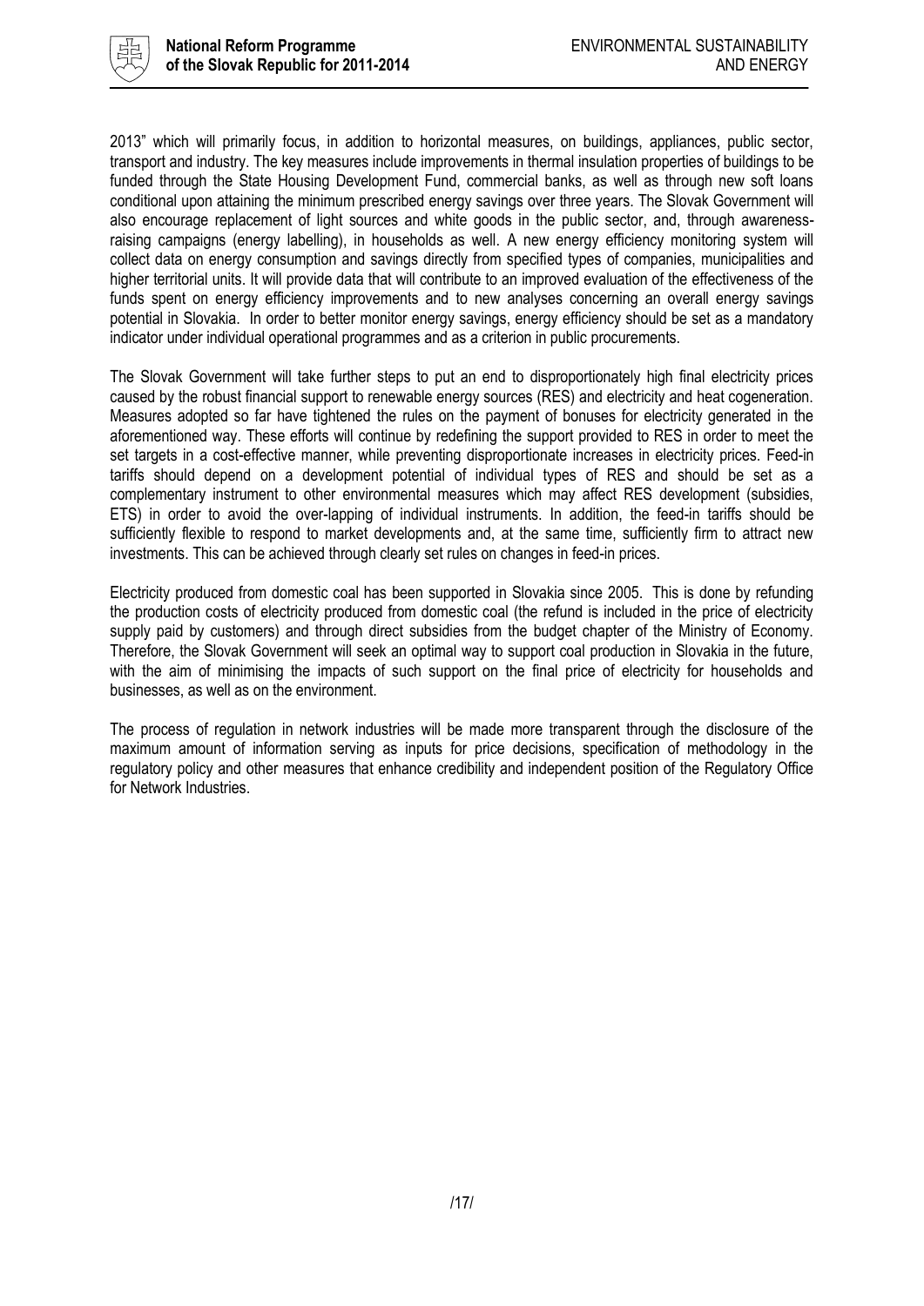2013" which will primarily focus, in addition to horizontal measures, on buildings, appliances, public sector, transport and industry. The key measures include improvements in thermal insulation properties of buildings to be funded through the State Housing Development Fund, commercial banks, as well as through new soft loans conditional upon attaining the minimum prescribed energy savings over three years. The Slovak Government will also encourage replacement of light sources and white goods in the public sector, and, through awareness-raising campaigns (energy labelling), in households as well. A new energy efficiency monitoring system will collect data on energy consumption and savings directly from specified types of companies, municipalities and higher territorial units. It will provide data that will contribute to an improved evaluation of the effectiveness of the funds spent on energy efficiency improvements and to new analyses concerning an overall energy savings potential in Slovakia. In order to better monitor energy savings, energy efficiency should be set as a mandatory indicator under individual operational programmes and as a criterion in public procurements.

The Slovak Government will take further steps to put an end to disproportionately high final electricity prices caused by the robust financial support to renewable energy sources (RES) and electricity and heat cogeneration. Measures adopted so far have tightened the rules on the payment of bonuses for electricity generated in the aforementioned way. These efforts will continue by redefining the support provided to RES in order to meet the set targets in a cost-effective manner, while preventing disproportionate increases in electricity prices. Feed-in tariffs should depend on a development potential of individual types of RES and should be set as a complementary instrument to other environmental measures which may affect RES development (subsidies, ETS) in order to avoid the over-lapping of individual instruments. In addition, the feed-in tariffs should be sufficiently flexible to respond to market developments and, at the same time, sufficiently firm to attract new investments. This can be achieved through clearly set rules on changes in feed-in prices.

Electricity produced from domestic coal has been supported in Slovakia since 2005. This is done by refunding the production costs of electricity produced from domestic coal (the refund is included in the price of electricity supply paid by customers) and through direct subsidies from the budget chapter of the Ministry of Economy. Therefore, the Slovak Government will seek an optimal way to support coal production in Slovakia in the future, with the aim of minimising the impacts of such support on the final price of electricity for households and businesses, as well as on the environment.

The process of regulation in network industries will be made more transparent through the disclosure of the maximum amount of information serving as inputs for price decisions, specification of methodology in the regulatory policy and other measures that enhance credibility and independent position of the Regulatory Office for Network Industries.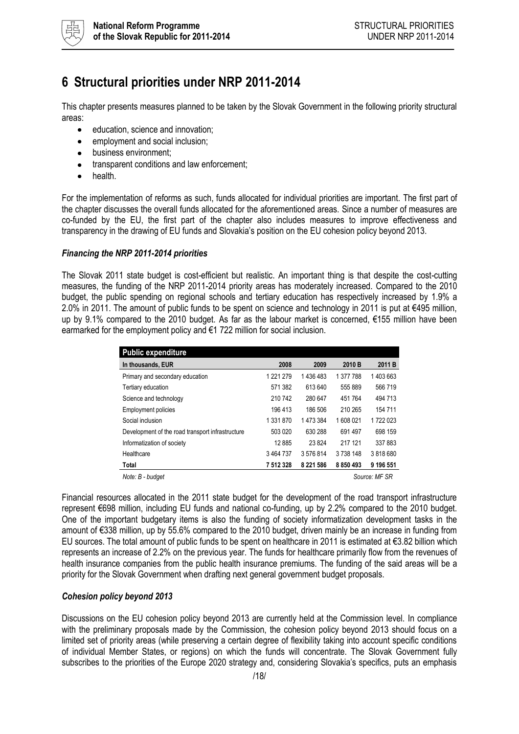# 6 Structural priorities under NRP 2011-2014

This chapter presents measures planned to be taken by the Slovak Government in the following priority structural areas:

- education, science and innovation;
- employment and social inclusion;
- business environment;
- transparent conditions and law enforcement;
- health.

For the implementation of reforms as such, funds allocated for individual priorities are important. The first part of the chapter discusses the overall funds allocated for the aforementioned areas. Since a number of measures are co-funded by the EU, the first part of the chapter also includes measures to improve effectiveness and transparency in the drawing of EU funds and Slovakia's position on the EU cohesion policy beyond 2013.

### *Financing the NRP 2011-2014 priorities*

The Slovak 2011 state budget is cost-efficient but realistic. An important thing is that despite the cost-cutting measures, the funding of the NRP 2011-2014 priority areas has moderately increased. Compared to the 2010 budget, the public spending on regional schools and tertiary education has respectively increased by 1.9% a 2.0% in 2011. The amount of public funds to be spent on science and technology in 2011 is put at €495 million, up by 9.1% compared to the 2010 budget. As far as the labour market is concerned, €155 million have been earmarked for the employment policy and €1 722 million for social inclusion.

| **Public expenditure** | | | | |
|---|---|---|---|---|
| **In thousands, EUR** | **2008** | **2009** | **2010 B** | **2011 B** |
| Primary and secondary education | 1 221 279 | 1 436 483 | 1 377 788 | 1 403 663 |
| Tertiary education | 571 382 | 613 640 | 555 889 | 566 719 |
| Science and technology | 210 742 | 280 647 | 451 764 | 494 713 |
| Employment policies | 196 413 | 186 506 | 210 265 | 154 711 |
| Social inclusion | 1 331 870 | 1 473 384 | 1 608 021 | 1 722 023 |
| Development of the road transport infrastructure | 503 020 | 630 288 | 691 497 | 698 159 |
| Informatization of society | 12 885 | 23 824 | 217 121 | 337 883 |
| Healthcare | 3 464 737 | 3 576 814 | 3 738 148 | 3 818 680 |
| **Total** | **7 512 328** | **8 221 586** | **8 850 493** | **9 196 551** |

*Note: B - budget* *Source: MF SR*

Financial resources allocated in the 2011 state budget for the development of the road transport infrastructure represent €698 million, including EU funds and national co-funding, up by 2.2% compared to the 2010 budget. One of the important budgetary items is also the funding of society informatization development tasks in the amount of €338 million, up by 55.6% compared to the 2010 budget, driven mainly be an increase in funding from EU sources. The total amount of public funds to be spent on healthcare in 2011 is estimated at €3.82 billion which represents an increase of 2.2% on the previous year. The funds for healthcare primarily flow from the revenues of health insurance companies from the public health insurance premiums. The funding of the said areas will be a priority for the Slovak Government when drafting next general government budget proposals.

### *Cohesion policy beyond 2013*

Discussions on the EU cohesion policy beyond 2013 are currently held at the Commission level. In compliance with the preliminary proposals made by the Commission, the cohesion policy beyond 2013 should focus on a limited set of priority areas (while preserving a certain degree of flexibility taking into account specific conditions of individual Member States, or regions) on which the funds will concentrate. The Slovak Government fully subscribes to the priorities of the Europe 2020 strategy and, considering Slovakia's specifics, puts an emphasis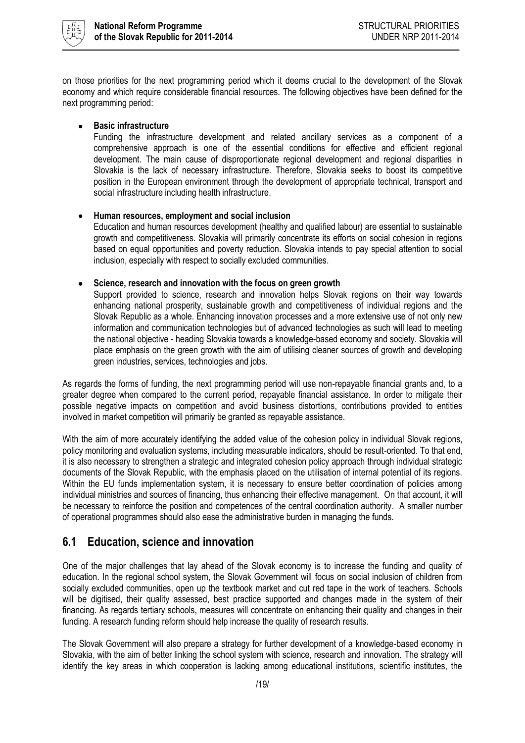on those priorities for the next programming period which it deems crucial to the development of the Slovak economy and which require considerable financial resources. The following objectives have been defined for the next programming period:

- **Basic infrastructure**
  Funding the infrastructure development and related ancillary services as a component of a comprehensive approach is one of the essential conditions for effective and efficient regional development. The main cause of disproportionate regional development and regional disparities in Slovakia is the lack of necessary infrastructure. Therefore, Slovakia seeks to boost its competitive position in the European environment through the development of appropriate technical, transport and social infrastructure including health infrastructure.

- **Human resources, employment and social inclusion**
  Education and human resources development (healthy and qualified labour) are essential to sustainable growth and competitiveness. Slovakia will primarily concentrate its efforts on social cohesion in regions based on equal opportunities and poverty reduction. Slovakia intends to pay special attention to social inclusion, especially with respect to socially excluded communities.

- **Science, research and innovation with the focus on green growth**
  Support provided to science, research and innovation helps Slovak regions on their way towards enhancing national prosperity, sustainable growth and competitiveness of individual regions and the Slovak Republic as a whole. Enhancing innovation processes and a more extensive use of not only new information and communication technologies but of advanced technologies as such will lead to meeting the national objective - heading Slovakia towards a knowledge-based economy and society. Slovakia will place emphasis on the green growth with the aim of utilising cleaner sources of growth and developing green industries, services, technologies and jobs.

As regards the forms of funding, the next programming period will use non-repayable financial grants and, to a greater degree when compared to the current period, repayable financial assistance. In order to mitigate their possible negative impacts on competition and avoid business distortions, contributions provided to entities involved in market competition will primarily be granted as repayable assistance.

With the aim of more accurately identifying the added value of the cohesion policy in individual Slovak regions, policy monitoring and evaluation systems, including measurable indicators, should be result-oriented. To that end, it is also necessary to strengthen a strategic and integrated cohesion policy approach through individual strategic documents of the Slovak Republic, with the emphasis placed on the utilisation of internal potential of its regions. Within the EU funds implementation system, it is necessary to ensure better coordination of policies among individual ministries and sources of financing, thus enhancing their effective management. On that account, it will be necessary to reinforce the position and competences of the central coordination authority. A smaller number of operational programmes should also ease the administrative burden in managing the funds.

## 6.1 Education, science and innovation

One of the major challenges that lay ahead of the Slovak economy is to increase the funding and quality of education. In the regional school system, the Slovak Government will focus on social inclusion of children from socially excluded communities, open up the textbook market and cut red tape in the work of teachers. Schools will be digitised, their quality assessed, best practice supported and changes made in the system of their financing. As regards tertiary schools, measures will concentrate on enhancing their quality and changes in their funding. A research funding reform should help increase the quality of research results.

The Slovak Government will also prepare a strategy for further development of a knowledge-based economy in Slovakia, with the aim of better linking the school system with science, research and innovation. The strategy will identify the key areas in which cooperation is lacking among educational institutions, scientific institutes, the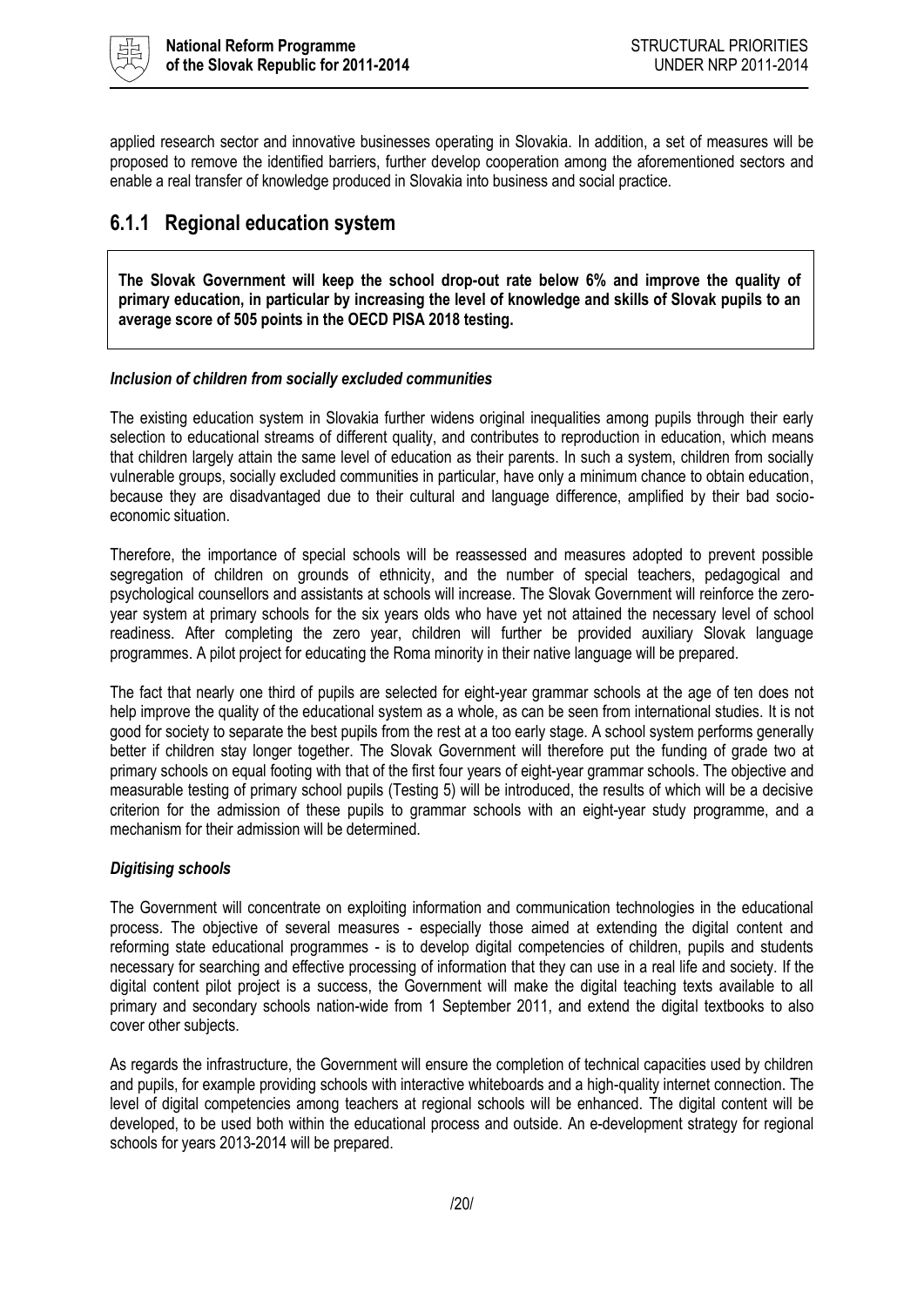applied research sector and innovative businesses operating in Slovakia. In addition, a set of measures will be proposed to remove the identified barriers, further develop cooperation among the aforementioned sectors and enable a real transfer of knowledge produced in Slovakia into business and social practice.

### 6.1.1 Regional education system

**The Slovak Government will keep the school drop-out rate below 6% and improve the quality of primary education, in particular by increasing the level of knowledge and skills of Slovak pupils to an average score of 505 points in the OECD PISA 2018 testing.**

***Inclusion of children from socially excluded communities***

The existing education system in Slovakia further widens original inequalities among pupils through their early selection to educational streams of different quality, and contributes to reproduction in education, which means that children largely attain the same level of education as their parents. In such a system, children from socially vulnerable groups, socially excluded communities in particular, have only a minimum chance to obtain education, because they are disadvantaged due to their cultural and language difference, amplified by their bad socio-economic situation.

Therefore, the importance of special schools will be reassessed and measures adopted to prevent possible segregation of children on grounds of ethnicity, and the number of special teachers, pedagogical and psychological counsellors and assistants at schools will increase. The Slovak Government will reinforce the zero-year system at primary schools for the six years olds who have yet not attained the necessary level of school readiness. After completing the zero year, children will further be provided auxiliary Slovak language programmes. A pilot project for educating the Roma minority in their native language will be prepared.

The fact that nearly one third of pupils are selected for eight-year grammar schools at the age of ten does not help improve the quality of the educational system as a whole, as can be seen from international studies. It is not good for society to separate the best pupils from the rest at a too early stage. A school system performs generally better if children stay longer together. The Slovak Government will therefore put the funding of grade two at primary schools on equal footing with that of the first four years of eight-year grammar schools. The objective and measurable testing of primary school pupils (Testing 5) will be introduced, the results of which will be a decisive criterion for the admission of these pupils to grammar schools with an eight-year study programme, and a mechanism for their admission will be determined.

***Digitising schools***

The Government will concentrate on exploiting information and communication technologies in the educational process. The objective of several measures - especially those aimed at extending the digital content and reforming state educational programmes - is to develop digital competencies of children, pupils and students necessary for searching and effective processing of information that they can use in a real life and society. If the digital content pilot project is a success, the Government will make the digital teaching texts available to all primary and secondary schools nation-wide from 1 September 2011, and extend the digital textbooks to also cover other subjects.

As regards the infrastructure, the Government will ensure the completion of technical capacities used by children and pupils, for example providing schools with interactive whiteboards and a high-quality internet connection. The level of digital competencies among teachers at regional schools will be enhanced. The digital content will be developed, to be used both within the educational process and outside. An e-development strategy for regional schools for years 2013-2014 will be prepared.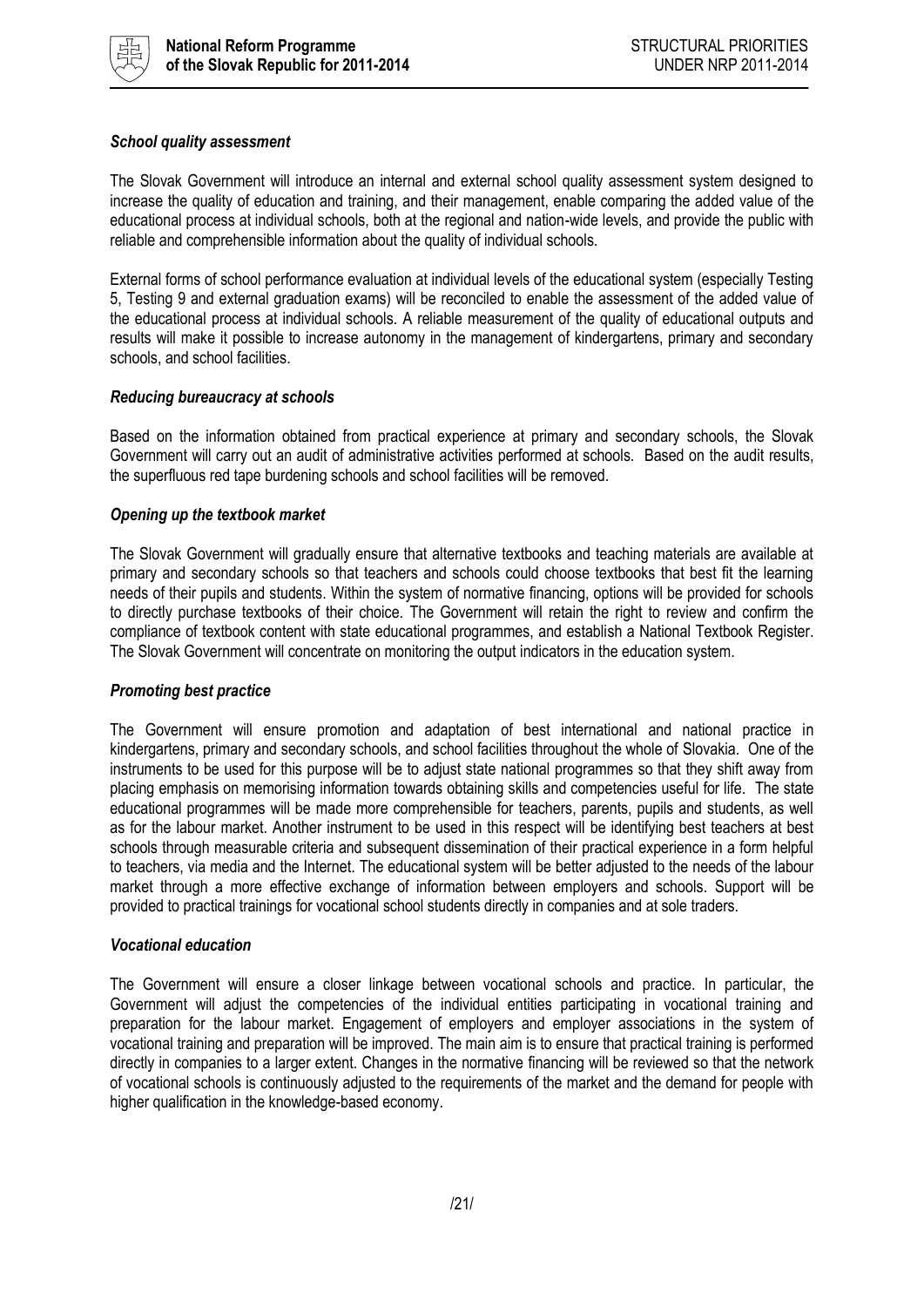***School quality assessment***

The Slovak Government will introduce an internal and external school quality assessment system designed to increase the quality of education and training, and their management, enable comparing the added value of the educational process at individual schools, both at the regional and nation-wide levels, and provide the public with reliable and comprehensible information about the quality of individual schools.

External forms of school performance evaluation at individual levels of the educational system (especially Testing 5, Testing 9 and external graduation exams) will be reconciled to enable the assessment of the added value of the educational process at individual schools. A reliable measurement of the quality of educational outputs and results will make it possible to increase autonomy in the management of kindergartens, primary and secondary schools, and school facilities.

***Reducing bureaucracy at schools***

Based on the information obtained from practical experience at primary and secondary schools, the Slovak Government will carry out an audit of administrative activities performed at schools. Based on the audit results, the superfluous red tape burdening schools and school facilities will be removed.

***Opening up the textbook market***

The Slovak Government will gradually ensure that alternative textbooks and teaching materials are available at primary and secondary schools so that teachers and schools could choose textbooks that best fit the learning needs of their pupils and students. Within the system of normative financing, options will be provided for schools to directly purchase textbooks of their choice. The Government will retain the right to review and confirm the compliance of textbook content with state educational programmes, and establish a National Textbook Register. The Slovak Government will concentrate on monitoring the output indicators in the education system.

***Promoting best practice***

The Government will ensure promotion and adaptation of best international and national practice in kindergartens, primary and secondary schools, and school facilities throughout the whole of Slovakia. One of the instruments to be used for this purpose will be to adjust state national programmes so that they shift away from placing emphasis on memorising information towards obtaining skills and competencies useful for life. The state educational programmes will be made more comprehensible for teachers, parents, pupils and students, as well as for the labour market. Another instrument to be used in this respect will be identifying best teachers at best schools through measurable criteria and subsequent dissemination of their practical experience in a form helpful to teachers, via media and the Internet. The educational system will be better adjusted to the needs of the labour market through a more effective exchange of information between employers and schools. Support will be provided to practical trainings for vocational school students directly in companies and at sole traders.

***Vocational education***

The Government will ensure a closer linkage between vocational schools and practice. In particular, the Government will adjust the competencies of the individual entities participating in vocational training and preparation for the labour market. Engagement of employers and employer associations in the system of vocational training and preparation will be improved. The main aim is to ensure that practical training is performed directly in companies to a larger extent. Changes in the normative financing will be reviewed so that the network of vocational schools is continuously adjusted to the requirements of the market and the demand for people with higher qualification in the knowledge-based economy.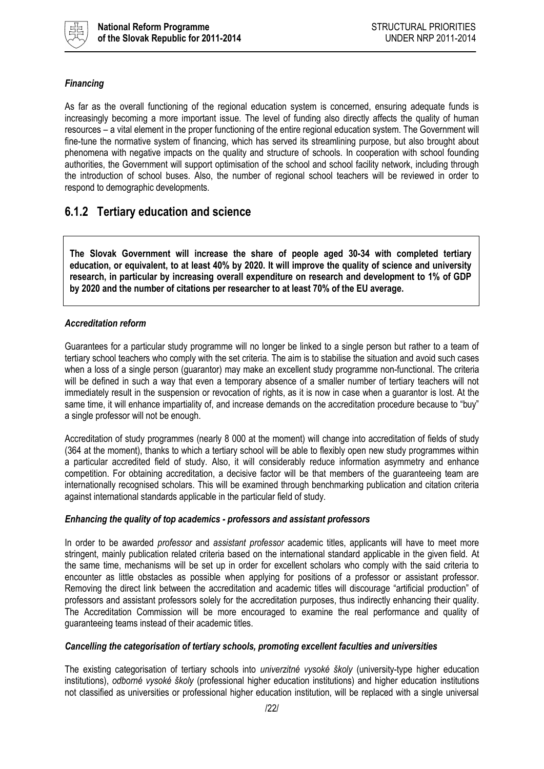***Financing***

As far as the overall functioning of the regional education system is concerned, ensuring adequate funds is increasingly becoming a more important issue. The level of funding also directly affects the quality of human resources – a vital element in the proper functioning of the entire regional education system. The Government will fine-tune the normative system of financing, which has served its streamlining purpose, but also brought about phenomena with negative impacts on the quality and structure of schools. In cooperation with school founding authorities, the Government will support optimisation of the school and school facility network, including through the introduction of school buses. Also, the number of regional school teachers will be reviewed in order to respond to demographic developments.

## 6.1.2 Tertiary education and science

**The Slovak Government will increase the share of people aged 30-34 with completed tertiary education, or equivalent, to at least 40% by 2020. It will improve the quality of science and university research, in particular by increasing overall expenditure on research and development to 1% of GDP by 2020 and the number of citations per researcher to at least 70% of the EU average.**

***Accreditation reform***

Guarantees for a particular study programme will no longer be linked to a single person but rather to a team of tertiary school teachers who comply with the set criteria. The aim is to stabilise the situation and avoid such cases when a loss of a single person (guarantor) may make an excellent study programme non-functional. The criteria will be defined in such a way that even a temporary absence of a smaller number of tertiary teachers will not immediately result in the suspension or revocation of rights, as it is now in case when a guarantor is lost. At the same time, it will enhance impartiality of, and increase demands on the accreditation procedure because to "buy" a single professor will not be enough.

Accreditation of study programmes (nearly 8 000 at the moment) will change into accreditation of fields of study (364 at the moment), thanks to which a tertiary school will be able to flexibly open new study programmes within a particular accredited field of study. Also, it will considerably reduce information asymmetry and enhance competition. For obtaining accreditation, a decisive factor will be that members of the guaranteeing team are internationally recognised scholars. This will be examined through benchmarking publication and citation criteria against international standards applicable in the particular field of study.

***Enhancing the quality of top academics - professors and assistant professors***

In order to be awarded *professor* and *assistant professor* academic titles, applicants will have to meet more stringent, mainly publication related criteria based on the international standard applicable in the given field. At the same time, mechanisms will be set up in order for excellent scholars who comply with the said criteria to encounter as little obstacles as possible when applying for positions of a professor or assistant professor. Removing the direct link between the accreditation and academic titles will discourage "artificial production" of professors and assistant professors solely for the accreditation purposes, thus indirectly enhancing their quality. The Accreditation Commission will be more encouraged to examine the real performance and quality of guaranteeing teams instead of their academic titles.

***Cancelling the categorisation of tertiary schools, promoting excellent faculties and universities***

The existing categorisation of tertiary schools into *univerzitné vysoké školy* (university-type higher education institutions), *odborné vysoké školy* (professional higher education institutions) and higher education institutions not classified as universities or professional higher education institution, will be replaced with a single universal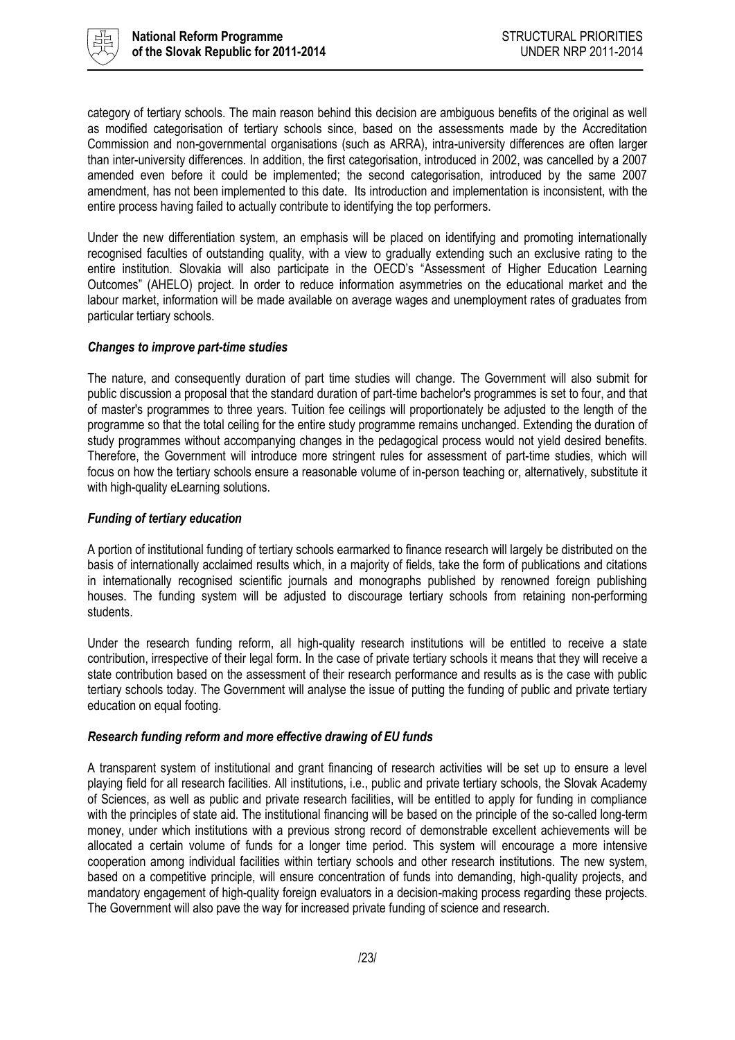category of tertiary schools. The main reason behind this decision are ambiguous benefits of the original as well as modified categorisation of tertiary schools since, based on the assessments made by the Accreditation Commission and non-governmental organisations (such as ARRA), intra-university differences are often larger than inter-university differences. In addition, the first categorisation, introduced in 2002, was cancelled by a 2007 amended even before it could be implemented; the second categorisation, introduced by the same 2007 amendment, has not been implemented to this date. Its introduction and implementation is inconsistent, with the entire process having failed to actually contribute to identifying the top performers.

Under the new differentiation system, an emphasis will be placed on identifying and promoting internationally recognised faculties of outstanding quality, with a view to gradually extending such an exclusive rating to the entire institution. Slovakia will also participate in the OECD's "Assessment of Higher Education Learning Outcomes" (AHELO) project. In order to reduce information asymmetries on the educational market and the labour market, information will be made available on average wages and unemployment rates of graduates from particular tertiary schools.

***Changes to improve part-time studies***

The nature, and consequently duration of part time studies will change. The Government will also submit for public discussion a proposal that the standard duration of part-time bachelor's programmes is set to four, and that of master's programmes to three years. Tuition fee ceilings will proportionately be adjusted to the length of the programme so that the total ceiling for the entire study programme remains unchanged. Extending the duration of study programmes without accompanying changes in the pedagogical process would not yield desired benefits. Therefore, the Government will introduce more stringent rules for assessment of part-time studies, which will focus on how the tertiary schools ensure a reasonable volume of in-person teaching or, alternatively, substitute it with high-quality eLearning solutions.

***Funding of tertiary education***

A portion of institutional funding of tertiary schools earmarked to finance research will largely be distributed on the basis of internationally acclaimed results which, in a majority of fields, take the form of publications and citations in internationally recognised scientific journals and monographs published by renowned foreign publishing houses. The funding system will be adjusted to discourage tertiary schools from retaining non-performing students.

Under the research funding reform, all high-quality research institutions will be entitled to receive a state contribution, irrespective of their legal form. In the case of private tertiary schools it means that they will receive a state contribution based on the assessment of their research performance and results as is the case with public tertiary schools today. The Government will analyse the issue of putting the funding of public and private tertiary education on equal footing.

***Research funding reform and more effective drawing of EU funds***

A transparent system of institutional and grant financing of research activities will be set up to ensure a level playing field for all research facilities. All institutions, i.e., public and private tertiary schools, the Slovak Academy of Sciences, as well as public and private research facilities, will be entitled to apply for funding in compliance with the principles of state aid. The institutional financing will be based on the principle of the so-called long-term money, under which institutions with a previous strong record of demonstrable excellent achievements will be allocated a certain volume of funds for a longer time period. This system will encourage a more intensive cooperation among individual facilities within tertiary schools and other research institutions. The new system, based on a competitive principle, will ensure concentration of funds into demanding, high-quality projects, and mandatory engagement of high-quality foreign evaluators in a decision-making process regarding these projects. The Government will also pave the way for increased private funding of science and research.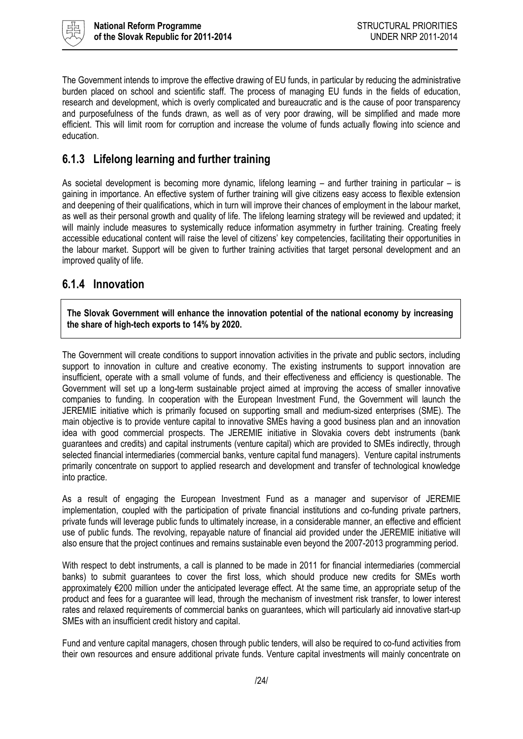The Government intends to improve the effective drawing of EU funds, in particular by reducing the administrative burden placed on school and scientific staff. The process of managing EU funds in the fields of education, research and development, which is overly complicated and bureaucratic and is the cause of poor transparency and purposefulness of the funds drawn, as well as of very poor drawing, will be simplified and made more efficient. This will limit room for corruption and increase the volume of funds actually flowing into science and education.

### 6.1.3 Lifelong learning and further training

As societal development is becoming more dynamic, lifelong learning – and further training in particular – is gaining in importance. An effective system of further training will give citizens easy access to flexible extension and deepening of their qualifications, which in turn will improve their chances of employment in the labour market, as well as their personal growth and quality of life. The lifelong learning strategy will be reviewed and updated; it will mainly include measures to systemically reduce information asymmetry in further training. Creating freely accessible educational content will raise the level of citizens' key competencies, facilitating their opportunities in the labour market. Support will be given to further training activities that target personal development and an improved quality of life.

### 6.1.4 Innovation

**The Slovak Government will enhance the innovation potential of the national economy by increasing the share of high-tech exports to 14% by 2020.**

The Government will create conditions to support innovation activities in the private and public sectors, including support to innovation in culture and creative economy. The existing instruments to support innovation are insufficient, operate with a small volume of funds, and their effectiveness and efficiency is questionable. The Government will set up a long-term sustainable project aimed at improving the access of smaller innovative companies to funding. In cooperation with the European Investment Fund, the Government will launch the JEREMIE initiative which is primarily focused on supporting small and medium-sized enterprises (SME). The main objective is to provide venture capital to innovative SMEs having a good business plan and an innovation idea with good commercial prospects. The JEREMIE initiative in Slovakia covers debt instruments (bank guarantees and credits) and capital instruments (venture capital) which are provided to SMEs indirectly, through selected financial intermediaries (commercial banks, venture capital fund managers). Venture capital instruments primarily concentrate on support to applied research and development and transfer of technological knowledge into practice.

As a result of engaging the European Investment Fund as a manager and supervisor of JEREMIE implementation, coupled with the participation of private financial institutions and co-funding private partners, private funds will leverage public funds to ultimately increase, in a considerable manner, an effective and efficient use of public funds. The revolving, repayable nature of financial aid provided under the JEREMIE initiative will also ensure that the project continues and remains sustainable even beyond the 2007-2013 programming period.

With respect to debt instruments, a call is planned to be made in 2011 for financial intermediaries (commercial banks) to submit guarantees to cover the first loss, which should produce new credits for SMEs worth approximately €200 million under the anticipated leverage effect. At the same time, an appropriate setup of the product and fees for a guarantee will lead, through the mechanism of investment risk transfer, to lower interest rates and relaxed requirements of commercial banks on guarantees, which will particularly aid innovative start-up SMEs with an insufficient credit history and capital.

Fund and venture capital managers, chosen through public tenders, will also be required to co-fund activities from their own resources and ensure additional private funds. Venture capital investments will mainly concentrate on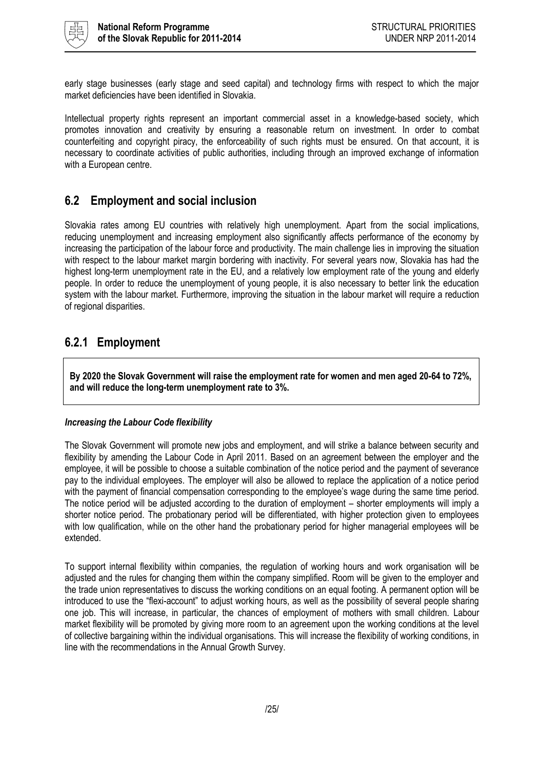early stage businesses (early stage and seed capital) and technology firms with respect to which the major market deficiencies have been identified in Slovakia.

Intellectual property rights represent an important commercial asset in a knowledge-based society, which promotes innovation and creativity by ensuring a reasonable return on investment. In order to combat counterfeiting and copyright piracy, the enforceability of such rights must be ensured. On that account, it is necessary to coordinate activities of public authorities, including through an improved exchange of information with a European centre.

## 6.2 Employment and social inclusion

Slovakia rates among EU countries with relatively high unemployment. Apart from the social implications, reducing unemployment and increasing employment also significantly affects performance of the economy by increasing the participation of the labour force and productivity. The main challenge lies in improving the situation with respect to the labour market margin bordering with inactivity. For several years now, Slovakia has had the highest long-term unemployment rate in the EU, and a relatively low employment rate of the young and elderly people. In order to reduce the unemployment of young people, it is also necessary to better link the education system with the labour market. Furthermore, improving the situation in the labour market will require a reduction of regional disparities.

### 6.2.1 Employment

**By 2020 the Slovak Government will raise the employment rate for women and men aged 20-64 to 72%, and will reduce the long-term unemployment rate to 3%.**

***Increasing the Labour Code flexibility***

The Slovak Government will promote new jobs and employment, and will strike a balance between security and flexibility by amending the Labour Code in April 2011. Based on an agreement between the employer and the employee, it will be possible to choose a suitable combination of the notice period and the payment of severance pay to the individual employees. The employer will also be allowed to replace the application of a notice period with the payment of financial compensation corresponding to the employee's wage during the same time period. The notice period will be adjusted according to the duration of employment – shorter employments will imply a shorter notice period. The probationary period will be differentiated, with higher protection given to employees with low qualification, while on the other hand the probationary period for higher managerial employees will be extended.

To support internal flexibility within companies, the regulation of working hours and work organisation will be adjusted and the rules for changing them within the company simplified. Room will be given to the employer and the trade union representatives to discuss the working conditions on an equal footing. A permanent option will be introduced to use the "flexi-account" to adjust working hours, as well as the possibility of several people sharing one job. This will increase, in particular, the chances of employment of mothers with small children. Labour market flexibility will be promoted by giving more room to an agreement upon the working conditions at the level of collective bargaining within the individual organisations. This will increase the flexibility of working conditions, in line with the recommendations in the Annual Growth Survey.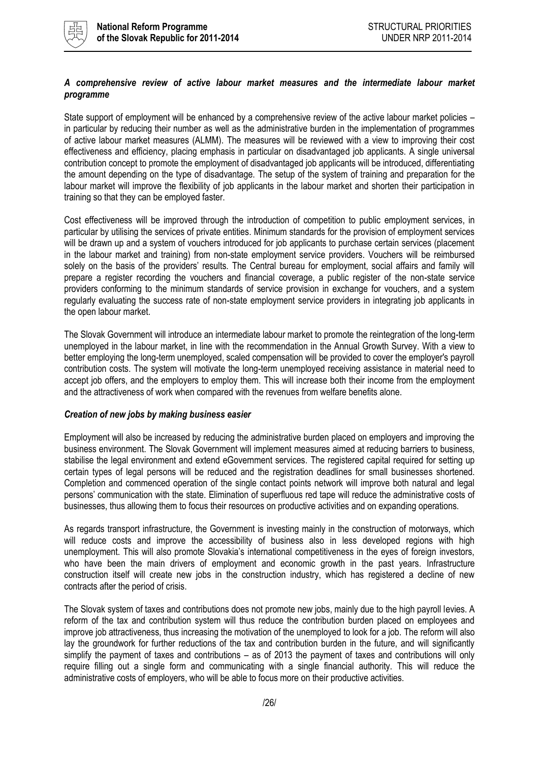### *A comprehensive review of active labour market measures and the intermediate labour market programme*

State support of employment will be enhanced by a comprehensive review of the active labour market policies – in particular by reducing their number as well as the administrative burden in the implementation of programmes of active labour market measures (ALMM). The measures will be reviewed with a view to improving their cost effectiveness and efficiency, placing emphasis in particular on disadvantaged job applicants. A single universal contribution concept to promote the employment of disadvantaged job applicants will be introduced, differentiating the amount depending on the type of disadvantage. The setup of the system of training and preparation for the labour market will improve the flexibility of job applicants in the labour market and shorten their participation in training so that they can be employed faster.

Cost effectiveness will be improved through the introduction of competition to public employment services, in particular by utilising the services of private entities. Minimum standards for the provision of employment services will be drawn up and a system of vouchers introduced for job applicants to purchase certain services (placement in the labour market and training) from non-state employment service providers. Vouchers will be reimbursed solely on the basis of the providers' results. The Central bureau for employment, social affairs and family will prepare a register recording the vouchers and financial coverage, a public register of the non-state service providers conforming to the minimum standards of service provision in exchange for vouchers, and a system regularly evaluating the success rate of non-state employment service providers in integrating job applicants in the open labour market.

The Slovak Government will introduce an intermediate labour market to promote the reintegration of the long-term unemployed in the labour market, in line with the recommendation in the Annual Growth Survey. With a view to better employing the long-term unemployed, scaled compensation will be provided to cover the employer's payroll contribution costs. The system will motivate the long-term unemployed receiving assistance in material need to accept job offers, and the employers to employ them. This will increase both their income from the employment and the attractiveness of work when compared with the revenues from welfare benefits alone.

### *Creation of new jobs by making business easier*

Employment will also be increased by reducing the administrative burden placed on employers and improving the business environment. The Slovak Government will implement measures aimed at reducing barriers to business, stabilise the legal environment and extend eGovernment services. The registered capital required for setting up certain types of legal persons will be reduced and the registration deadlines for small businesses shortened. Completion and commenced operation of the single contact points network will improve both natural and legal persons' communication with the state. Elimination of superfluous red tape will reduce the administrative costs of businesses, thus allowing them to focus their resources on productive activities and on expanding operations.

As regards transport infrastructure, the Government is investing mainly in the construction of motorways, which will reduce costs and improve the accessibility of business also in less developed regions with high unemployment. This will also promote Slovakia's international competitiveness in the eyes of foreign investors, who have been the main drivers of employment and economic growth in the past years. Infrastructure construction itself will create new jobs in the construction industry, which has registered a decline of new contracts after the period of crisis.

The Slovak system of taxes and contributions does not promote new jobs, mainly due to the high payroll levies. A reform of the tax and contribution system will thus reduce the contribution burden placed on employees and improve job attractiveness, thus increasing the motivation of the unemployed to look for a job. The reform will also lay the groundwork for further reductions of the tax and contribution burden in the future, and will significantly simplify the payment of taxes and contributions – as of 2013 the payment of taxes and contributions will only require filling out a single form and communicating with a single financial authority. This will reduce the administrative costs of employers, who will be able to focus more on their productive activities.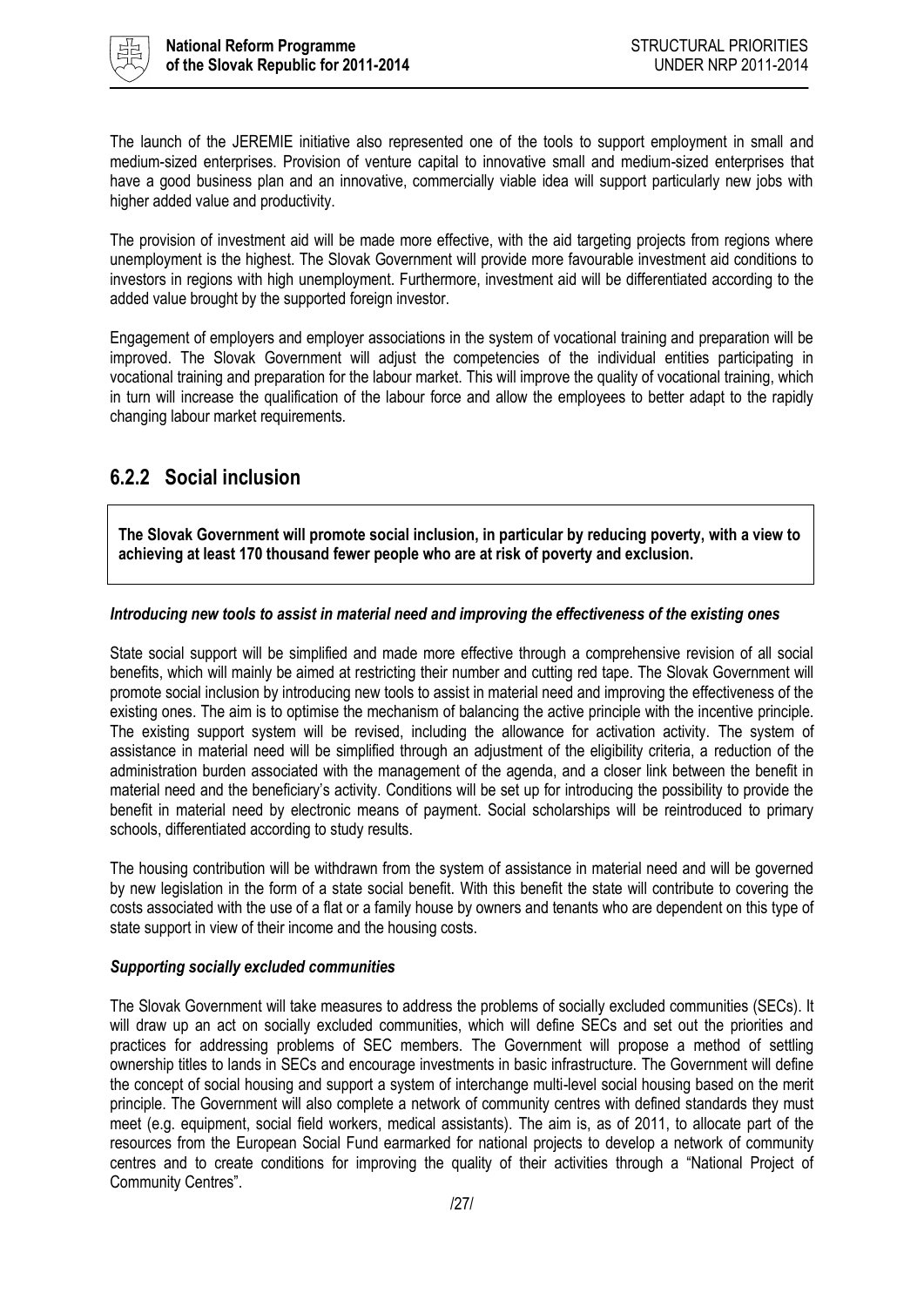The launch of the JEREMIE initiative also represented one of the tools to support employment in small and medium-sized enterprises. Provision of venture capital to innovative small and medium-sized enterprises that have a good business plan and an innovative, commercially viable idea will support particularly new jobs with higher added value and productivity.

The provision of investment aid will be made more effective, with the aid targeting projects from regions where unemployment is the highest. The Slovak Government will provide more favourable investment aid conditions to investors in regions with high unemployment. Furthermore, investment aid will be differentiated according to the added value brought by the supported foreign investor.

Engagement of employers and employer associations in the system of vocational training and preparation will be improved. The Slovak Government will adjust the competencies of the individual entities participating in vocational training and preparation for the labour market. This will improve the quality of vocational training, which in turn will increase the qualification of the labour force and allow the employees to better adapt to the rapidly changing labour market requirements.

### 6.2.2 Social inclusion

**The Slovak Government will promote social inclusion, in particular by reducing poverty, with a view to achieving at least 170 thousand fewer people who are at risk of poverty and exclusion.**

***Introducing new tools to assist in material need and improving the effectiveness of the existing ones***

State social support will be simplified and made more effective through a comprehensive revision of all social benefits, which will mainly be aimed at restricting their number and cutting red tape. The Slovak Government will promote social inclusion by introducing new tools to assist in material need and improving the effectiveness of the existing ones. The aim is to optimise the mechanism of balancing the active principle with the incentive principle. The existing support system will be revised, including the allowance for activation activity. The system of assistance in material need will be simplified through an adjustment of the eligibility criteria, a reduction of the administration burden associated with the management of the agenda, and a closer link between the benefit in material need and the beneficiary's activity. Conditions will be set up for introducing the possibility to provide the benefit in material need by electronic means of payment. Social scholarships will be reintroduced to primary schools, differentiated according to study results.

The housing contribution will be withdrawn from the system of assistance in material need and will be governed by new legislation in the form of a state social benefit. With this benefit the state will contribute to covering the costs associated with the use of a flat or a family house by owners and tenants who are dependent on this type of state support in view of their income and the housing costs.

***Supporting socially excluded communities***

The Slovak Government will take measures to address the problems of socially excluded communities (SECs). It will draw up an act on socially excluded communities, which will define SECs and set out the priorities and practices for addressing problems of SEC members. The Government will propose a method of settling ownership titles to lands in SECs and encourage investments in basic infrastructure. The Government will define the concept of social housing and support a system of interchange multi-level social housing based on the merit principle. The Government will also complete a network of community centres with defined standards they must meet (e.g. equipment, social field workers, medical assistants). The aim is, as of 2011, to allocate part of the resources from the European Social Fund earmarked for national projects to develop a network of community centres and to create conditions for improving the quality of their activities through a "National Project of Community Centres".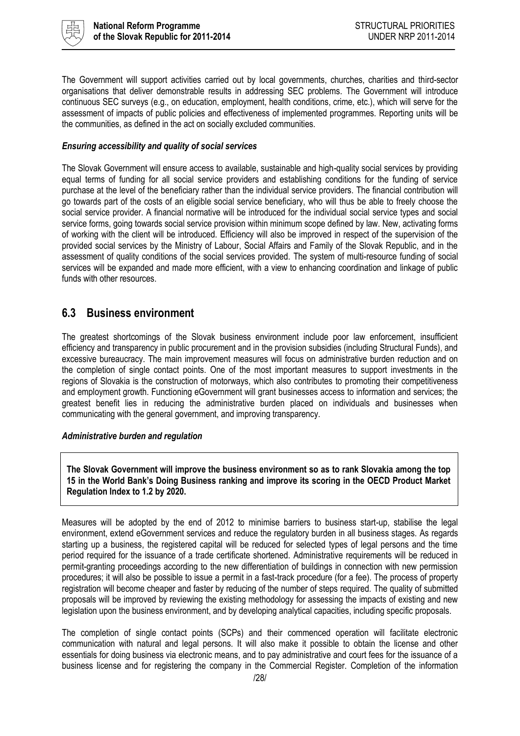The Government will support activities carried out by local governments, churches, charities and third-sector organisations that deliver demonstrable results in addressing SEC problems. The Government will introduce continuous SEC surveys (e.g., on education, employment, health conditions, crime, etc.), which will serve for the assessment of impacts of public policies and effectiveness of implemented programmes. Reporting units will be the communities, as defined in the act on socially excluded communities.

***Ensuring accessibility and quality of social services***

The Slovak Government will ensure access to available, sustainable and high-quality social services by providing equal terms of funding for all social service providers and establishing conditions for the funding of service purchase at the level of the beneficiary rather than the individual service providers. The financial contribution will go towards part of the costs of an eligible social service beneficiary, who will thus be able to freely choose the social service provider. A financial normative will be introduced for the individual social service types and social service forms, going towards social service provision within minimum scope defined by law. New, activating forms of working with the client will be introduced. Efficiency will also be improved in respect of the supervision of the provided social services by the Ministry of Labour, Social Affairs and Family of the Slovak Republic, and in the assessment of quality conditions of the social services provided. The system of multi-resource funding of social services will be expanded and made more efficient, with a view to enhancing coordination and linkage of public funds with other resources.

## 6.3 Business environment

The greatest shortcomings of the Slovak business environment include poor law enforcement, insufficient efficiency and transparency in public procurement and in the provision subsidies (including Structural Funds), and excessive bureaucracy. The main improvement measures will focus on administrative burden reduction and on the completion of single contact points. One of the most important measures to support investments in the regions of Slovakia is the construction of motorways, which also contributes to promoting their competitiveness and employment growth. Functioning eGovernment will grant businesses access to information and services; the greatest benefit lies in reducing the administrative burden placed on individuals and businesses when communicating with the general government, and improving transparency.

***Administrative burden and regulation***

**The Slovak Government will improve the business environment so as to rank Slovakia among the top 15 in the World Bank's Doing Business ranking and improve its scoring in the OECD Product Market Regulation Index to 1.2 by 2020.**

Measures will be adopted by the end of 2012 to minimise barriers to business start-up, stabilise the legal environment, extend eGovernment services and reduce the regulatory burden in all business stages. As regards starting up a business, the registered capital will be reduced for selected types of legal persons and the time period required for the issuance of a trade certificate shortened. Administrative requirements will be reduced in permit-granting proceedings according to the new differentiation of buildings in connection with new permission procedures; it will also be possible to issue a permit in a fast-track procedure (for a fee). The process of property registration will become cheaper and faster by reducing of the number of steps required. The quality of submitted proposals will be improved by reviewing the existing methodology for assessing the impacts of existing and new legislation upon the business environment, and by developing analytical capacities, including specific proposals.

The completion of single contact points (SCPs) and their commenced operation will facilitate electronic communication with natural and legal persons. It will also make it possible to obtain the license and other essentials for doing business via electronic means, and to pay administrative and court fees for the issuance of a business license and for registering the company in the Commercial Register. Completion of the information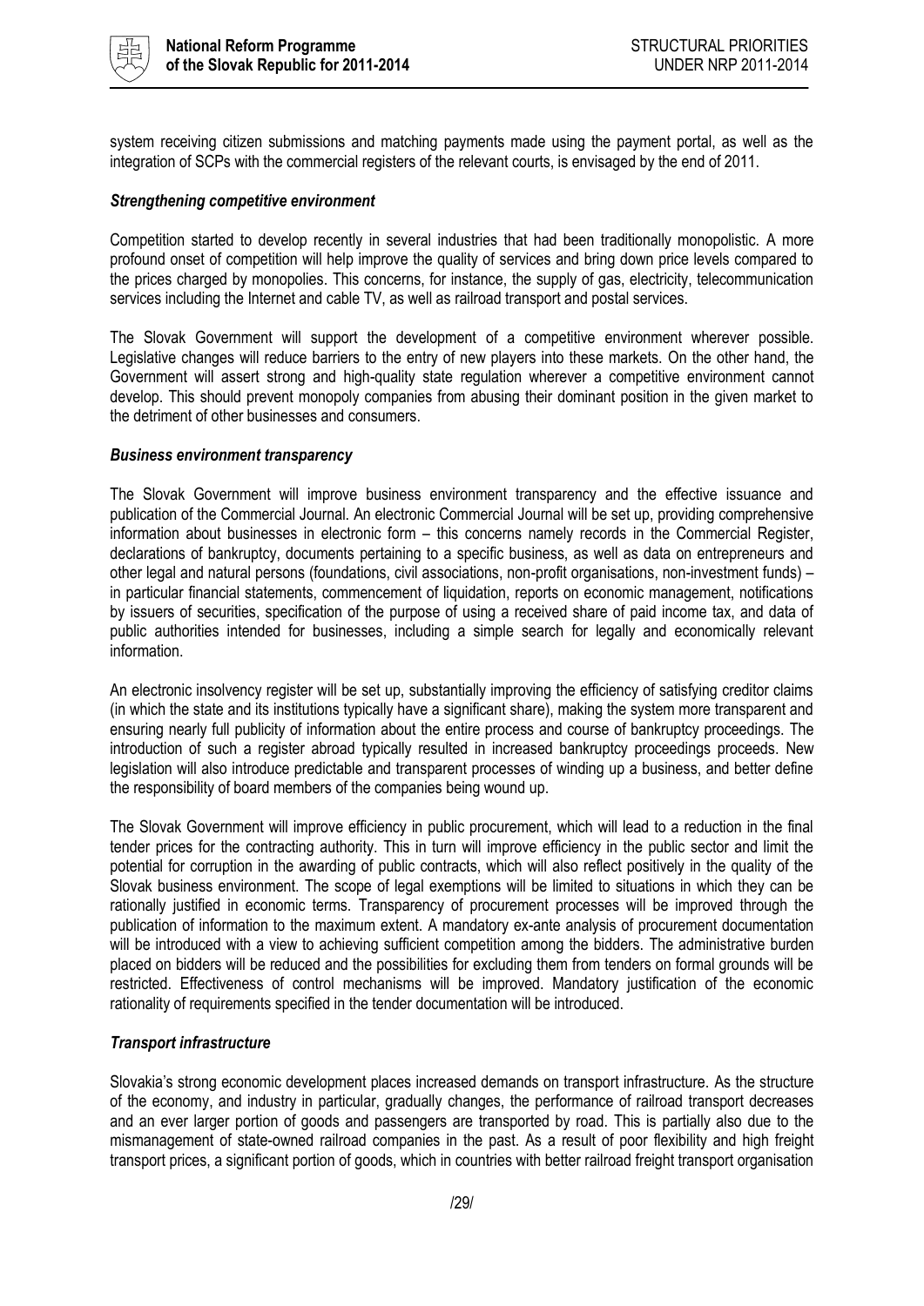system receiving citizen submissions and matching payments made using the payment portal, as well as the integration of SCPs with the commercial registers of the relevant courts, is envisaged by the end of 2011.

### *Strengthening competitive environment*

Competition started to develop recently in several industries that had been traditionally monopolistic. A more profound onset of competition will help improve the quality of services and bring down price levels compared to the prices charged by monopolies. This concerns, for instance, the supply of gas, electricity, telecommunication services including the Internet and cable TV, as well as railroad transport and postal services.

The Slovak Government will support the development of a competitive environment wherever possible. Legislative changes will reduce barriers to the entry of new players into these markets. On the other hand, the Government will assert strong and high-quality state regulation wherever a competitive environment cannot develop. This should prevent monopoly companies from abusing their dominant position in the given market to the detriment of other businesses and consumers.

### *Business environment transparency*

The Slovak Government will improve business environment transparency and the effective issuance and publication of the Commercial Journal. An electronic Commercial Journal will be set up, providing comprehensive information about businesses in electronic form – this concerns namely records in the Commercial Register, declarations of bankruptcy, documents pertaining to a specific business, as well as data on entrepreneurs and other legal and natural persons (foundations, civil associations, non-profit organisations, non-investment funds) – in particular financial statements, commencement of liquidation, reports on economic management, notifications by issuers of securities, specification of the purpose of using a received share of paid income tax, and data of public authorities intended for businesses, including a simple search for legally and economically relevant information.

An electronic insolvency register will be set up, substantially improving the efficiency of satisfying creditor claims (in which the state and its institutions typically have a significant share), making the system more transparent and ensuring nearly full publicity of information about the entire process and course of bankruptcy proceedings. The introduction of such a register abroad typically resulted in increased bankruptcy proceedings proceeds. New legislation will also introduce predictable and transparent processes of winding up a business, and better define the responsibility of board members of the companies being wound up.

The Slovak Government will improve efficiency in public procurement, which will lead to a reduction in the final tender prices for the contracting authority. This in turn will improve efficiency in the public sector and limit the potential for corruption in the awarding of public contracts, which will also reflect positively in the quality of the Slovak business environment. The scope of legal exemptions will be limited to situations in which they can be rationally justified in economic terms. Transparency of procurement processes will be improved through the publication of information to the maximum extent. A mandatory ex-ante analysis of procurement documentation will be introduced with a view to achieving sufficient competition among the bidders. The administrative burden placed on bidders will be reduced and the possibilities for excluding them from tenders on formal grounds will be restricted. Effectiveness of control mechanisms will be improved. Mandatory justification of the economic rationality of requirements specified in the tender documentation will be introduced.

### *Transport infrastructure*

Slovakia's strong economic development places increased demands on transport infrastructure. As the structure of the economy, and industry in particular, gradually changes, the performance of railroad transport decreases and an ever larger portion of goods and passengers are transported by road. This is partially also due to the mismanagement of state-owned railroad companies in the past. As a result of poor flexibility and high freight transport prices, a significant portion of goods, which in countries with better railroad freight transport organisation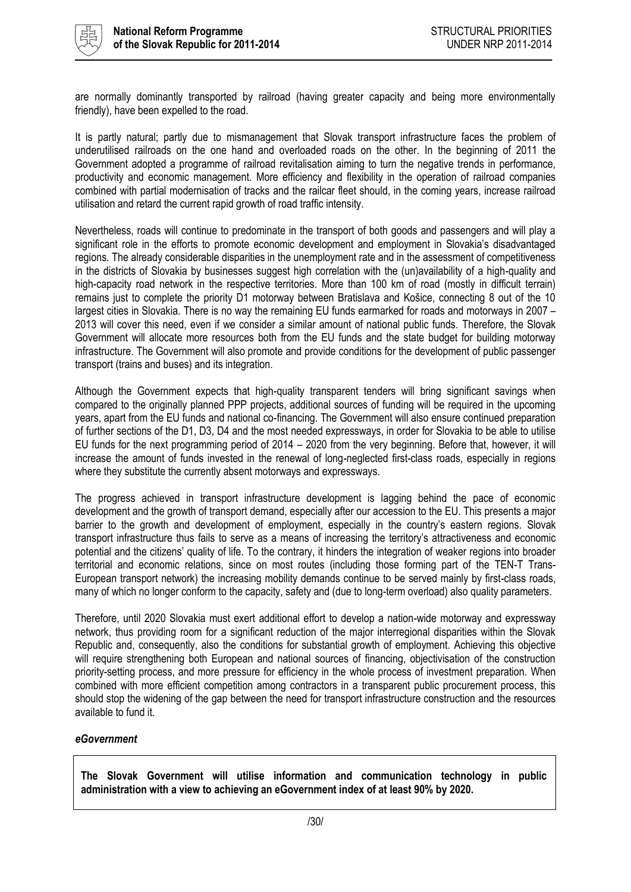are normally dominantly transported by railroad (having greater capacity and being more environmentally friendly), have been expelled to the road.

It is partly natural; partly due to mismanagement that Slovak transport infrastructure faces the problem of underutilised railroads on the one hand and overloaded roads on the other. In the beginning of 2011 the Government adopted a programme of railroad revitalisation aiming to turn the negative trends in performance, productivity and economic management. More efficiency and flexibility in the operation of railroad companies combined with partial modernisation of tracks and the railcar fleet should, in the coming years, increase railroad utilisation and retard the current rapid growth of road traffic intensity.

Nevertheless, roads will continue to predominate in the transport of both goods and passengers and will play a significant role in the efforts to promote economic development and employment in Slovakia's disadvantaged regions. The already considerable disparities in the unemployment rate and in the assessment of competitiveness in the districts of Slovakia by businesses suggest high correlation with the (un)availability of a high-quality and high-capacity road network in the respective territories. More than 100 km of road (mostly in difficult terrain) remains just to complete the priority D1 motorway between Bratislava and Košice, connecting 8 out of the 10 largest cities in Slovakia. There is no way the remaining EU funds earmarked for roads and motorways in 2007 – 2013 will cover this need, even if we consider a similar amount of national public funds. Therefore, the Slovak Government will allocate more resources both from the EU funds and the state budget for building motorway infrastructure. The Government will also promote and provide conditions for the development of public passenger transport (trains and buses) and its integration.

Although the Government expects that high-quality transparent tenders will bring significant savings when compared to the originally planned PPP projects, additional sources of funding will be required in the upcoming years, apart from the EU funds and national co-financing. The Government will also ensure continued preparation of further sections of the D1, D3, D4 and the most needed expressways, in order for Slovakia to be able to utilise EU funds for the next programming period of 2014 – 2020 from the very beginning. Before that, however, it will increase the amount of funds invested in the renewal of long-neglected first-class roads, especially in regions where they substitute the currently absent motorways and expressways.

The progress achieved in transport infrastructure development is lagging behind the pace of economic development and the growth of transport demand, especially after our accession to the EU. This presents a major barrier to the growth and development of employment, especially in the country's eastern regions. Slovak transport infrastructure thus fails to serve as a means of increasing the territory's attractiveness and economic potential and the citizens' quality of life. To the contrary, it hinders the integration of weaker regions into broader territorial and economic relations, since on most routes (including those forming part of the TEN-T Trans-European transport network) the increasing mobility demands continue to be served mainly by first-class roads, many of which no longer conform to the capacity, safety and (due to long-term overload) also quality parameters.

Therefore, until 2020 Slovakia must exert additional effort to develop a nation-wide motorway and expressway network, thus providing room for a significant reduction of the major interregional disparities within the Slovak Republic and, consequently, also the conditions for substantial growth of employment. Achieving this objective will require strengthening both European and national sources of financing, objectivisation of the construction priority-setting process, and more pressure for efficiency in the whole process of investment preparation. When combined with more efficient competition among contractors in a transparent public procurement process, this should stop the widening of the gap between the need for transport infrastructure construction and the resources available to fund it.

***eGovernment***

**The Slovak Government will utilise information and communication technology in public administration with a view to achieving an eGovernment index of at least 90% by 2020.**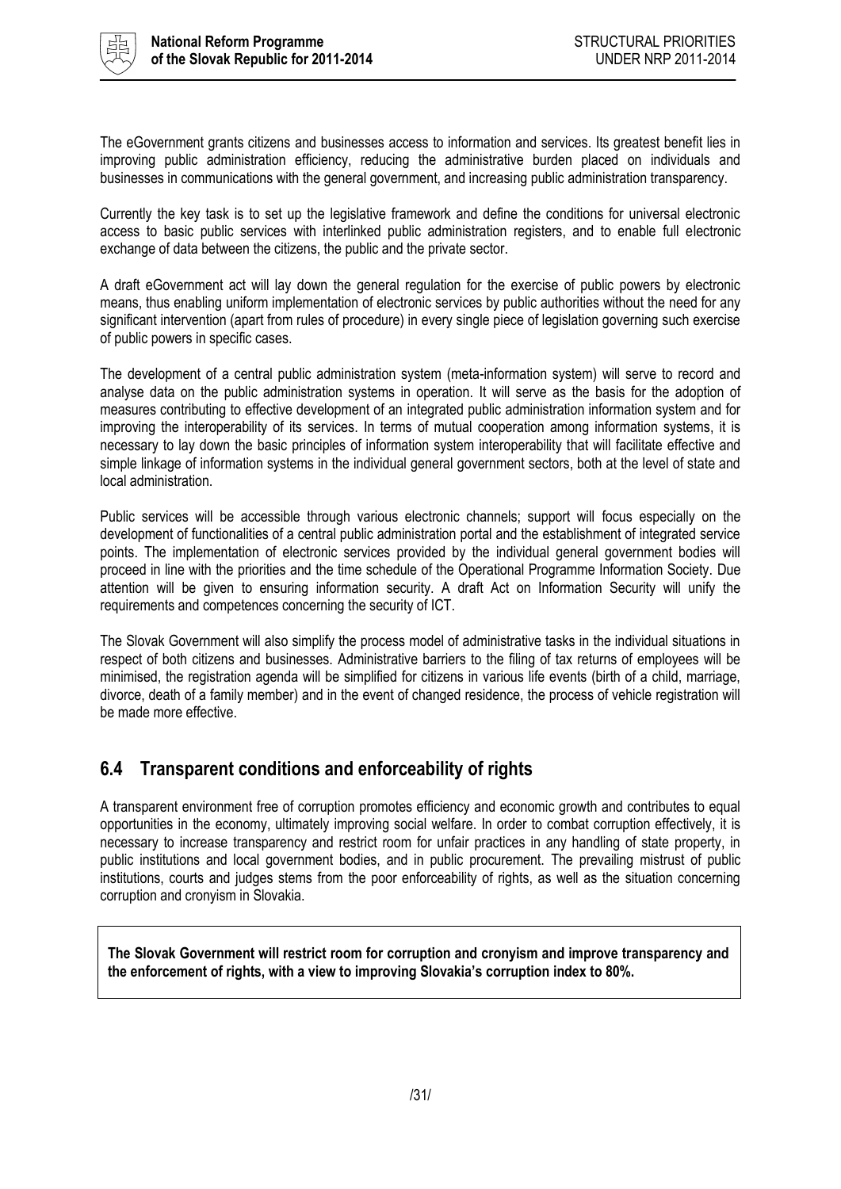The eGovernment grants citizens and businesses access to information and services. Its greatest benefit lies in improving public administration efficiency, reducing the administrative burden placed on individuals and businesses in communications with the general government, and increasing public administration transparency.

Currently the key task is to set up the legislative framework and define the conditions for universal electronic access to basic public services with interlinked public administration registers, and to enable full electronic exchange of data between the citizens, the public and the private sector.

A draft eGovernment act will lay down the general regulation for the exercise of public powers by electronic means, thus enabling uniform implementation of electronic services by public authorities without the need for any significant intervention (apart from rules of procedure) in every single piece of legislation governing such exercise of public powers in specific cases.

The development of a central public administration system (meta-information system) will serve to record and analyse data on the public administration systems in operation. It will serve as the basis for the adoption of measures contributing to effective development of an integrated public administration information system and for improving the interoperability of its services. In terms of mutual cooperation among information systems, it is necessary to lay down the basic principles of information system interoperability that will facilitate effective and simple linkage of information systems in the individual general government sectors, both at the level of state and local administration.

Public services will be accessible through various electronic channels; support will focus especially on the development of functionalities of a central public administration portal and the establishment of integrated service points. The implementation of electronic services provided by the individual general government bodies will proceed in line with the priorities and the time schedule of the Operational Programme Information Society. Due attention will be given to ensuring information security. A draft Act on Information Security will unify the requirements and competences concerning the security of ICT.

The Slovak Government will also simplify the process model of administrative tasks in the individual situations in respect of both citizens and businesses. Administrative barriers to the filing of tax returns of employees will be minimised, the registration agenda will be simplified for citizens in various life events (birth of a child, marriage, divorce, death of a family member) and in the event of changed residence, the process of vehicle registration will be made more effective.

## 6.4 Transparent conditions and enforceability of rights

A transparent environment free of corruption promotes efficiency and economic growth and contributes to equal opportunities in the economy, ultimately improving social welfare. In order to combat corruption effectively, it is necessary to increase transparency and restrict room for unfair practices in any handling of state property, in public institutions and local government bodies, and in public procurement. The prevailing mistrust of public institutions, courts and judges stems from the poor enforceability of rights, as well as the situation concerning corruption and cronyism in Slovakia.

**The Slovak Government will restrict room for corruption and cronyism and improve transparency and the enforcement of rights, with a view to improving Slovakia's corruption index to 80%.**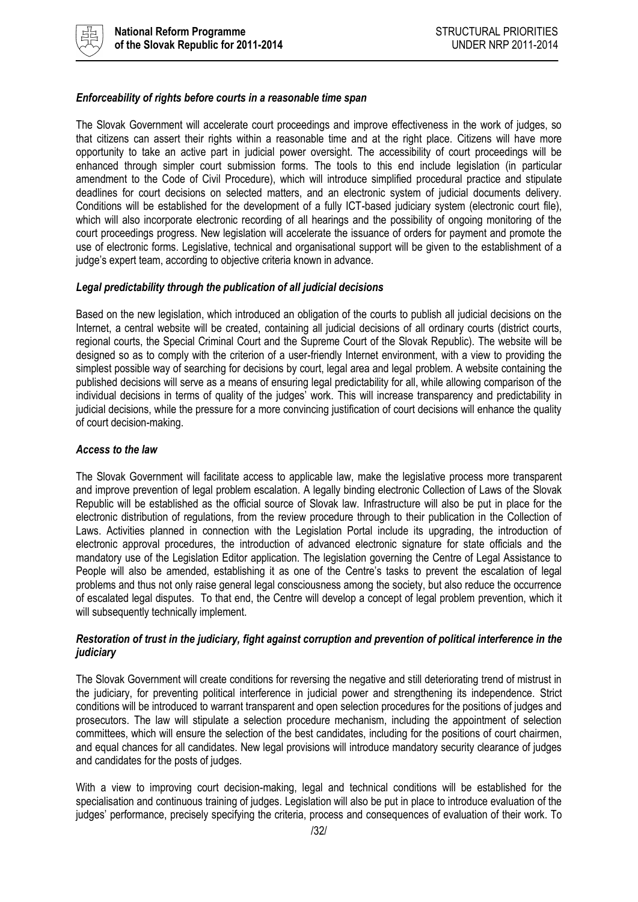***Enforceability of rights before courts in a reasonable time span***

The Slovak Government will accelerate court proceedings and improve effectiveness in the work of judges, so that citizens can assert their rights within a reasonable time and at the right place. Citizens will have more opportunity to take an active part in judicial power oversight. The accessibility of court proceedings will be enhanced through simpler court submission forms. The tools to this end include legislation (in particular amendment to the Code of Civil Procedure), which will introduce simplified procedural practice and stipulate deadlines for court decisions on selected matters, and an electronic system of judicial documents delivery. Conditions will be established for the development of a fully ICT-based judiciary system (electronic court file), which will also incorporate electronic recording of all hearings and the possibility of ongoing monitoring of the court proceedings progress. New legislation will accelerate the issuance of orders for payment and promote the use of electronic forms. Legislative, technical and organisational support will be given to the establishment of a judge's expert team, according to objective criteria known in advance.

***Legal predictability through the publication of all judicial decisions***

Based on the new legislation, which introduced an obligation of the courts to publish all judicial decisions on the Internet, a central website will be created, containing all judicial decisions of all ordinary courts (district courts, regional courts, the Special Criminal Court and the Supreme Court of the Slovak Republic). The website will be designed so as to comply with the criterion of a user-friendly Internet environment, with a view to providing the simplest possible way of searching for decisions by court, legal area and legal problem. A website containing the published decisions will serve as a means of ensuring legal predictability for all, while allowing comparison of the individual decisions in terms of quality of the judges' work. This will increase transparency and predictability in judicial decisions, while the pressure for a more convincing justification of court decisions will enhance the quality of court decision-making.

***Access to the law***

The Slovak Government will facilitate access to applicable law, make the legislative process more transparent and improve prevention of legal problem escalation. A legally binding electronic Collection of Laws of the Slovak Republic will be established as the official source of Slovak law. Infrastructure will also be put in place for the electronic distribution of regulations, from the review procedure through to their publication in the Collection of Laws. Activities planned in connection with the Legislation Portal include its upgrading, the introduction of electronic approval procedures, the introduction of advanced electronic signature for state officials and the mandatory use of the Legislation Editor application. The legislation governing the Centre of Legal Assistance to People will also be amended, establishing it as one of the Centre's tasks to prevent the escalation of legal problems and thus not only raise general legal consciousness among the society, but also reduce the occurrence of escalated legal disputes. To that end, the Centre will develop a concept of legal problem prevention, which it will subsequently technically implement.

***Restoration of trust in the judiciary, fight against corruption and prevention of political interference in the judiciary***

The Slovak Government will create conditions for reversing the negative and still deteriorating trend of mistrust in the judiciary, for preventing political interference in judicial power and strengthening its independence. Strict conditions will be introduced to warrant transparent and open selection procedures for the positions of judges and prosecutors. The law will stipulate a selection procedure mechanism, including the appointment of selection committees, which will ensure the selection of the best candidates, including for the positions of court chairmen, and equal chances for all candidates. New legal provisions will introduce mandatory security clearance of judges and candidates for the posts of judges.

With a view to improving court decision-making, legal and technical conditions will be established for the specialisation and continuous training of judges. Legislation will also be put in place to introduce evaluation of the judges' performance, precisely specifying the criteria, process and consequences of evaluation of their work. To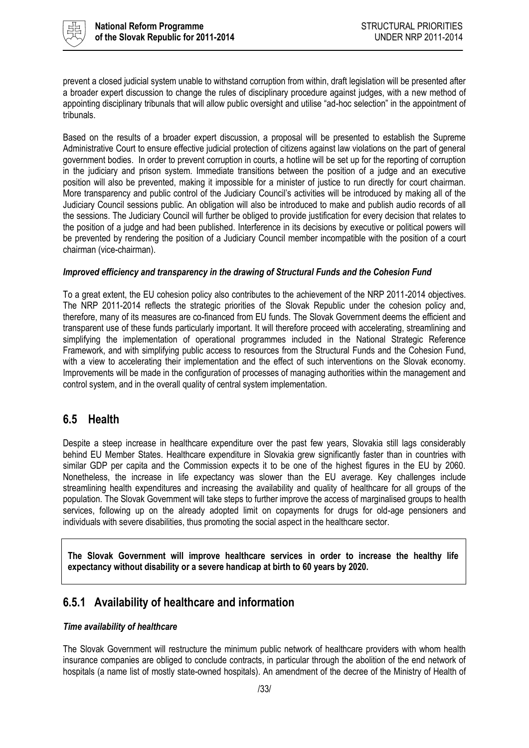prevent a closed judicial system unable to withstand corruption from within, draft legislation will be presented after a broader expert discussion to change the rules of disciplinary procedure against judges, with a new method of appointing disciplinary tribunals that will allow public oversight and utilise "ad-hoc selection" in the appointment of tribunals.

Based on the results of a broader expert discussion, a proposal will be presented to establish the Supreme Administrative Court to ensure effective judicial protection of citizens against law violations on the part of general government bodies. In order to prevent corruption in courts, a hotline will be set up for the reporting of corruption in the judiciary and prison system. Immediate transitions between the position of a judge and an executive position will also be prevented, making it impossible for a minister of justice to run directly for court chairman. More transparency and public control of the Judiciary Council's activities will be introduced by making all of the Judiciary Council sessions public. An obligation will also be introduced to make and publish audio records of all the sessions. The Judiciary Council will further be obliged to provide justification for every decision that relates to the position of a judge and had been published. Interference in its decisions by executive or political powers will be prevented by rendering the position of a Judiciary Council member incompatible with the position of a court chairman (vice-chairman).

***Improved efficiency and transparency in the drawing of Structural Funds and the Cohesion Fund***

To a great extent, the EU cohesion policy also contributes to the achievement of the NRP 2011-2014 objectives. The NRP 2011-2014 reflects the strategic priorities of the Slovak Republic under the cohesion policy and, therefore, many of its measures are co-financed from EU funds. The Slovak Government deems the efficient and transparent use of these funds particularly important. It will therefore proceed with accelerating, streamlining and simplifying the implementation of operational programmes included in the National Strategic Reference Framework, and with simplifying public access to resources from the Structural Funds and the Cohesion Fund, with a view to accelerating their implementation and the effect of such interventions on the Slovak economy. Improvements will be made in the configuration of processes of managing authorities within the management and control system, and in the overall quality of central system implementation.

## 6.5 Health

Despite a steep increase in healthcare expenditure over the past few years, Slovakia still lags considerably behind EU Member States. Healthcare expenditure in Slovakia grew significantly faster than in countries with similar GDP per capita and the Commission expects it to be one of the highest figures in the EU by 2060. Nonetheless, the increase in life expectancy was slower than the EU average. Key challenges include streamlining health expenditures and increasing the availability and quality of healthcare for all groups of the population. The Slovak Government will take steps to further improve the access of marginalised groups to health services, following up on the already adopted limit on copayments for drugs for old-age pensioners and individuals with severe disabilities, thus promoting the social aspect in the healthcare sector.

**The Slovak Government will improve healthcare services in order to increase the healthy life expectancy without disability or a severe handicap at birth to 60 years by 2020.**

### 6.5.1 Availability of healthcare and information

***Time availability of healthcare***

The Slovak Government will restructure the minimum public network of healthcare providers with whom health insurance companies are obliged to conclude contracts, in particular through the abolition of the end network of hospitals (a name list of mostly state-owned hospitals). An amendment of the decree of the Ministry of Health of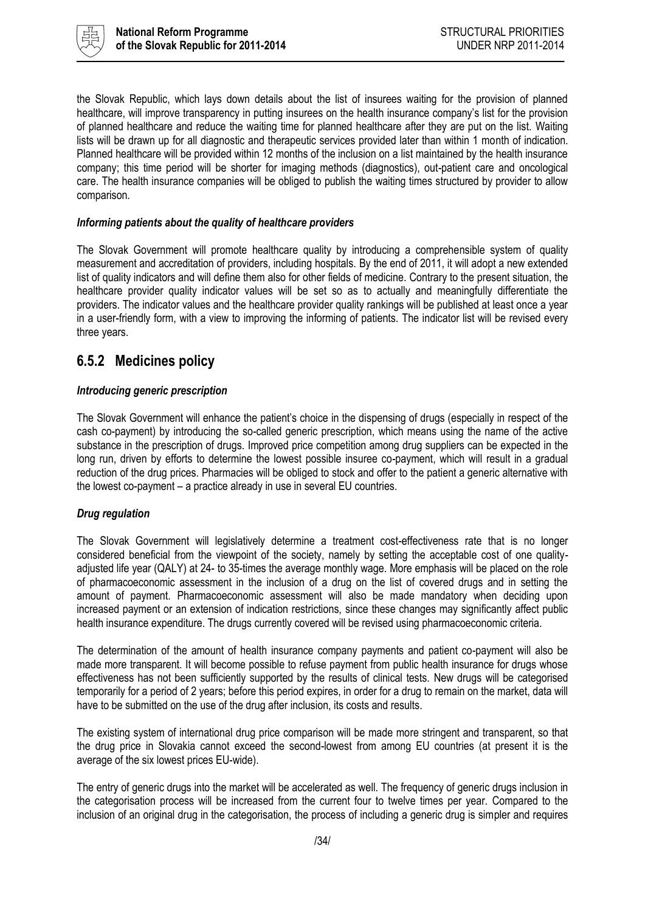the Slovak Republic, which lays down details about the list of insurees waiting for the provision of planned healthcare, will improve transparency in putting insurees on the health insurance company's list for the provision of planned healthcare and reduce the waiting time for planned healthcare after they are put on the list. Waiting lists will be drawn up for all diagnostic and therapeutic services provided later than within 1 month of indication. Planned healthcare will be provided within 12 months of the inclusion on a list maintained by the health insurance company; this time period will be shorter for imaging methods (diagnostics), out-patient care and oncological care. The health insurance companies will be obliged to publish the waiting times structured by provider to allow comparison.

***Informing patients about the quality of healthcare providers***

The Slovak Government will promote healthcare quality by introducing a comprehensible system of quality measurement and accreditation of providers, including hospitals. By the end of 2011, it will adopt a new extended list of quality indicators and will define them also for other fields of medicine. Contrary to the present situation, the healthcare provider quality indicator values will be set so as to actually and meaningfully differentiate the providers. The indicator values and the healthcare provider quality rankings will be published at least once a year in a user-friendly form, with a view to improving the informing of patients. The indicator list will be revised every three years.

## 6.5.2 Medicines policy

***Introducing generic prescription***

The Slovak Government will enhance the patient's choice in the dispensing of drugs (especially in respect of the cash co-payment) by introducing the so-called generic prescription, which means using the name of the active substance in the prescription of drugs. Improved price competition among drug suppliers can be expected in the long run, driven by efforts to determine the lowest possible insuree co-payment, which will result in a gradual reduction of the drug prices. Pharmacies will be obliged to stock and offer to the patient a generic alternative with the lowest co-payment – a practice already in use in several EU countries.

***Drug regulation***

The Slovak Government will legislatively determine a treatment cost-effectiveness rate that is no longer considered beneficial from the viewpoint of the society, namely by setting the acceptable cost of one quality-adjusted life year (QALY) at 24- to 35-times the average monthly wage. More emphasis will be placed on the role of pharmacoeconomic assessment in the inclusion of a drug on the list of covered drugs and in setting the amount of payment. Pharmacoeconomic assessment will also be made mandatory when deciding upon increased payment or an extension of indication restrictions, since these changes may significantly affect public health insurance expenditure. The drugs currently covered will be revised using pharmacoeconomic criteria.

The determination of the amount of health insurance company payments and patient co-payment will also be made more transparent. It will become possible to refuse payment from public health insurance for drugs whose effectiveness has not been sufficiently supported by the results of clinical tests. New drugs will be categorised temporarily for a period of 2 years; before this period expires, in order for a drug to remain on the market, data will have to be submitted on the use of the drug after inclusion, its costs and results.

The existing system of international drug price comparison will be made more stringent and transparent, so that the drug price in Slovakia cannot exceed the second-lowest from among EU countries (at present it is the average of the six lowest prices EU-wide).

The entry of generic drugs into the market will be accelerated as well. The frequency of generic drugs inclusion in the categorisation process will be increased from the current four to twelve times per year. Compared to the inclusion of an original drug in the categorisation, the process of including a generic drug is simpler and requires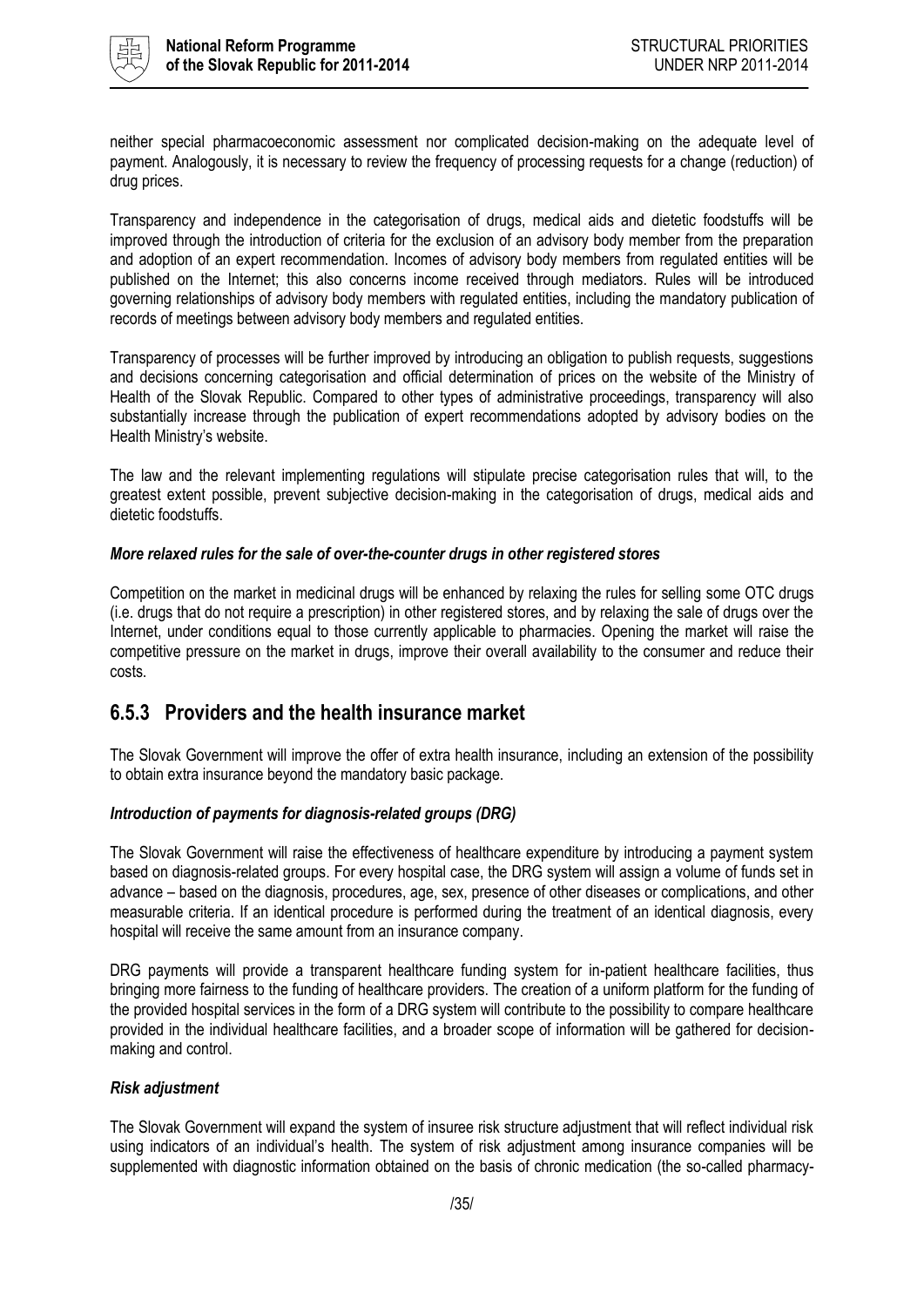neither special pharmacoeconomic assessment nor complicated decision-making on the adequate level of payment. Analogously, it is necessary to review the frequency of processing requests for a change (reduction) of drug prices.

Transparency and independence in the categorisation of drugs, medical aids and dietetic foodstuffs will be improved through the introduction of criteria for the exclusion of an advisory body member from the preparation and adoption of an expert recommendation. Incomes of advisory body members from regulated entities will be published on the Internet; this also concerns income received through mediators. Rules will be introduced governing relationships of advisory body members with regulated entities, including the mandatory publication of records of meetings between advisory body members and regulated entities.

Transparency of processes will be further improved by introducing an obligation to publish requests, suggestions and decisions concerning categorisation and official determination of prices on the website of the Ministry of Health of the Slovak Republic. Compared to other types of administrative proceedings, transparency will also substantially increase through the publication of expert recommendations adopted by advisory bodies on the Health Ministry's website.

The law and the relevant implementing regulations will stipulate precise categorisation rules that will, to the greatest extent possible, prevent subjective decision-making in the categorisation of drugs, medical aids and dietetic foodstuffs.

***More relaxed rules for the sale of over-the-counter drugs in other registered stores***

Competition on the market in medicinal drugs will be enhanced by relaxing the rules for selling some OTC drugs (i.e. drugs that do not require a prescription) in other registered stores, and by relaxing the sale of drugs over the Internet, under conditions equal to those currently applicable to pharmacies. Opening the market will raise the competitive pressure on the market in drugs, improve their overall availability to the consumer and reduce their costs.

### 6.5.3 Providers and the health insurance market

The Slovak Government will improve the offer of extra health insurance, including an extension of the possibility to obtain extra insurance beyond the mandatory basic package.

***Introduction of payments for diagnosis-related groups (DRG)***

The Slovak Government will raise the effectiveness of healthcare expenditure by introducing a payment system based on diagnosis-related groups. For every hospital case, the DRG system will assign a volume of funds set in advance – based on the diagnosis, procedures, age, sex, presence of other diseases or complications, and other measurable criteria. If an identical procedure is performed during the treatment of an identical diagnosis, every hospital will receive the same amount from an insurance company.

DRG payments will provide a transparent healthcare funding system for in-patient healthcare facilities, thus bringing more fairness to the funding of healthcare providers. The creation of a uniform platform for the funding of the provided hospital services in the form of a DRG system will contribute to the possibility to compare healthcare provided in the individual healthcare facilities, and a broader scope of information will be gathered for decision-making and control.

***Risk adjustment***

The Slovak Government will expand the system of insuree risk structure adjustment that will reflect individual risk using indicators of an individual's health. The system of risk adjustment among insurance companies will be supplemented with diagnostic information obtained on the basis of chronic medication (the so-called pharmacy-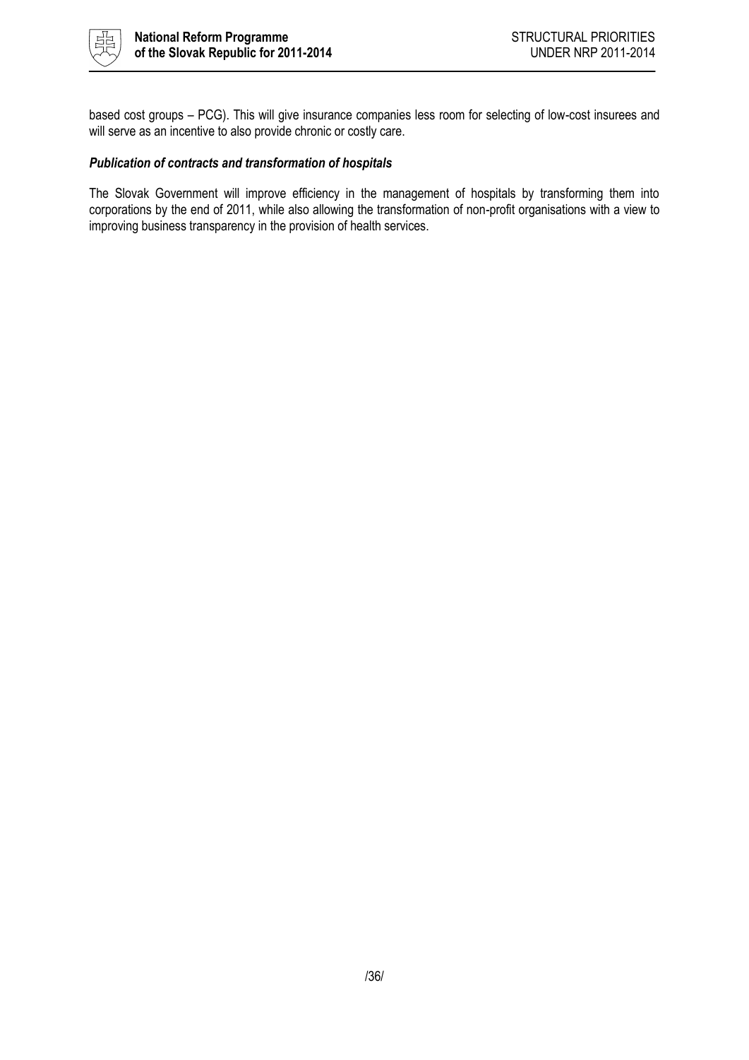based cost groups – PCG). This will give insurance companies less room for selecting of low-cost insurees and will serve as an incentive to also provide chronic or costly care.

***Publication of contracts and transformation of hospitals***

The Slovak Government will improve efficiency in the management of hospitals by transforming them into corporations by the end of 2011, while also allowing the transformation of non-profit organisations with a view to improving business transparency in the provision of health services.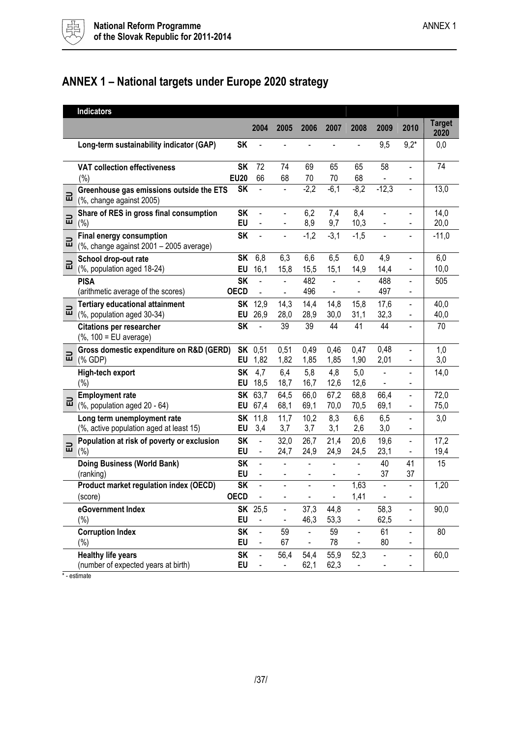# ANNEX 1 – National targets under Europe 2020 strategy

| | Indicators | | 2004 | 2005 | 2006 | 2007 | 2008 | 2009 | 2010 | Target 2020 |
|---|---|---|---|---|---|---|---|---|---|---|
| | **Long-term sustainability indicator (GAP)** | **SK** | - | - | - | - | - | 9,5 | 9,2* | 0,0 |
| | **VAT collection effectiveness** | **SK** | 72 | 74 | 69 | 65 | 65 | 58 | - | 74 |
| | (%) | **EU20** | 66 | 68 | 70 | 70 | 68 | - | - | |
| EU | **Greenhouse gas emissions outside the ETS** (%, change against 2005) | **SK** | - | - | -2,2 | -6,1 | -8,2 | -12,3 | - | 13,0 |
| EU | **Share of RES in gross final consumption** | **SK** | - | - | 6,2 | 7,4 | 8,4 | - | - | 14,0 |
| | (%) | **EU** | - | - | 8,9 | 9,7 | 10,3 | - | - | 20,0 |
| EU | **Final energy consumption** (%, change against 2001 – 2005 average) | **SK** | - | - | -1,2 | -3,1 | -1,5 | - | - | -11,0 |
| EU | **School drop-out rate** | **SK** | 6,8 | 6,3 | 6,6 | 6,5 | 6,0 | 4,9 | - | 6,0 |
| | (%, population aged 18-24) | **EU** | 16,1 | 15,8 | 15,5 | 15,1 | 14,9 | 14,4 | - | 10,0 |
| | **PISA** | **SK** | - | - | 482 | - | - | 488 | - | 505 |
| | (arithmetic average of the scores) | **OECD** | - | - | 496 | - | - | 497 | - | |
| EU | **Tertiary educational attainment** | **SK** | 12,9 | 14,3 | 14,4 | 14,8 | 15,8 | 17,6 | - | 40,0 |
| | (%, population aged 30-34) | **EU** | 26,9 | 28,0 | 28,9 | 30,0 | 31,1 | 32,3 | - | 40,0 |
| | **Citations per researcher** (%, 100 = EU average) | **SK** | - | 39 | 39 | 44 | 41 | 44 | - | 70 |
| EU | **Gross domestic expenditure on R&D (GERD)** | **SK** | 0,51 | 0,51 | 0,49 | 0,46 | 0,47 | 0,48 | - | 1,0 |
| | (% GDP) | **EU** | 1,82 | 1,82 | 1,85 | 1,85 | 1,90 | 2,01 | - | 3,0 |
| | **High-tech export** | **SK** | 4,7 | 6,4 | 5,8 | 4,8 | 5,0 | - | - | 14,0 |
| | (%) | **EU** | 18,5 | 18,7 | 16,7 | 12,6 | 12,6 | - | - | |
| EU | **Employment rate** | **SK** | 63,7 | 64,5 | 66,0 | 67,2 | 68,8 | 66,4 | - | 72,0 |
| | (%, population aged 20 - 64) | **EU** | 67,4 | 68,1 | 69,1 | 70,0 | 70,5 | 69,1 | - | 75,0 |
| | **Long term unemployment rate** | **SK** | 11,8 | 11,7 | 10,2 | 8,3 | 6,6 | 6,5 | - | 3,0 |
| | (%, active population aged at least 15) | **EU** | 3,4 | 3,7 | 3,7 | 3,1 | 2,6 | 3,0 | - | |
| EU | **Population at risk of poverty or exclusion** | **SK** | - | 32,0 | 26,7 | 21,4 | 20,6 | 19,6 | - | 17,2 |
| | (%) | **EU** | - | 24,7 | 24,9 | 24,9 | 24,5 | 23,1 | - | 19,4 |
| | **Doing Business (World Bank)** | **SK** | - | - | - | - | - | 40 | 41 | 15 |
| | (ranking) | **EU** | - | - | - | - | - | 37 | 37 | |
| | **Product market regulation index (OECD)** | **SK** | - | - | - | - | 1,63 | - | - | 1,20 |
| | (score) | **OECD** | - | - | - | - | 1,41 | - | - | |
| | **eGovernment Index** | **SK** | 25,5 | - | 37,3 | 44,8 | - | 58,3 | - | 90,0 |
| | (%) | **EU** | - | - | 46,3 | 53,3 | - | 62,5 | - | |
| | **Corruption Index** | **SK** | - | 59 | - | 59 | - | 61 | - | 80 |
| | (%) | **EU** | - | 67 | - | 78 | - | 80 | - | |
| | **Healthy life years** | **SK** | - | 56,4 | 54,4 | 55,9 | 52,3 | - | - | 60,0 |
| | (number of expected years at birth) | **EU** | - | - | 62,1 | 62,3 | - | - | - | |

\* - estimate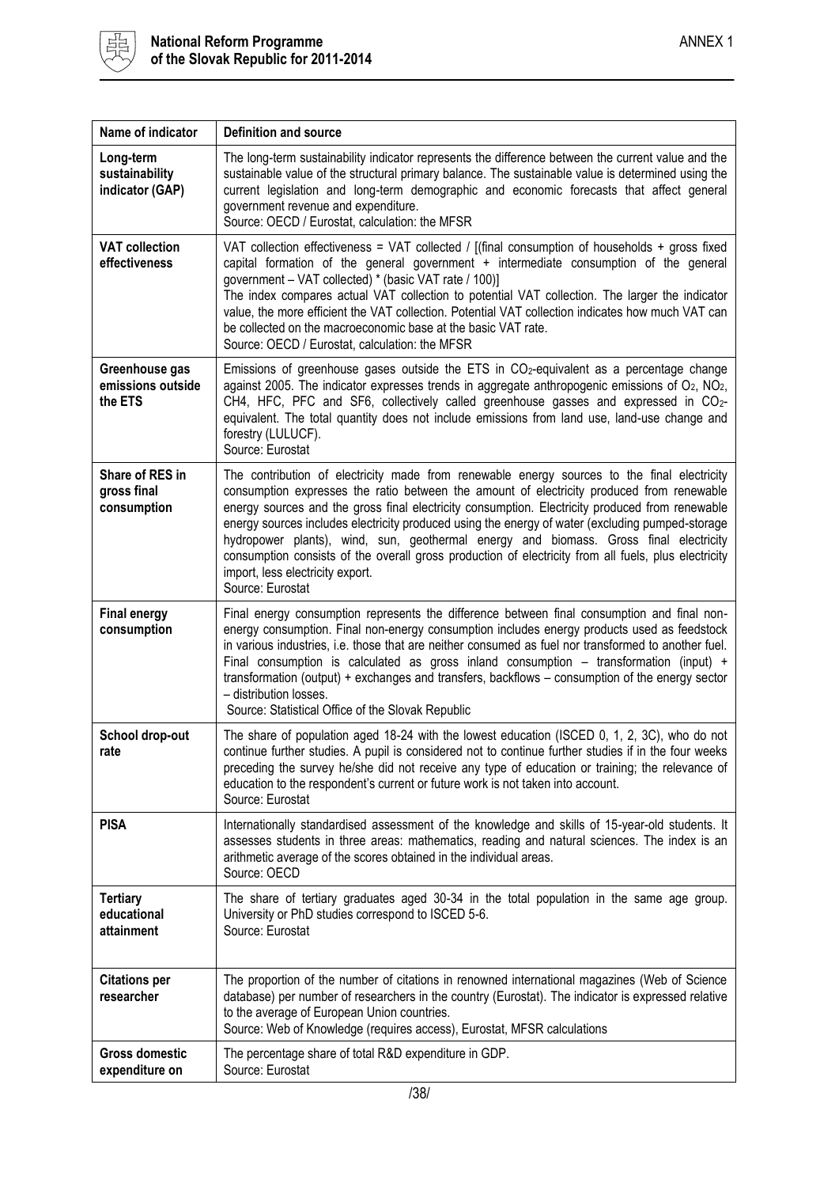| Name of indicator | Definition and source |
|---|---|
| **Long-term sustainability indicator (GAP)** | The long-term sustainability indicator represents the difference between the current value and the sustainable value of the structural primary balance. The sustainable value is determined using the current legislation and long-term demographic and economic forecasts that affect general government revenue and expenditure.<br>Source: OECD / Eurostat, calculation: the MFSR |
| **VAT collection effectiveness** | VAT collection effectiveness = VAT collected / [(final consumption of households + gross fixed capital formation of the general government + intermediate consumption of the general government – VAT collected) * (basic VAT rate / 100)]<br>The index compares actual VAT collection to potential VAT collection. The larger the indicator value, the more efficient the VAT collection. Potential VAT collection indicates how much VAT can be collected on the macroeconomic base at the basic VAT rate.<br>Source: OECD / Eurostat, calculation: the MFSR |
| **Greenhouse gas emissions outside the ETS** | Emissions of greenhouse gases outside the ETS in $CO_2$-equivalent as a percentage change against 2005. The indicator expresses trends in aggregate anthropogenic emissions of $O_2$, $NO_2$, CH4, HFC, PFC and SF6, collectively called greenhouse gasses and expressed in $CO_2$-equivalent. The total quantity does not include emissions from land use, land-use change and forestry (LULUCF).<br>Source: Eurostat |
| **Share of RES in gross final consumption** | The contribution of electricity made from renewable energy sources to the final electricity consumption expresses the ratio between the amount of electricity produced from renewable energy sources and the gross final electricity consumption. Electricity produced from renewable energy sources includes electricity produced using the energy of water (excluding pumped-storage hydropower plants), wind, sun, geothermal energy and biomass. Gross final electricity consumption consists of the overall gross production of electricity from all fuels, plus electricity import, less electricity export.<br>Source: Eurostat |
| **Final energy consumption** | Final energy consumption represents the difference between final consumption and final non-energy consumption. Final non-energy consumption includes energy products used as feedstock in various industries, i.e. those that are neither consumed as fuel nor transformed to another fuel. Final consumption is calculated as gross inland consumption – transformation (input) + transformation (output) + exchanges and transfers, backflows – consumption of the energy sector – distribution losses.<br>Source: Statistical Office of the Slovak Republic |
| **School drop-out rate** | The share of population aged 18-24 with the lowest education (ISCED 0, 1, 2, 3C), who do not continue further studies. A pupil is considered not to continue further studies if in the four weeks preceding the survey he/she did not receive any type of education or training; the relevance of education to the respondent's current or future work is not taken into account.<br>Source: Eurostat |
| **PISA** | Internationally standardised assessment of the knowledge and skills of 15-year-old students. It assesses students in three areas: mathematics, reading and natural sciences. The index is an arithmetic average of the scores obtained in the individual areas.<br>Source: OECD |
| **Tertiary educational attainment** | The share of tertiary graduates aged 30-34 in the total population in the same age group. University or PhD studies correspond to ISCED 5-6.<br>Source: Eurostat |
| **Citations per researcher** | The proportion of the number of citations in renowned international magazines (Web of Science database) per number of researchers in the country (Eurostat). The indicator is expressed relative to the average of European Union countries.<br>Source: Web of Knowledge (requires access), Eurostat, MFSR calculations |
| **Gross domestic expenditure on** | The percentage share of total R&D expenditure in GDP.<br>Source: Eurostat |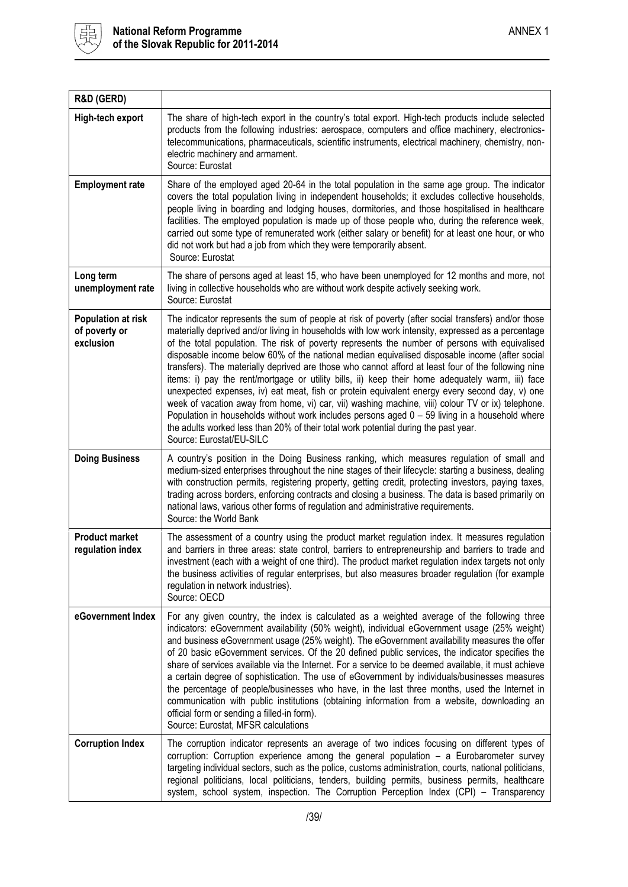| | |
|---|---|
| **R&D (GERD)** | |
| **High-tech export** | The share of high-tech export in the country's total export. High-tech products include selected products from the following industries: aerospace, computers and office machinery, electronics-telecommunications, pharmaceuticals, scientific instruments, electrical machinery, chemistry, non-electric machinery and armament.<br>Source: Eurostat |
| **Employment rate** | Share of the employed aged 20-64 in the total population in the same age group. The indicator covers the total population living in independent households; it excludes collective households, people living in boarding and lodging houses, dormitories, and those hospitalised in healthcare facilities. The employed population is made up of those people who, during the reference week, carried out some type of remunerated work (either salary or benefit) for at least one hour, or who did not work but had a job from which they were temporarily absent.<br>Source: Eurostat |
| **Long term unemployment rate** | The share of persons aged at least 15, who have been unemployed for 12 months and more, not living in collective households who are without work despite actively seeking work.<br>Source: Eurostat |
| **Population at risk of poverty or exclusion** | The indicator represents the sum of people at risk of poverty (after social transfers) and/or those materially deprived and/or living in households with low work intensity, expressed as a percentage of the total population. The risk of poverty represents the number of persons with equivalised disposable income below 60% of the national median equivalised disposable income (after social transfers). The materially deprived are those who cannot afford at least four of the following nine items: i) pay the rent/mortgage or utility bills, ii) keep their home adequately warm, iii) face unexpected expenses, iv) eat meat, fish or protein equivalent energy every second day, v) one week of vacation away from home, vi) car, vii) washing machine, viii) colour TV or ix) telephone. Population in households without work includes persons aged 0 – 59 living in a household where the adults worked less than 20% of their total work potential during the past year.<br>Source: Eurostat/EU-SILC |
| **Doing Business** | A country's position in the Doing Business ranking, which measures regulation of small and medium-sized enterprises throughout the nine stages of their lifecycle: starting a business, dealing with construction permits, registering property, getting credit, protecting investors, paying taxes, trading across borders, enforcing contracts and closing a business. The data is based primarily on national laws, various other forms of regulation and administrative requirements.<br>Source: the World Bank |
| **Product market regulation index** | The assessment of a country using the product market regulation index. It measures regulation and barriers in three areas: state control, barriers to entrepreneurship and barriers to trade and investment (each with a weight of one third). The product market regulation index targets not only the business activities of regular enterprises, but also measures broader regulation (for example regulation in network industries).<br>Source: OECD |
| **eGovernment Index** | For any given country, the index is calculated as a weighted average of the following three indicators: eGovernment availability (50% weight), individual eGovernment usage (25% weight) and business eGovernment usage (25% weight). The eGovernment availability measures the offer of 20 basic eGovernment services. Of the 20 defined public services, the indicator specifies the share of services available via the Internet. For a service to be deemed available, it must achieve a certain degree of sophistication. The use of eGovernment by individuals/businesses measures the percentage of people/businesses who have, in the last three months, used the Internet in communication with public institutions (obtaining information from a website, downloading an official form or sending a filled-in form).<br>Source: Eurostat, MFSR calculations |
| **Corruption Index** | The corruption indicator represents an average of two indices focusing on different types of corruption: Corruption experience among the general population – a Eurobarometer survey targeting individual sectors, such as the police, customs administration, courts, national politicians, regional politicians, local politicians, tenders, building permits, business permits, healthcare system, school system, inspection. The Corruption Perception Index (CPI) – Transparency |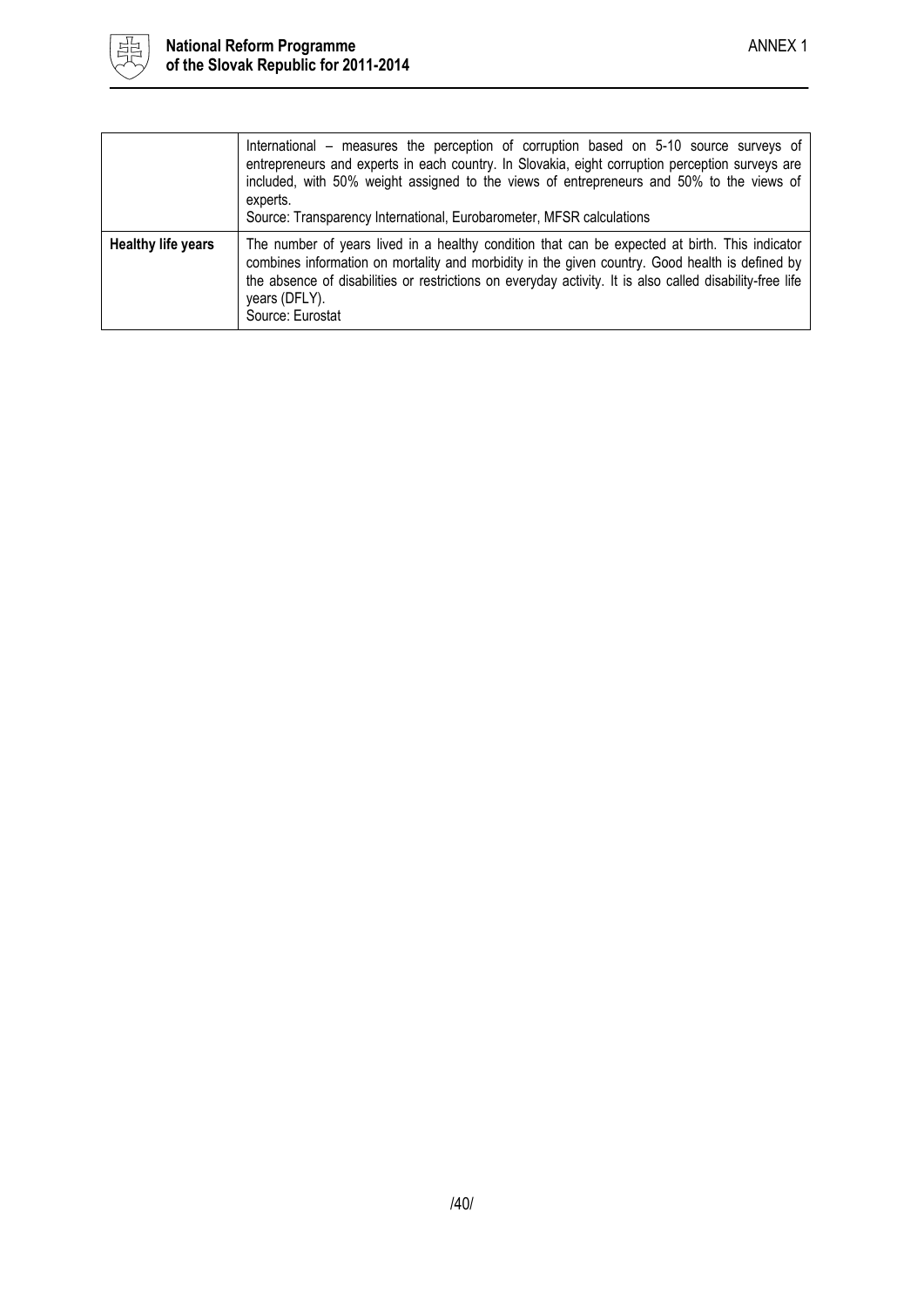|  |  |
|---|---|
|  | International – measures the perception of corruption based on 5-10 source surveys of entrepreneurs and experts in each country. In Slovakia, eight corruption perception surveys are included, with 50% weight assigned to the views of entrepreneurs and 50% to the views of experts.<br>Source: Transparency International, Eurobarometer, MFSR calculations |
| **Healthy life years** | The number of years lived in a healthy condition that can be expected at birth. This indicator combines information on mortality and morbidity in the given country. Good health is defined by the absence of disabilities or restrictions on everyday activity. It is also called disability-free life years (DFLY).<br>Source: Eurostat |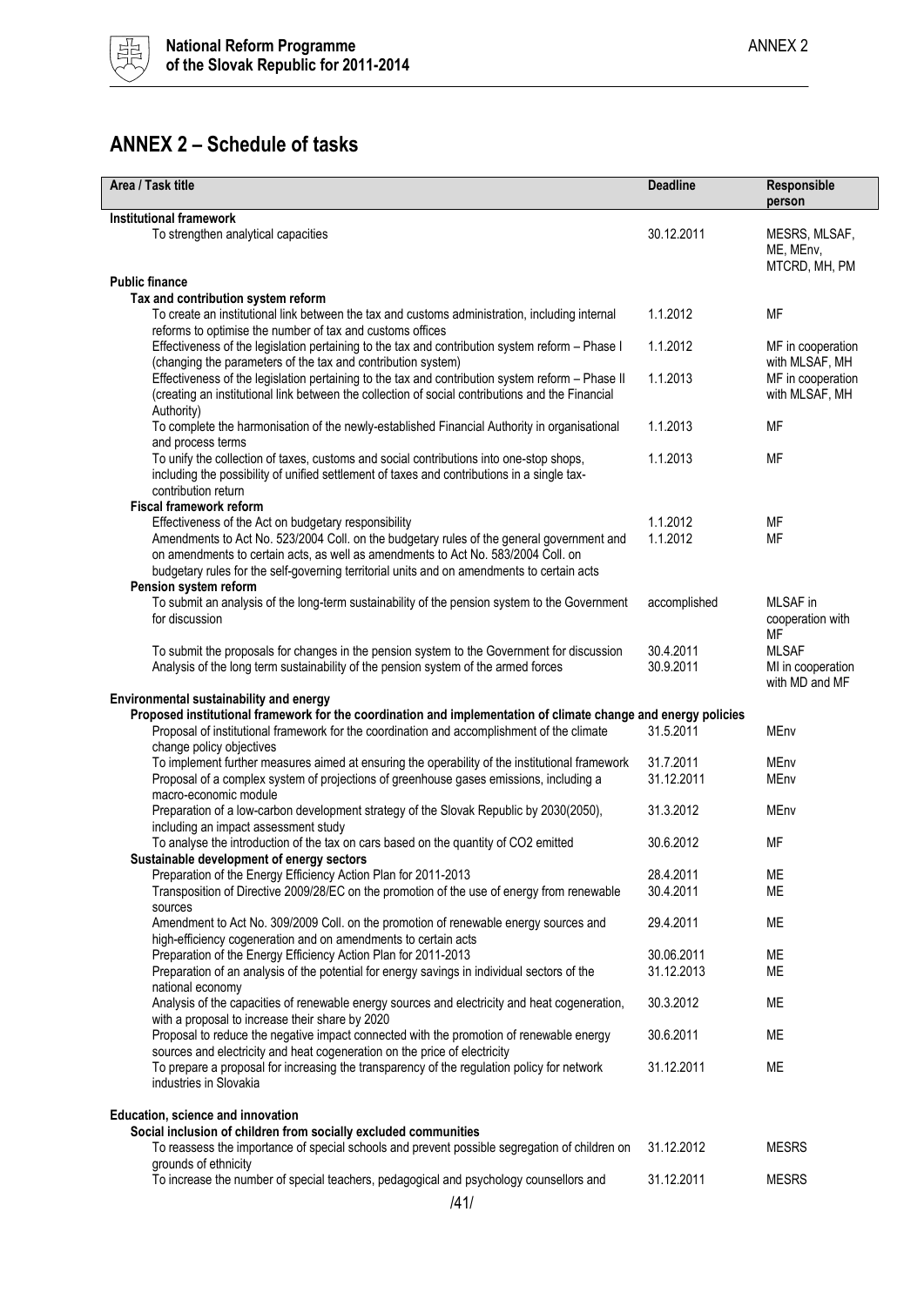## ANNEX 2 – Schedule of tasks

| Area / Task title | Deadline | Responsible person |
|---|---|---|
| **Institutional framework** | | |
| To strengthen analytical capacities | 30.12.2011 | MESRS, MLSAF, ME, MEnv, MTCRD, MH, PM |
| **Public finance** | | |
| **Tax and contribution system reform** | | |
| To create an institutional link between the tax and customs administration, including internal reforms to optimise the number of tax and customs offices | 1.1.2012 | MF |
| Effectiveness of the legislation pertaining to the tax and contribution system reform – Phase I (changing the parameters of the tax and contribution system) | 1.1.2012 | MF in cooperation with MLSAF, MH |
| Effectiveness of the legislation pertaining to the tax and contribution system reform – Phase II (creating an institutional link between the collection of social contributions and the Financial Authority) | 1.1.2013 | MF in cooperation with MLSAF, MH |
| To complete the harmonisation of the newly-established Financial Authority in organisational and process terms | 1.1.2013 | MF |
| To unify the collection of taxes, customs and social contributions into one-stop shops, including the possibility of unified settlement of taxes and contributions in a single tax-contribution return | 1.1.2013 | MF |
| **Fiscal framework reform** | | |
| Effectiveness of the Act on budgetary responsibility | 1.1.2012 | MF |
| Amendments to Act No. 523/2004 Coll. on the budgetary rules of the general government and on amendments to certain acts, as well as amendments to Act No. 583/2004 Coll. on budgetary rules for the self-governing territorial units and on amendments to certain acts | 1.1.2012 | MF |
| **Pension system reform** | | |
| To submit an analysis of the long-term sustainability of the pension system to the Government for discussion | accomplished | MLSAF in cooperation with MF |
| To submit the proposals for changes in the pension system to the Government for discussion | 30.4.2011 | MLSAF |
| Analysis of the long term sustainability of the pension system of the armed forces | 30.9.2011 | MI in cooperation with MD and MF |
| **Environmental sustainability and energy** | | |
| **Proposed institutional framework for the coordination and implementation of climate change and energy policies** | | |
| Proposal of institutional framework for the coordination and accomplishment of the climate change policy objectives | 31.5.2011 | MEnv |
| To implement further measures aimed at ensuring the operability of the institutional framework | 31.7.2011 | MEnv |
| Proposal of a complex system of projections of greenhouse gases emissions, including a macro-economic module | 31.12.2011 | MEnv |
| Preparation of a low-carbon development strategy of the Slovak Republic by 2030(2050), including an impact assessment study | 31.3.2012 | MEnv |
| To analyse the introduction of the tax on cars based on the quantity of CO2 emitted | 30.6.2012 | MF |
| **Sustainable development of energy sectors** | | |
| Preparation of the Energy Efficiency Action Plan for 2011-2013 | 28.4.2011 | ME |
| Transposition of Directive 2009/28/EC on the promotion of the use of energy from renewable sources | 30.4.2011 | ME |
| Amendment to Act No. 309/2009 Coll. on the promotion of renewable energy sources and high-efficiency cogeneration and on amendments to certain acts | 29.4.2011 | ME |
| Preparation of the Energy Efficiency Action Plan for 2011-2013 | 30.06.2011 | ME |
| Preparation of an analysis of the potential for energy savings in individual sectors of the national economy | 31.12.2013 | ME |
| Analysis of the capacities of renewable energy sources and electricity and heat cogeneration, with a proposal to increase their share by 2020 | 30.3.2012 | ME |
| Proposal to reduce the negative impact connected with the promotion of renewable energy sources and electricity and heat cogeneration on the price of electricity | 30.6.2011 | ME |
| To prepare a proposal for increasing the transparency of the regulation policy for network industries in Slovakia | 31.12.2011 | ME |
| **Education, science and innovation** | | |
| **Social inclusion of children from socially excluded communities** | | |
| To reassess the importance of special schools and prevent possible segregation of children on grounds of ethnicity | 31.12.2012 | MESRS |
| To increase the number of special teachers, pedagogical and psychology counsellors and | 31.12.2011 | MESRS |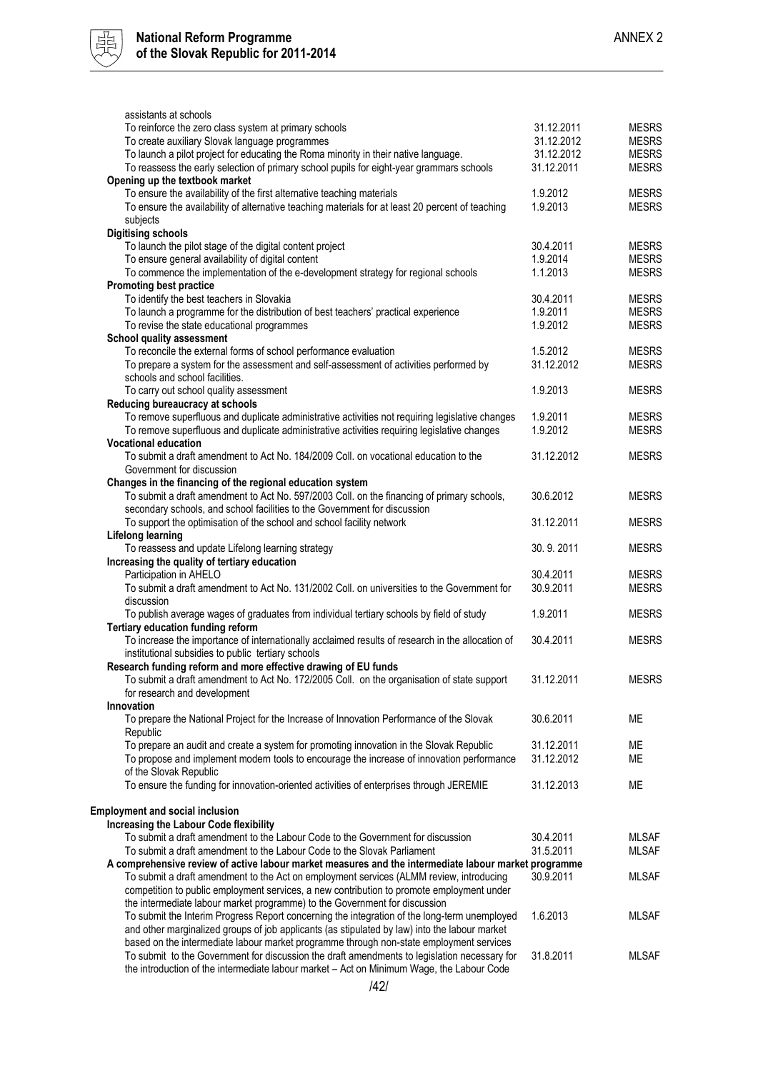| | | |
|---|---|---|
| assistants at schools | | |
| To reinforce the zero class system at primary schools | 31.12.2011 | MESRS |
| To create auxiliary Slovak language programmes | 31.12.2012 | MESRS |
| To launch a pilot project for educating the Roma minority in their native language. | 31.12.2012 | MESRS |
| To reassess the early selection of primary school pupils for eight-year grammars schools | 31.12.2011 | MESRS |
| **Opening up the textbook market** | | |
| To ensure the availability of the first alternative teaching materials | 1.9.2012 | MESRS |
| To ensure the availability of alternative teaching materials for at least 20 percent of teaching subjects | 1.9.2013 | MESRS |
| **Digitising schools** | | |
| To launch the pilot stage of the digital content project | 30.4.2011 | MESRS |
| To ensure general availability of digital content | 1.9.2014 | MESRS |
| To commence the implementation of the e-development strategy for regional schools | 1.1.2013 | MESRS |
| **Promoting best practice** | | |
| To identify the best teachers in Slovakia | 30.4.2011 | MESRS |
| To launch a programme for the distribution of best teachers' practical experience | 1.9.2011 | MESRS |
| To revise the state educational programmes | 1.9.2012 | MESRS |
| **School quality assessment** | | |
| To reconcile the external forms of school performance evaluation | 1.5.2012 | MESRS |
| To prepare a system for the assessment and self-assessment of activities performed by schools and school facilities. | 31.12.2012 | MESRS |
| To carry out school quality assessment | 1.9.2013 | MESRS |
| **Reducing bureaucracy at schools** | | |
| To remove superfluous and duplicate administrative activities not requiring legislative changes | 1.9.2011 | MESRS |
| To remove superfluous and duplicate administrative activities requiring legislative changes | 1.9.2012 | MESRS |
| **Vocational education** | | |
| To submit a draft amendment to Act No. 184/2009 Coll. on vocational education to the Government for discussion | 31.12.2012 | MESRS |
| **Changes in the financing of the regional education system** | | |
| To submit a draft amendment to Act No. 597/2003 Coll. on the financing of primary schools, secondary schools, and school facilities to the Government for discussion | 30.6.2012 | MESRS |
| To support the optimisation of the school and school facility network | 31.12.2011 | MESRS |
| **Lifelong learning** | | |
| To reassess and update Lifelong learning strategy | 30. 9. 2011 | MESRS |
| **Increasing the quality of tertiary education** | | |
| Participation in AHELO | 30.4.2011 | MESRS |
| To submit a draft amendment to Act No. 131/2002 Coll. on universities to the Government for discussion | 30.9.2011 | MESRS |
| To publish average wages of graduates from individual tertiary schools by field of study | 1.9.2011 | MESRS |
| **Tertiary education funding reform** | | |
| To increase the importance of internationally acclaimed results of research in the allocation of institutional subsidies to public tertiary schools | 30.4.2011 | MESRS |
| **Research funding reform and more effective drawing of EU funds** | | |
| To submit a draft amendment to Act No. 172/2005 Coll. on the organisation of state support for research and development | 31.12.2011 | MESRS |
| **Innovation** | | |
| To prepare the National Project for the Increase of Innovation Performance of the Slovak Republic | 30.6.2011 | ME |
| To prepare an audit and create a system for promoting innovation in the Slovak Republic | 31.12.2011 | ME |
| To propose and implement modern tools to encourage the increase of innovation performance of the Slovak Republic | 31.12.2012 | ME |
| To ensure the funding for innovation-oriented activities of enterprises through JEREMIE | 31.12.2013 | ME |
| **Employment and social inclusion** | | |
| **Increasing the Labour Code flexibility** | | |
| To submit a draft amendment to the Labour Code to the Government for discussion | 30.4.2011 | MLSAF |
| To submit a draft amendment to the Labour Code to the Slovak Parliament | 31.5.2011 | MLSAF |
| **A comprehensive review of active labour market measures and the intermediate labour market programme** | | |
| To submit a draft amendment to the Act on employment services (ALMM review, introducing competition to public employment services, a new contribution to promote employment under the intermediate labour market programme) to the Government for discussion | 30.9.2011 | MLSAF |
| To submit the Interim Progress Report concerning the integration of the long-term unemployed and other marginalized groups of job applicants (as stipulated by law) into the labour market based on the intermediate labour market programme through non-state employment services | 1.6.2013 | MLSAF |
| To submit to the Government for discussion the draft amendments to legislation necessary for the introduction of the intermediate labour market – Act on Minimum Wage, the Labour Code | 31.8.2011 | MLSAF |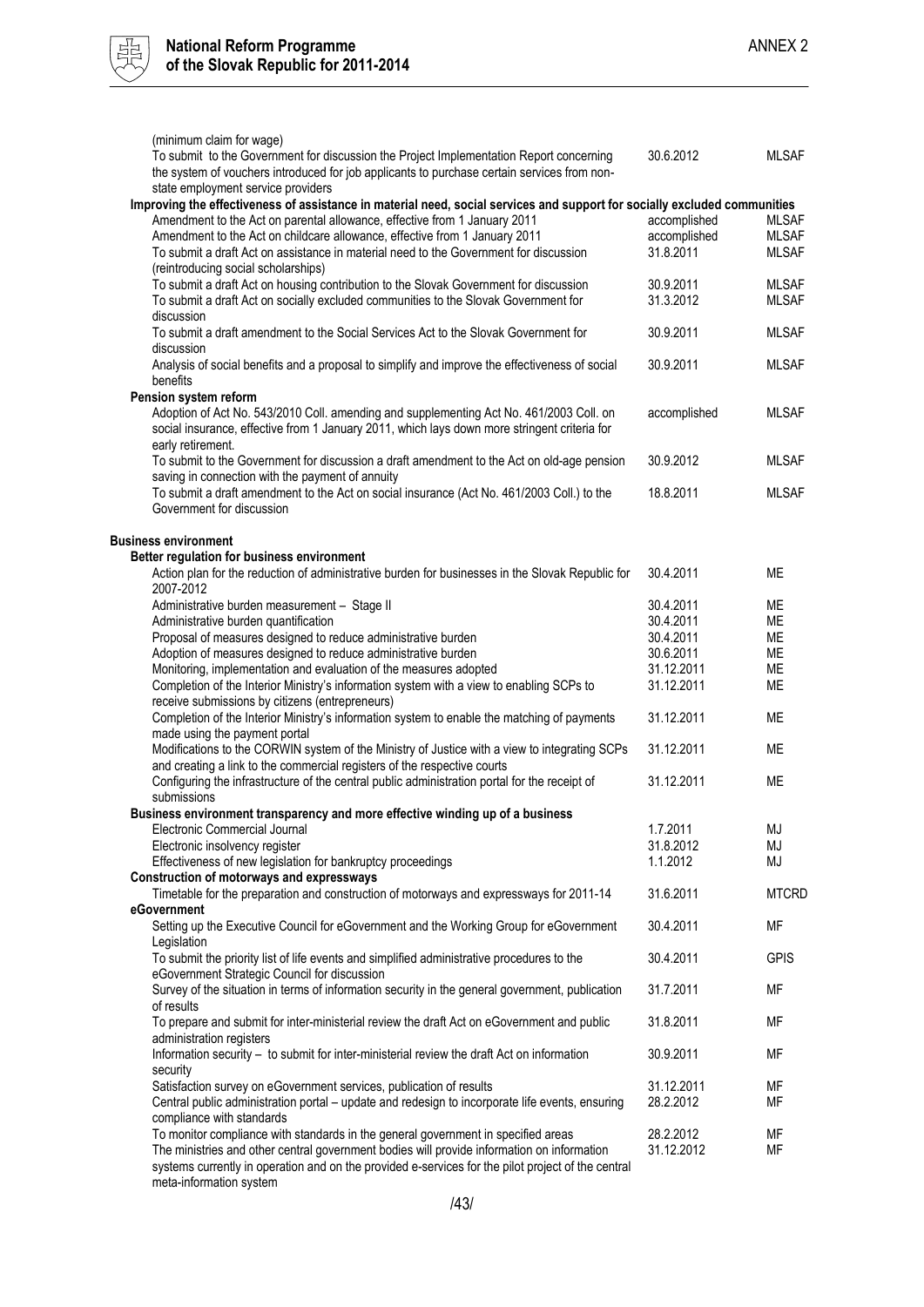| | | |
|---|---|---|
| (minimum claim for wage) | | |
| To submit to the Government for discussion the Project Implementation Report concerning the system of vouchers introduced for job applicants to purchase certain services from non-state employment service providers | 30.6.2012 | MLSAF |
| **Improving the effectiveness of assistance in material need, social services and support for socially excluded communities** | | |
| Amendment to the Act on parental allowance, effective from 1 January 2011 | accomplished | MLSAF |
| Amendment to the Act on childcare allowance, effective from 1 January 2011 | accomplished | MLSAF |
| To submit a draft Act on assistance in material need to the Government for discussion (reintroducing social scholarships) | 31.8.2011 | MLSAF |
| To submit a draft Act on housing contribution to the Slovak Government for discussion | 30.9.2011 | MLSAF |
| To submit a draft Act on socially excluded communities to the Slovak Government for discussion | 31.3.2012 | MLSAF |
| To submit a draft amendment to the Social Services Act to the Slovak Government for discussion | 30.9.2011 | MLSAF |
| Analysis of social benefits and a proposal to simplify and improve the effectiveness of social benefits | 30.9.2011 | MLSAF |
| **Pension system reform** | | |
| Adoption of Act No. 543/2010 Coll. amending and supplementing Act No. 461/2003 Coll. on social insurance, effective from 1 January 2011, which lays down more stringent criteria for early retirement. | accomplished | MLSAF |
| To submit to the Government for discussion a draft amendment to the Act on old-age pension saving in connection with the payment of annuity | 30.9.2012 | MLSAF |
| To submit a draft amendment to the Act on social insurance (Act No. 461/2003 Coll.) to the Government for discussion | 18.8.2011 | MLSAF |
| | | |
| **Business environment** | | |
| **Better regulation for business environment** | | |
| Action plan for the reduction of administrative burden for businesses in the Slovak Republic for 2007-2012 | 30.4.2011 | ME |
| Administrative burden measurement – Stage II | 30.4.2011 | ME |
| Administrative burden quantification | 30.4.2011 | ME |
| Proposal of measures designed to reduce administrative burden | 30.4.2011 | ME |
| Adoption of measures designed to reduce administrative burden | 30.6.2011 | ME |
| Monitoring, implementation and evaluation of the measures adopted | 31.12.2011 | ME |
| Completion of the Interior Ministry's information system with a view to enabling SCPs to receive submissions by citizens (entrepreneurs) | 31.12.2011 | ME |
| Completion of the Interior Ministry's information system to enable the matching of payments made using the payment portal | 31.12.2011 | ME |
| Modifications to the CORWIN system of the Ministry of Justice with a view to integrating SCPs and creating a link to the commercial registers of the respective courts | 31.12.2011 | ME |
| Configuring the infrastructure of the central public administration portal for the receipt of submissions | 31.12.2011 | ME |
| **Business environment transparency and more effective winding up of a business** | | |
| Electronic Commercial Journal | 1.7.2011 | MJ |
| Electronic insolvency register | 31.8.2012 | MJ |
| Effectiveness of new legislation for bankruptcy proceedings | 1.1.2012 | MJ |
| **Construction of motorways and expressways** | | |
| Timetable for the preparation and construction of motorways and expressways for 2011-14 | 31.6.2011 | MTCRD |
| **eGovernment** | | |
| Setting up the Executive Council for eGovernment and the Working Group for eGovernment Legislation | 30.4.2011 | MF |
| To submit the priority list of life events and simplified administrative procedures to the eGovernment Strategic Council for discussion | 30.4.2011 | GPIS |
| Survey of the situation in terms of information security in the general government, publication of results | 31.7.2011 | MF |
| To prepare and submit for inter-ministerial review the draft Act on eGovernment and public administration registers | 31.8.2011 | MF |
| Information security – to submit for inter-ministerial review the draft Act on information security | 30.9.2011 | MF |
| Satisfaction survey on eGovernment services, publication of results | 31.12.2011 | MF |
| Central public administration portal – update and redesign to incorporate life events, ensuring compliance with standards | 28.2.2012 | MF |
| To monitor compliance with standards in the general government in specified areas | 28.2.2012 | MF |
| The ministries and other central government bodies will provide information on information systems currently in operation and on the provided e-services for the pilot project of the central meta-information system | 31.12.2012 | MF |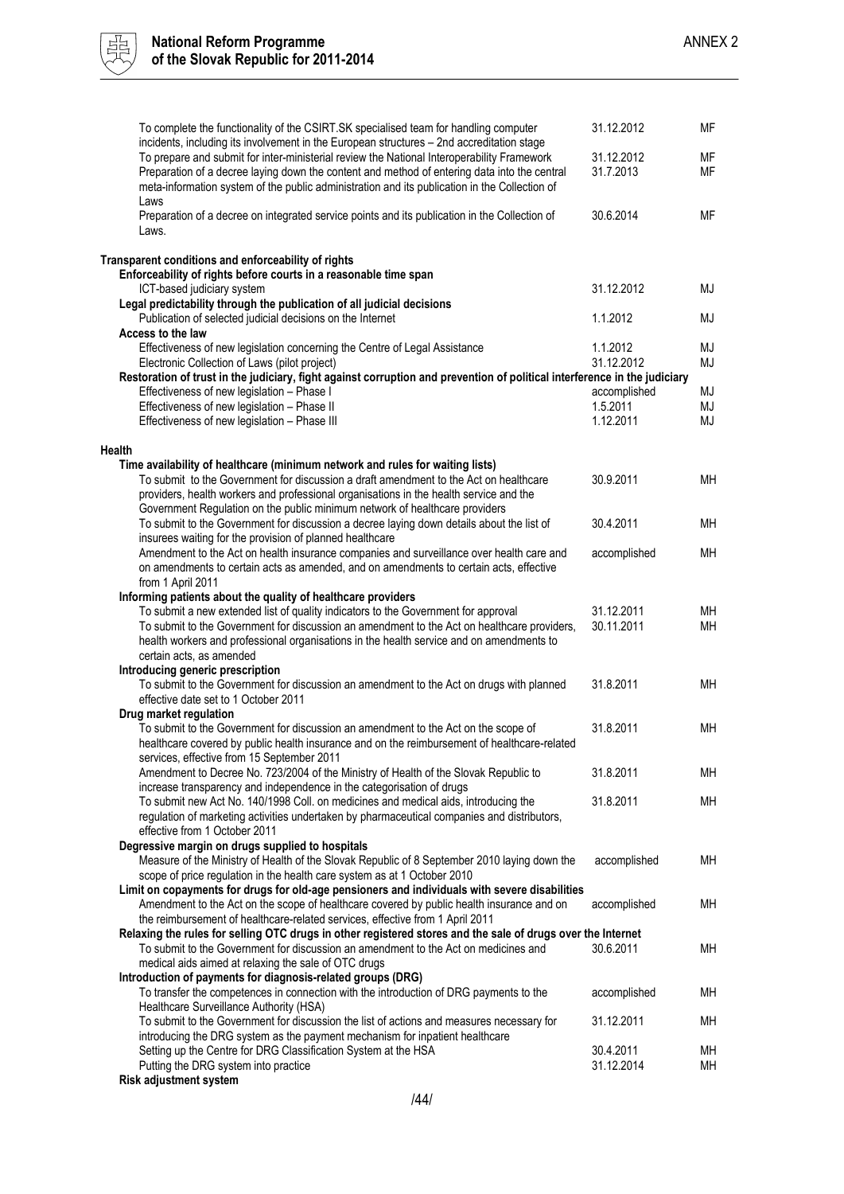| | | |
|---|---|---|
| To complete the functionality of the CSIRT.SK specialised team for handling computer incidents, including its involvement in the European structures – 2nd accreditation stage | 31.12.2012 | MF |
| To prepare and submit for inter-ministerial review the National Interoperability Framework | 31.12.2012 | MF |
| Preparation of a decree laying down the content and method of entering data into the central meta-information system of the public administration and its publication in the Collection of Laws | 31.7.2013 | MF |
| Preparation of a decree on integrated service points and its publication in the Collection of Laws. | 30.6.2014 | MF |
| **Transparent conditions and enforceability of rights** | | |
| **Enforceability of rights before courts in a reasonable time span** | | |
| ICT-based judiciary system | 31.12.2012 | MJ |
| **Legal predictability through the publication of all judicial decisions** | | |
| Publication of selected judicial decisions on the Internet | 1.1.2012 | MJ |
| **Access to the law** | | |
| Effectiveness of new legislation concerning the Centre of Legal Assistance | 1.1.2012 | MJ |
| Electronic Collection of Laws (pilot project) | 31.12.2012 | MJ |
| **Restoration of trust in the judiciary, fight against corruption and prevention of political interference in the judiciary** | | |
| Effectiveness of new legislation – Phase I | accomplished | MJ |
| Effectiveness of new legislation – Phase II | 1.5.2011 | MJ |
| Effectiveness of new legislation – Phase III | 1.12.2011 | MJ |
| **Health** | | |
| **Time availability of healthcare (minimum network and rules for waiting lists)** | | |
| To submit to the Government for discussion a draft amendment to the Act on healthcare providers, health workers and professional organisations in the health service and the Government Regulation on the public minimum network of healthcare providers | 30.9.2011 | MH |
| To submit to the Government for discussion a decree laying down details about the list of insurees waiting for the provision of planned healthcare | 30.4.2011 | MH |
| Amendment to the Act on health insurance companies and surveillance over health care and on amendments to certain acts as amended, and on amendments to certain acts, effective from 1 April 2011 | accomplished | MH |
| **Informing patients about the quality of healthcare providers** | | |
| To submit a new extended list of quality indicators to the Government for approval | 31.12.2011 | MH |
| To submit to the Government for discussion an amendment to the Act on healthcare providers, health workers and professional organisations in the health service and on amendments to certain acts, as amended | 30.11.2011 | MH |
| **Introducing generic prescription** | | |
| To submit to the Government for discussion an amendment to the Act on drugs with planned effective date set to 1 October 2011 | 31.8.2011 | MH |
| **Drug market regulation** | | |
| To submit to the Government for discussion an amendment to the Act on the scope of healthcare covered by public health insurance and on the reimbursement of healthcare-related services, effective from 15 September 2011 | 31.8.2011 | MH |
| Amendment to Decree No. 723/2004 of the Ministry of Health of the Slovak Republic to increase transparency and independence in the categorisation of drugs | 31.8.2011 | MH |
| To submit new Act No. 140/1998 Coll. on medicines and medical aids, introducing the regulation of marketing activities undertaken by pharmaceutical companies and distributors, effective from 1 October 2011 | 31.8.2011 | MH |
| **Degressive margin on drugs supplied to hospitals** | | |
| Measure of the Ministry of Health of the Slovak Republic of 8 September 2010 laying down the scope of price regulation in the health care system as at 1 October 2010 | accomplished | MH |
| **Limit on copayments for drugs for old-age pensioners and individuals with severe disabilities** | | |
| Amendment to the Act on the scope of healthcare covered by public health insurance and on the reimbursement of healthcare-related services, effective from 1 April 2011 | accomplished | MH |
| **Relaxing the rules for selling OTC drugs in other registered stores and the sale of drugs over the Internet** | | |
| To submit to the Government for discussion an amendment to the Act on medicines and medical aids aimed at relaxing the sale of OTC drugs | 30.6.2011 | MH |
| **Introduction of payments for diagnosis-related groups (DRG)** | | |
| To transfer the competences in connection with the introduction of DRG payments to the Healthcare Surveillance Authority (HSA) | accomplished | MH |
| To submit to the Government for discussion the list of actions and measures necessary for introducing the DRG system as the payment mechanism for inpatient healthcare | 31.12.2011 | MH |
| Setting up the Centre for DRG Classification System at the HSA | 30.4.2011 | MH |
| Putting the DRG system into practice | 31.12.2014 | MH |
| **Risk adjustment system** | | |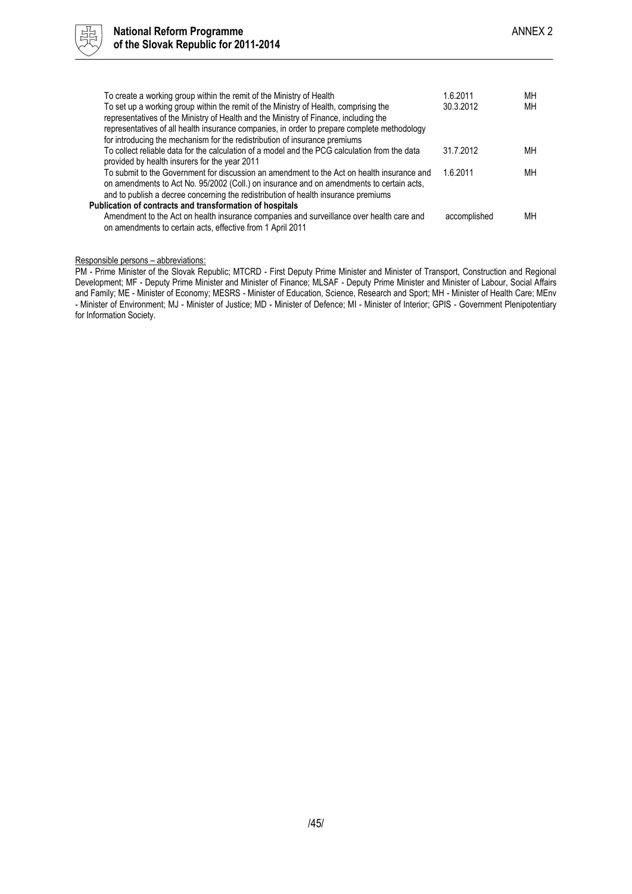| | | |
|---|---|---|
| To create a working group within the remit of the Ministry of Health | 1.6.2011 | MH |
| To set up a working group within the remit of the Ministry of Health, comprising the representatives of the Ministry of Health and the Ministry of Finance, including the representatives of all health insurance companies, in order to prepare complete methodology for introducing the mechanism for the redistribution of insurance premiums | 30.3.2012 | MH |
| To collect reliable data for the calculation of a model and the PCG calculation from the data provided by health insurers for the year 2011 | 31.7.2012 | MH |
| To submit to the Government for discussion an amendment to the Act on health insurance and on amendments to Act No. 95/2002 (Coll.) on insurance and on amendments to certain acts, and to publish a decree concerning the redistribution of health insurance premiums | 1.6.2011 | MH |
| **Publication of contracts and transformation of hospitals** | | |
| Amendment to the Act on health insurance companies and surveillance over health care and on amendments to certain acts, effective from 1 April 2011 | accomplished | MH |

Responsible persons – abbreviations:

PM - Prime Minister of the Slovak Republic; MTCRD - First Deputy Prime Minister and Minister of Transport, Construction and Regional Development; MF - Deputy Prime Minister and Minister of Finance; MLSAF - Deputy Prime Minister and Minister of Labour, Social Affairs and Family; ME - Minister of Economy; MESRS - Minister of Education, Science, Research and Sport; MH - Minister of Health Care; MEnv - Minister of Environment; MJ - Minister of Justice; MD - Minister of Defence; MI - Minister of Interior; GPIS - Government Plenipotentiary for Information Society.